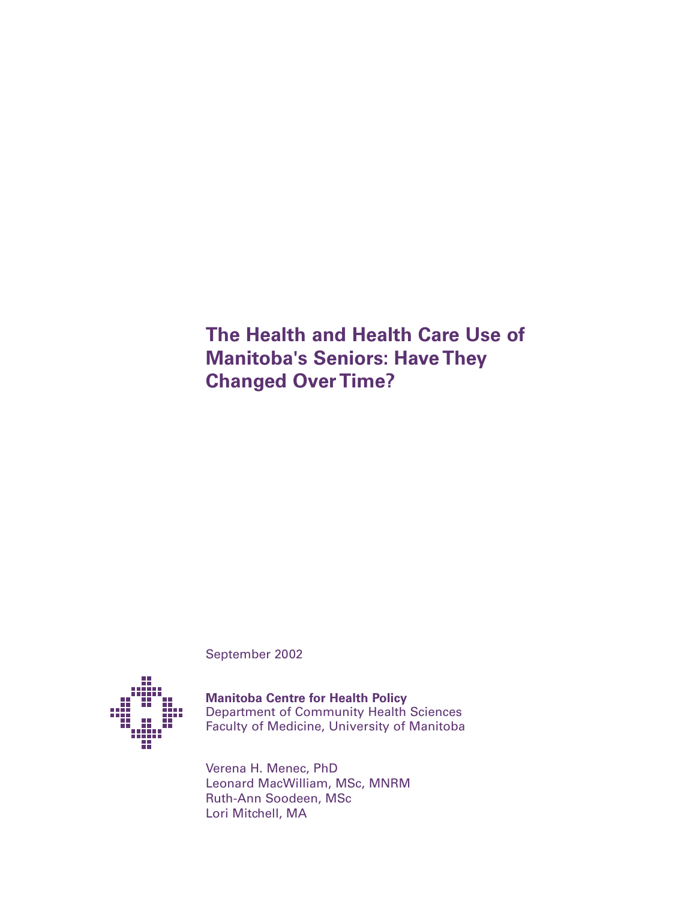# The Health and Health Care Use of Manitoba's Seniors: Have They Changed Over Time?

September 2002

**Manitoba Centre for Health Policy**
Department of Community Health Sciences
Faculty of Medicine, University of Manitoba

Verena H. Menec, PhD
Leonard MacWilliam, MSc, MNRM
Ruth-Ann Soodeen, MSc
Lori Mitchell, MA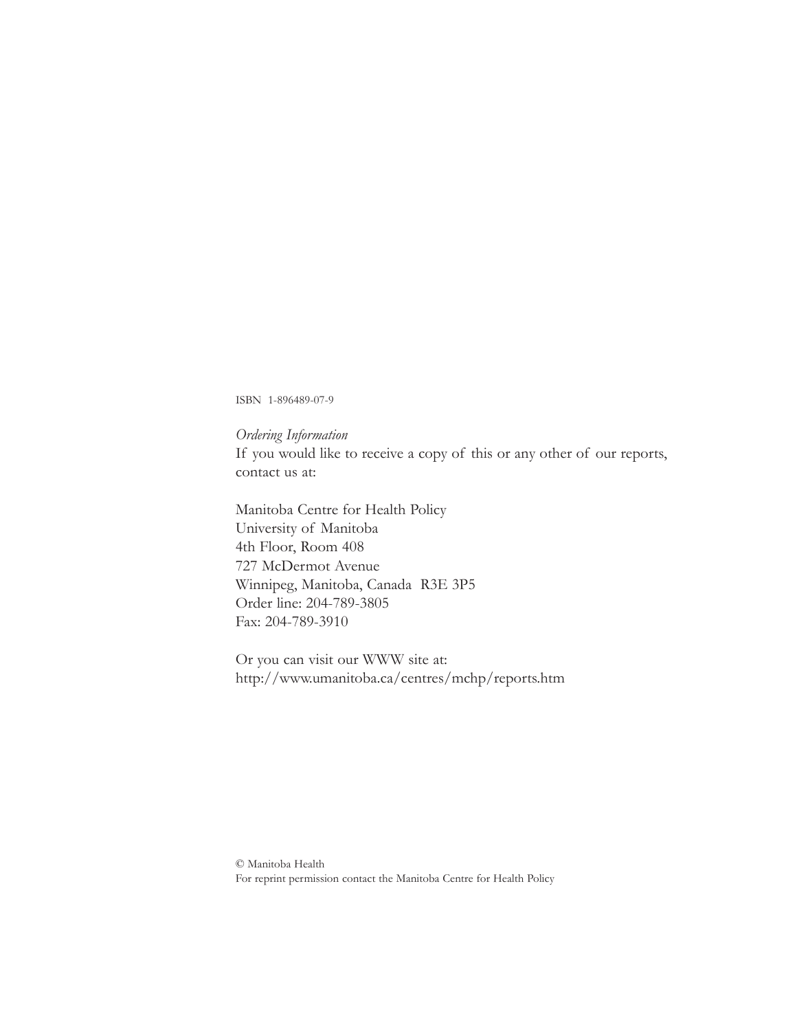ISBN 1-896489-07-9

*Ordering Information*

If you would like to receive a copy of this or any other of our reports, contact us at:

Manitoba Centre for Health Policy
University of Manitoba
4th Floor, Room 408
727 McDermot Avenue
Winnipeg, Manitoba, Canada R3E 3P5
Order line: 204-789-3805
Fax: 204-789-3910

Or you can visit our WWW site at:
http://www.umanitoba.ca/centres/mchp/reports.htm

© Manitoba Health
For reprint permission contact the Manitoba Centre for Health Policy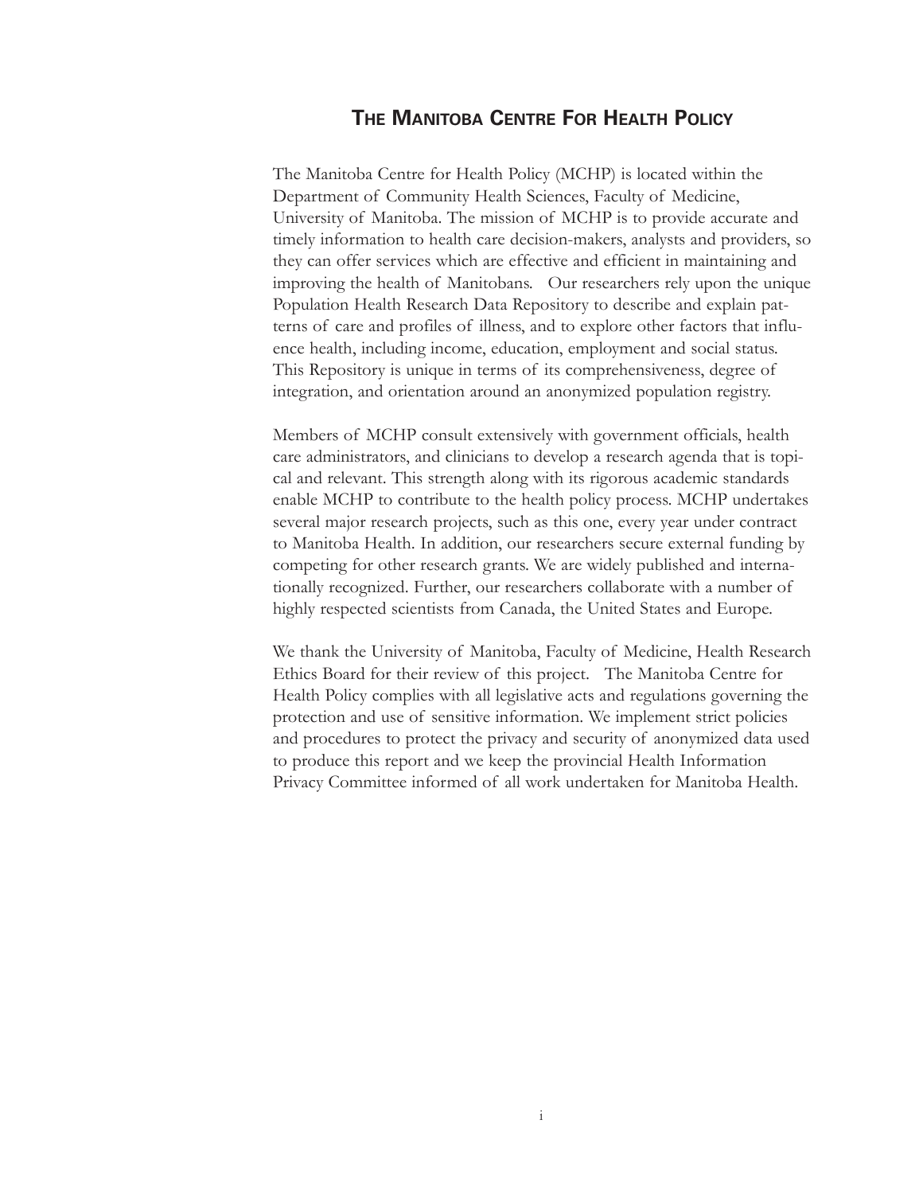## THE MANITOBA CENTRE FOR HEALTH POLICY

The Manitoba Centre for Health Policy (MCHP) is located within the Department of Community Health Sciences, Faculty of Medicine, University of Manitoba. The mission of MCHP is to provide accurate and timely information to health care decision-makers, analysts and providers, so they can offer services which are effective and efficient in maintaining and improving the health of Manitobans. Our researchers rely upon the unique Population Health Research Data Repository to describe and explain patterns of care and profiles of illness, and to explore other factors that influence health, including income, education, employment and social status. This Repository is unique in terms of its comprehensiveness, degree of integration, and orientation around an anonymized population registry.

Members of MCHP consult extensively with government officials, health care administrators, and clinicians to develop a research agenda that is topical and relevant. This strength along with its rigorous academic standards enable MCHP to contribute to the health policy process. MCHP undertakes several major research projects, such as this one, every year under contract to Manitoba Health. In addition, our researchers secure external funding by competing for other research grants. We are widely published and internationally recognized. Further, our researchers collaborate with a number of highly respected scientists from Canada, the United States and Europe.

We thank the University of Manitoba, Faculty of Medicine, Health Research Ethics Board for their review of this project. The Manitoba Centre for Health Policy complies with all legislative acts and regulations governing the protection and use of sensitive information. We implement strict policies and procedures to protect the privacy and security of anonymized data used to produce this report and we keep the provincial Health Information Privacy Committee informed of all work undertaken for Manitoba Health.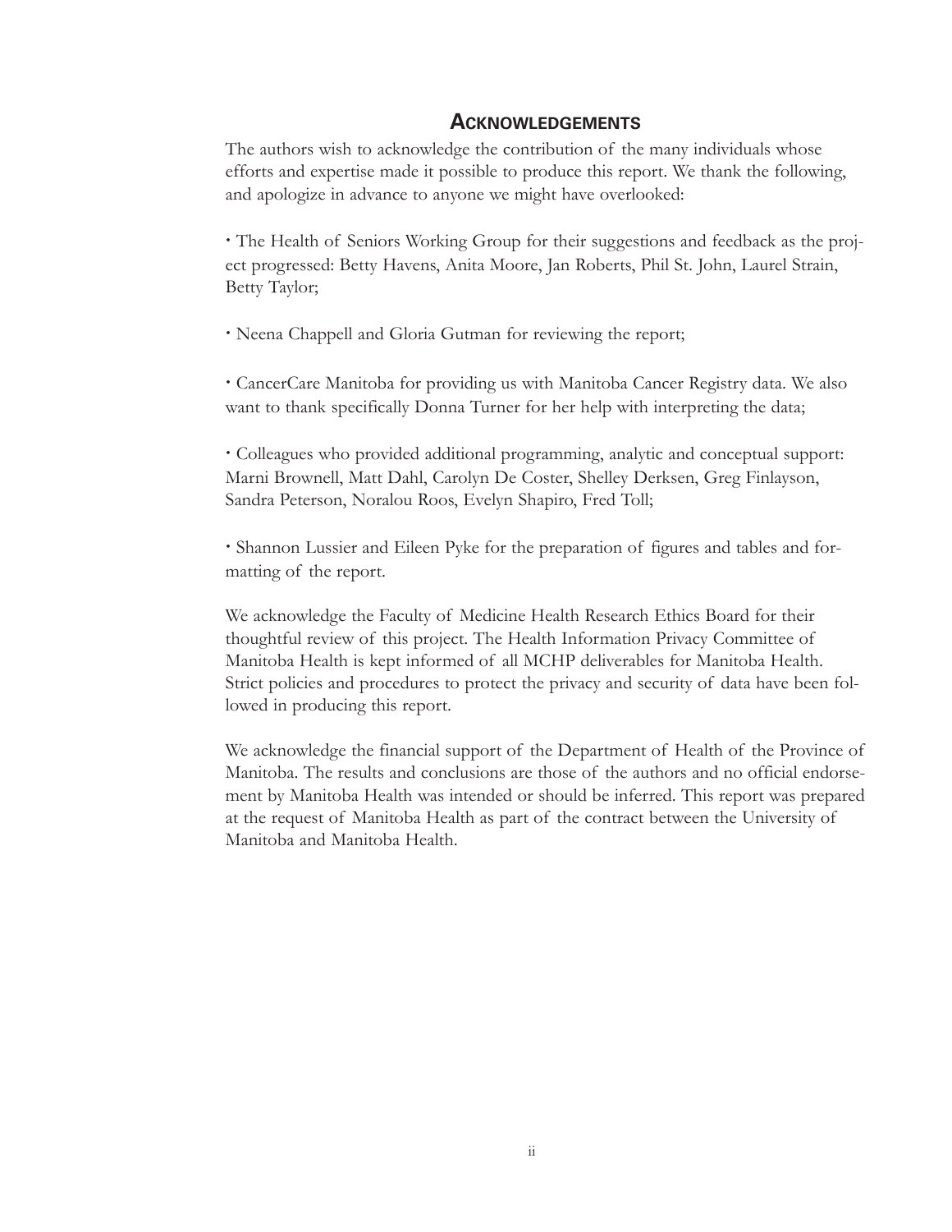# Acknowledgements

The authors wish to acknowledge the contribution of the many individuals whose efforts and expertise made it possible to produce this report. We thank the following, and apologize in advance to anyone we might have overlooked:

- The Health of Seniors Working Group for their suggestions and feedback as the project progressed: Betty Havens, Anita Moore, Jan Roberts, Phil St. John, Laurel Strain, Betty Taylor;

- Neena Chappell and Gloria Gutman for reviewing the report;

- CancerCare Manitoba for providing us with Manitoba Cancer Registry data. We also want to thank specifically Donna Turner for her help with interpreting the data;

- Colleagues who provided additional programming, analytic and conceptual support: Marni Brownell, Matt Dahl, Carolyn De Coster, Shelley Derksen, Greg Finlayson, Sandra Peterson, Noralou Roos, Evelyn Shapiro, Fred Toll;

- Shannon Lussier and Eileen Pyke for the preparation of figures and tables and formatting of the report.

We acknowledge the Faculty of Medicine Health Research Ethics Board for their thoughtful review of this project. The Health Information Privacy Committee of Manitoba Health is kept informed of all MCHP deliverables for Manitoba Health. Strict policies and procedures to protect the privacy and security of data have been followed in producing this report.

We acknowledge the financial support of the Department of Health of the Province of Manitoba. The results and conclusions are those of the authors and no official endorsement by Manitoba Health was intended or should be inferred. This report was prepared at the request of Manitoba Health as part of the contract between the University of Manitoba and Manitoba Health.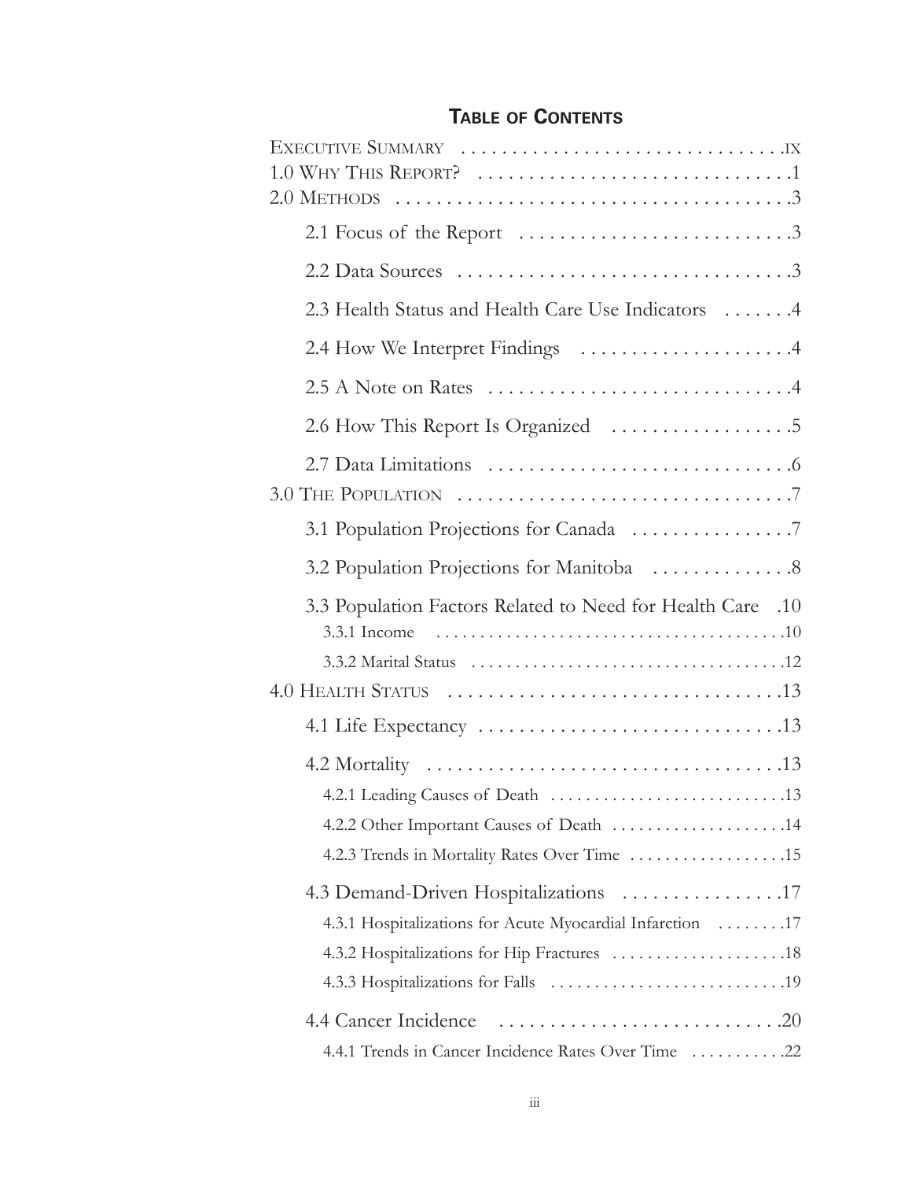## Table of Contents

Executive Summary . . . . . . . . . . . . . . . . . . . . . . . . . . . . . . . .ix
1.0 Why This Report? . . . . . . . . . . . . . . . . . . . . . . . . . . . . . .1
2.0 Methods . . . . . . . . . . . . . . . . . . . . . . . . . . . . . . . . . . . . .3

- 2.1 Focus of the Report . . . . . . . . . . . . . . . . . . . . . . . . . .3
- 2.2 Data Sources . . . . . . . . . . . . . . . . . . . . . . . . . . . . . . . .3
- 2.3 Health Status and Health Care Use Indicators . . . . . . .4
- 2.4 How We Interpret Findings . . . . . . . . . . . . . . . . . . . . .4
- 2.5 A Note on Rates . . . . . . . . . . . . . . . . . . . . . . . . . . . . .4
- 2.6 How This Report Is Organized . . . . . . . . . . . . . . . . . .5
- 2.7 Data Limitations . . . . . . . . . . . . . . . . . . . . . . . . . . . . .6

3.0 The Population . . . . . . . . . . . . . . . . . . . . . . . . . . . . . . . .7

- 3.1 Population Projections for Canada . . . . . . . . . . . . . . . .7
- 3.2 Population Projections for Manitoba . . . . . . . . . . . . . .8
- 3.3 Population Factors Related to Need for Health Care .10
  - 3.3.1 Income . . . . . . . . . . . . . . . . . . . . . . . . . . . . . . . . . . . . .10
  - 3.3.2 Marital Status . . . . . . . . . . . . . . . . . . . . . . . . . . . . . . . . .12

4.0 Health Status . . . . . . . . . . . . . . . . . . . . . . . . . . . . . . . .13

- 4.1 Life Expectancy . . . . . . . . . . . . . . . . . . . . . . . . . . . . . .13
- 4.2 Mortality . . . . . . . . . . . . . . . . . . . . . . . . . . . . . . . . . . .13
  - 4.2.1 Leading Causes of Death . . . . . . . . . . . . . . . . . . . . . . . . .13
  - 4.2.2 Other Important Causes of Death . . . . . . . . . . . . . . . . . . .14
  - 4.2.3 Trends in Mortality Rates Over Time . . . . . . . . . . . . . . . . .15
- 4.3 Demand-Driven Hospitalizations . . . . . . . . . . . . . . . .17
  - 4.3.1 Hospitalizations for Acute Myocardial Infarction . . . . . . . .17
  - 4.3.2 Hospitalizations for Hip Fractures . . . . . . . . . . . . . . . . . . .18
  - 4.3.3 Hospitalizations for Falls . . . . . . . . . . . . . . . . . . . . . . . . .19
- 4.4 Cancer Incidence . . . . . . . . . . . . . . . . . . . . . . . . . . . .20
  - 4.4.1 Trends in Cancer Incidence Rates Over Time . . . . . . . . . .22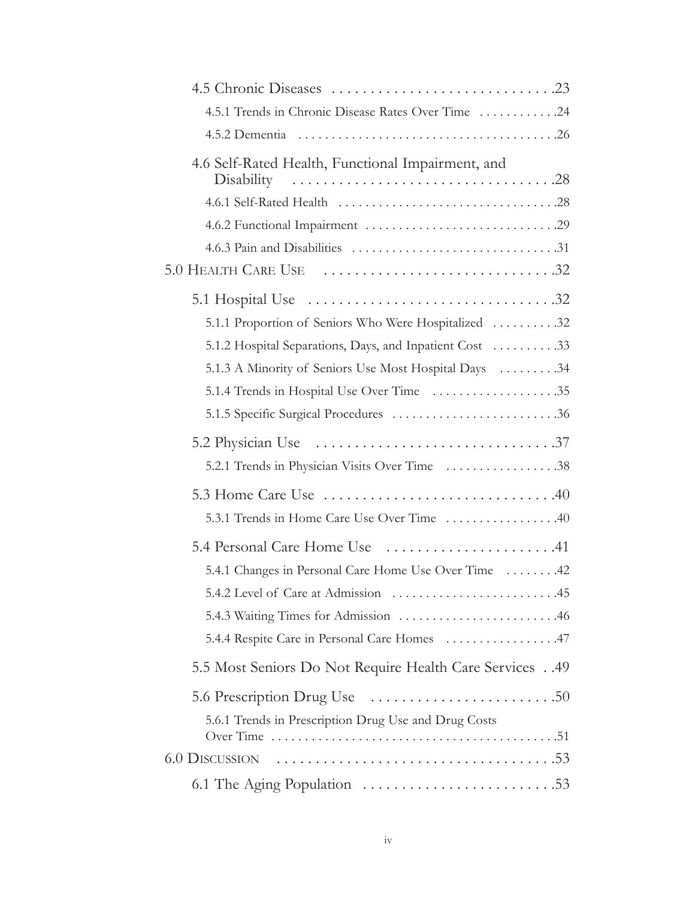4.5 Chronic Diseases . . . . . . . . . . . . . . . . . . . . . . . . . . . . . .23

4.5.1 Trends in Chronic Disease Rates Over Time . . . . . . . . . . . .24

4.5.2 Dementia . . . . . . . . . . . . . . . . . . . . . . . . . . . . . . . . . . . . . .26

4.6 Self-Rated Health, Functional Impairment, and Disability . . . . . . . . . . . . . . . . . . . . . . . . . . . . . . . . . .28

4.6.1 Self-Rated Health . . . . . . . . . . . . . . . . . . . . . . . . . . . . . . . .28

4.6.2 Functional Impairment . . . . . . . . . . . . . . . . . . . . . . . . . . . .29

4.6.3 Pain and Disabilities . . . . . . . . . . . . . . . . . . . . . . . . . . . . . .31

5.0 Health Care Use . . . . . . . . . . . . . . . . . . . . . . . . . . . . . .32

5.1 Hospital Use . . . . . . . . . . . . . . . . . . . . . . . . . . . . . . . . .32

5.1.1 Proportion of Seniors Who Were Hospitalized . . . . . . . . . .32

5.1.2 Hospital Separations, Days, and Inpatient Cost . . . . . . . . . .33

5.1.3 A Minority of Seniors Use Most Hospital Days . . . . . . . . .34

5.1.4 Trends in Hospital Use Over Time . . . . . . . . . . . . . . . . . . .35

5.1.5 Specific Surgical Procedures . . . . . . . . . . . . . . . . . . . . . . . . .36

5.2 Physician Use . . . . . . . . . . . . . . . . . . . . . . . . . . . . . . . .37

5.2.1 Trends in Physician Visits Over Time . . . . . . . . . . . . . . . . .38

5.3 Home Care Use . . . . . . . . . . . . . . . . . . . . . . . . . . . . . . .40

5.3.1 Trends in Home Care Use Over Time . . . . . . . . . . . . . . . . .40

5.4 Personal Care Home Use . . . . . . . . . . . . . . . . . . . . . . .41

5.4.1 Changes in Personal Care Home Use Over Time . . . . . . . .42

5.4.2 Level of Care at Admission . . . . . . . . . . . . . . . . . . . . . . . . .45

5.4.3 Waiting Times for Admission . . . . . . . . . . . . . . . . . . . . . . . .46

5.4.4 Respite Care in Personal Care Homes . . . . . . . . . . . . . . . . .47

5.5 Most Seniors Do Not Require Health Care Services . .49

5.6 Prescription Drug Use . . . . . . . . . . . . . . . . . . . . . . . . .50

5.6.1 Trends in Prescription Drug Use and Drug Costs Over Time . . . . . . . . . . . . . . . . . . . . . . . . . . . . . . . . . . . . . . . . . . .51

6.0 Discussion . . . . . . . . . . . . . . . . . . . . . . . . . . . . . . . . . . . .53

6.1 The Aging Population . . . . . . . . . . . . . . . . . . . . . . . . . .53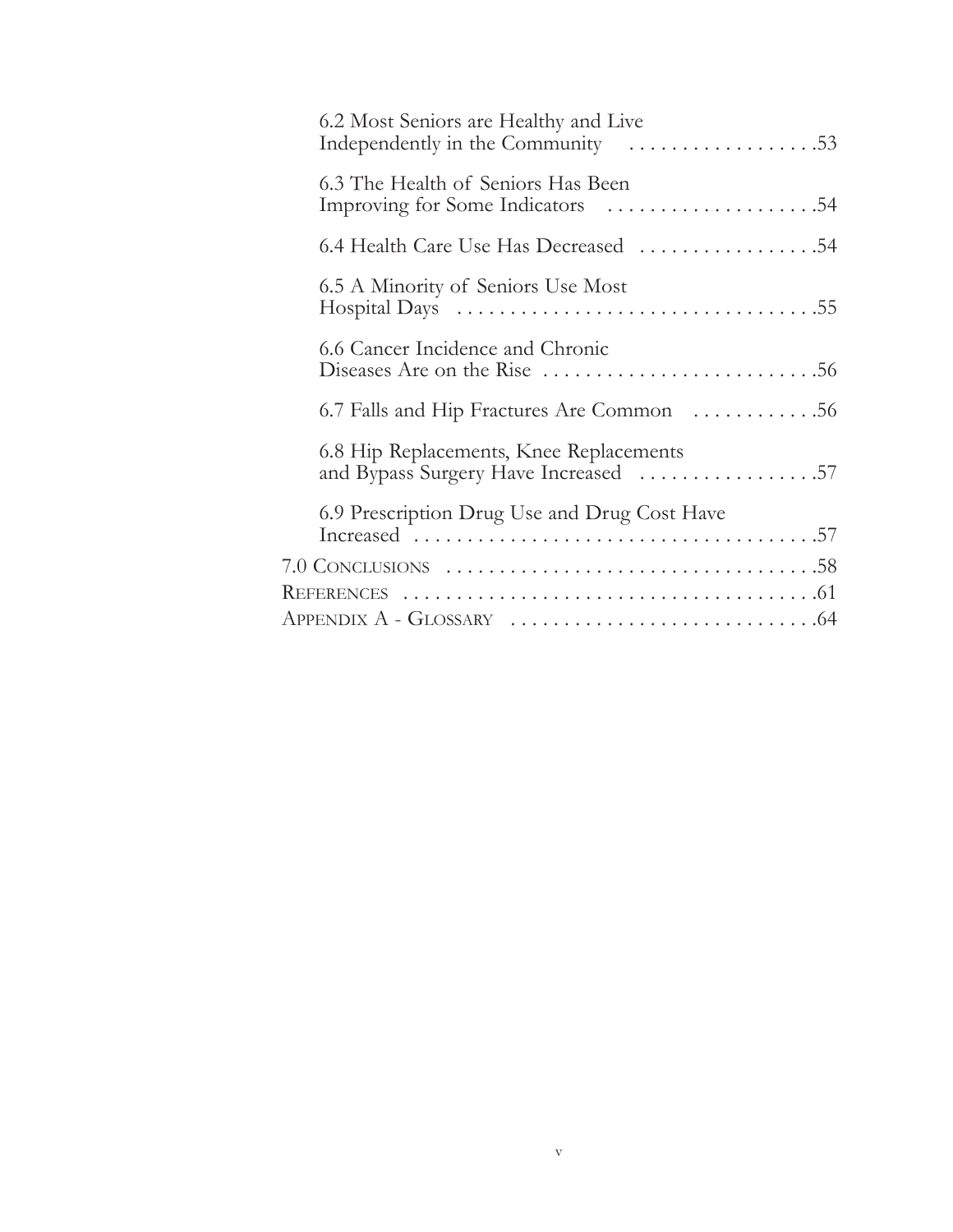6.2 Most Seniors are Healthy and Live Independently in the Community .53

6.3 The Health of Seniors Has Been Improving for Some Indicators .54

6.4 Health Care Use Has Decreased .54

6.5 A Minority of Seniors Use Most Hospital Days .55

6.6 Cancer Incidence and Chronic Diseases Are on the Rise .56

6.7 Falls and Hip Fractures Are Common .56

6.8 Hip Replacements, Knee Replacements and Bypass Surgery Have Increased .57

6.9 Prescription Drug Use and Drug Cost Have Increased .57

7.0 Conclusions .58

References .61

Appendix A - Glossary .64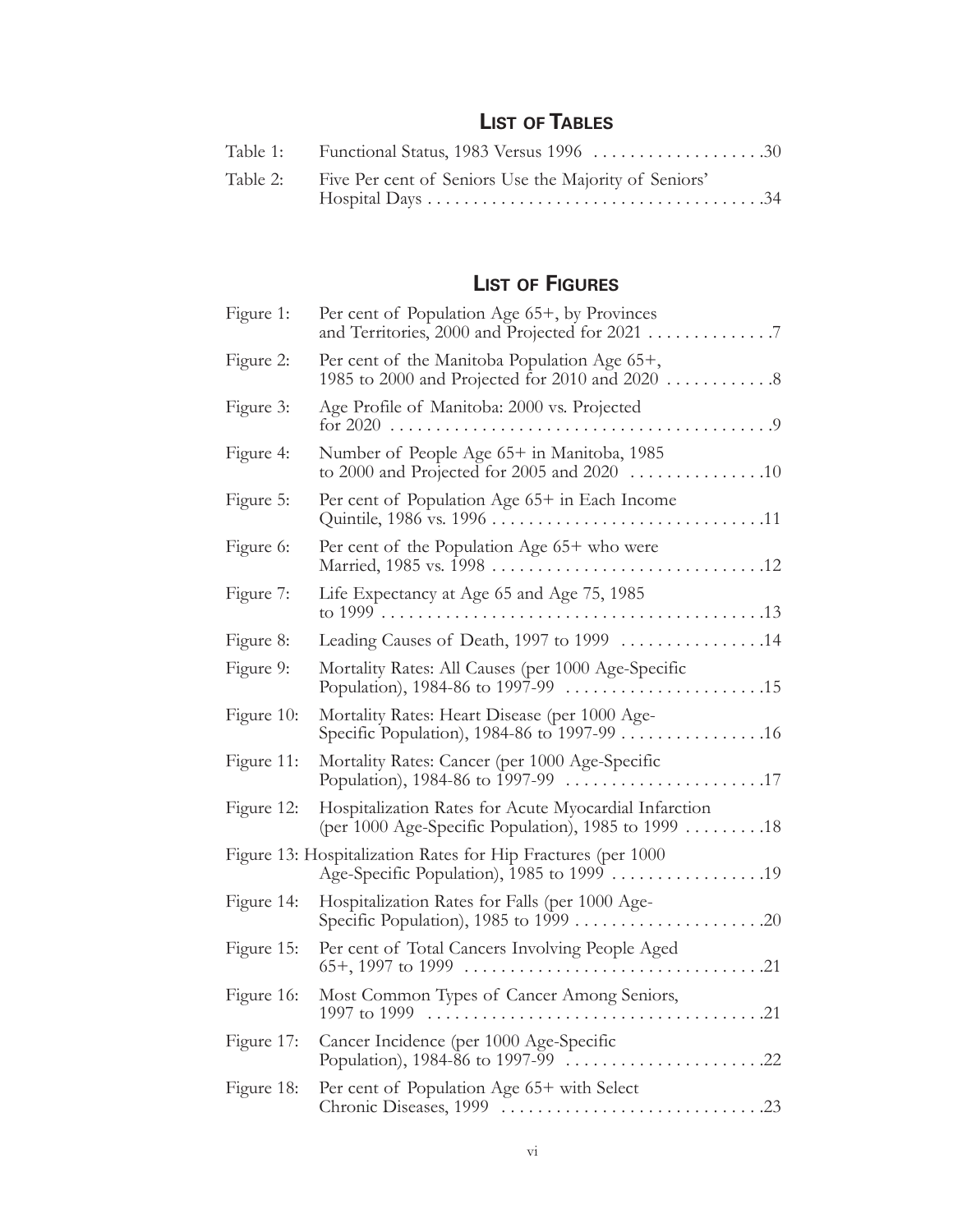## LIST OF TABLES

| | | |
|---|---|---|
| Table 1: | Functional Status, 1983 Versus 1996 | 30 |
| Table 2: | Five Per cent of Seniors Use the Majority of Seniors' Hospital Days | 34 |

## LIST OF FIGURES

| | | |
|---|---|---|
| Figure 1: | Per cent of Population Age 65+, by Provinces and Territories, 2000 and Projected for 2021 | 7 |
| Figure 2: | Per cent of the Manitoba Population Age 65+, 1985 to 2000 and Projected for 2010 and 2020 | 8 |
| Figure 3: | Age Profile of Manitoba: 2000 vs. Projected for 2020 | 9 |
| Figure 4: | Number of People Age 65+ in Manitoba, 1985 to 2000 and Projected for 2005 and 2020 | 10 |
| Figure 5: | Per cent of Population Age 65+ in Each Income Quintile, 1986 vs. 1996 | 11 |
| Figure 6: | Per cent of the Population Age 65+ who were Married, 1985 vs. 1998 | 12 |
| Figure 7: | Life Expectancy at Age 65 and Age 75, 1985 to 1999 | 13 |
| Figure 8: | Leading Causes of Death, 1997 to 1999 | 14 |
| Figure 9: | Mortality Rates: All Causes (per 1000 Age-Specific Population), 1984-86 to 1997-99 | 15 |
| Figure 10: | Mortality Rates: Heart Disease (per 1000 Age-Specific Population), 1984-86 to 1997-99 | 16 |
| Figure 11: | Mortality Rates: Cancer (per 1000 Age-Specific Population), 1984-86 to 1997-99 | 17 |
| Figure 12: | Hospitalization Rates for Acute Myocardial Infarction (per 1000 Age-Specific Population), 1985 to 1999 | 18 |
| Figure 13: | Hospitalization Rates for Hip Fractures (per 1000 Age-Specific Population), 1985 to 1999 | 19 |
| Figure 14: | Hospitalization Rates for Falls (per 1000 Age-Specific Population), 1985 to 1999 | 20 |
| Figure 15: | Per cent of Total Cancers Involving People Aged 65+, 1997 to 1999 | 21 |
| Figure 16: | Most Common Types of Cancer Among Seniors, 1997 to 1999 | 21 |
| Figure 17: | Cancer Incidence (per 1000 Age-Specific Population), 1984-86 to 1997-99 | 22 |
| Figure 18: | Per cent of Population Age 65+ with Select Chronic Diseases, 1999 | 23 |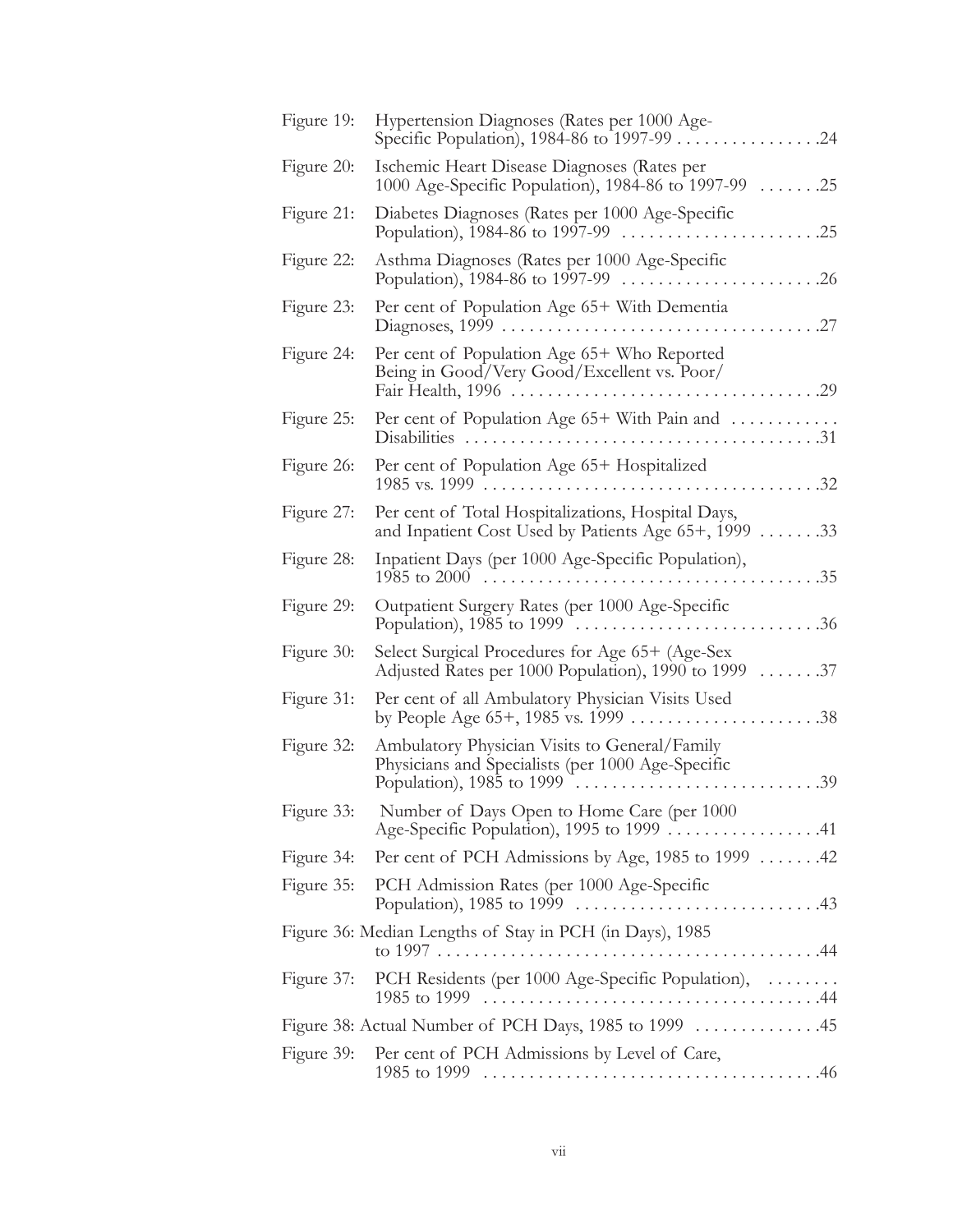Figure 19: Hypertension Diagnoses (Rates per 1000 Age-Specific Population), 1984-86 to 1997-99 . . . . . . . . . . . . . . . .24

Figure 20: Ischemic Heart Disease Diagnoses (Rates per 1000 Age-Specific Population), 1984-86 to 1997-99 . . . . . . .25

Figure 21: Diabetes Diagnoses (Rates per 1000 Age-Specific Population), 1984-86 to 1997-99 . . . . . . . . . . . . . . . . . . . . . .25

Figure 22: Asthma Diagnoses (Rates per 1000 Age-Specific Population), 1984-86 to 1997-99 . . . . . . . . . . . . . . . . . . . . . .26

Figure 23: Per cent of Population Age 65+ With Dementia Diagnoses, 1999 . . . . . . . . . . . . . . . . . . . . . . . . . . . . . . . . . .27

Figure 24: Per cent of Population Age 65+ Who Reported Being in Good/Very Good/Excellent vs. Poor/Fair Health, 1996 . . . . . . . . . . . . . . . . . . . . . . . . . . . . . . . . .29

Figure 25: Per cent of Population Age 65+ With Pain and Disabilities . . . . . . . . . . . . . . . . . . . . . . . . . . . . . . . . . . . . . .31

Figure 26: Per cent of Population Age 65+ Hospitalized 1985 vs. 1999 . . . . . . . . . . . . . . . . . . . . . . . . . . . . . . . . . . . .32

Figure 27: Per cent of Total Hospitalizations, Hospital Days, and Inpatient Cost Used by Patients Age 65+, 1999 . . . . . . .33

Figure 28: Inpatient Days (per 1000 Age-Specific Population), 1985 to 2000 . . . . . . . . . . . . . . . . . . . . . . . . . . . . . . . . . . . .35

Figure 29: Outpatient Surgery Rates (per 1000 Age-Specific Population), 1985 to 1999 . . . . . . . . . . . . . . . . . . . . . . . . . . .36

Figure 30: Select Surgical Procedures for Age 65+ (Age-Sex Adjusted Rates per 1000 Population), 1990 to 1999 . . . . . . .37

Figure 31: Per cent of all Ambulatory Physician Visits Used by People Age 65+, 1985 vs. 1999 . . . . . . . . . . . . . . . . . . . . .38

Figure 32: Ambulatory Physician Visits to General/Family Physicians and Specialists (per 1000 Age-Specific Population), 1985 to 1999 . . . . . . . . . . . . . . . . . . . . . . . . . . .39

Figure 33: Number of Days Open to Home Care (per 1000 Age-Specific Population), 1995 to 1999 . . . . . . . . . . . . . . . . .41

Figure 34: Per cent of PCH Admissions by Age, 1985 to 1999 . . . . . . .42

Figure 35: PCH Admission Rates (per 1000 Age-Specific Population), 1985 to 1999 . . . . . . . . . . . . . . . . . . . . . . . . . . .43

Figure 36: Median Lengths of Stay in PCH (in Days), 1985 to 1997 . . . . . . . . . . . . . . . . . . . . . . . . . . . . . . . . . . . . . . . . . .44

Figure 37: PCH Residents (per 1000 Age-Specific Population), 1985 to 1999 . . . . . . . . . . . . . . . . . . . . . . . . . . . . . . . . . . . . .44

Figure 38: Actual Number of PCH Days, 1985 to 1999 . . . . . . . . . . . . . .45

Figure 39: Per cent of PCH Admissions by Level of Care, 1985 to 1999 . . . . . . . . . . . . . . . . . . . . . . . . . . . . . . . . . . . . .46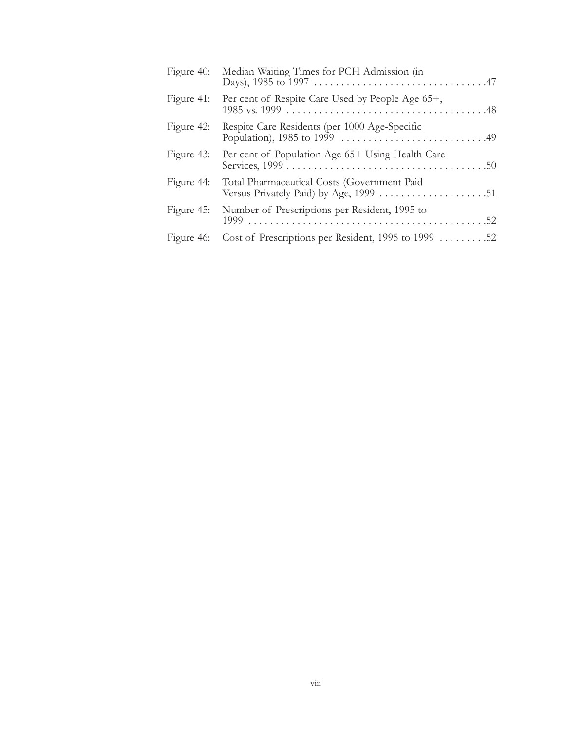Figure 40: Median Waiting Times for PCH Admission (in Days), 1985 to 1997 . . . . . . . . . . . . . . . . . . . . . . . . . . . . . . . .47

Figure 41: Per cent of Respite Care Used by People Age 65+, 1985 vs. 1999 . . . . . . . . . . . . . . . . . . . . . . . . . . . . . . . . . . . . . .48

Figure 42: Respite Care Residents (per 1000 Age-Specific Population), 1985 to 1999 . . . . . . . . . . . . . . . . . . . . . . . . . . .49

Figure 43: Per cent of Population Age 65+ Using Health Care Services, 1999 . . . . . . . . . . . . . . . . . . . . . . . . . . . . . . . . . . . . .50

Figure 44: Total Pharmaceutical Costs (Government Paid Versus Privately Paid) by Age, 1999 . . . . . . . . . . . . . . . . . . . .51

Figure 45: Number of Prescriptions per Resident, 1995 to 1999 . . . . . . . . . . . . . . . . . . . . . . . . . . . . . . . . . . . . . . . . . . . .52

Figure 46: Cost of Prescriptions per Resident, 1995 to 1999 . . . . . . . . .52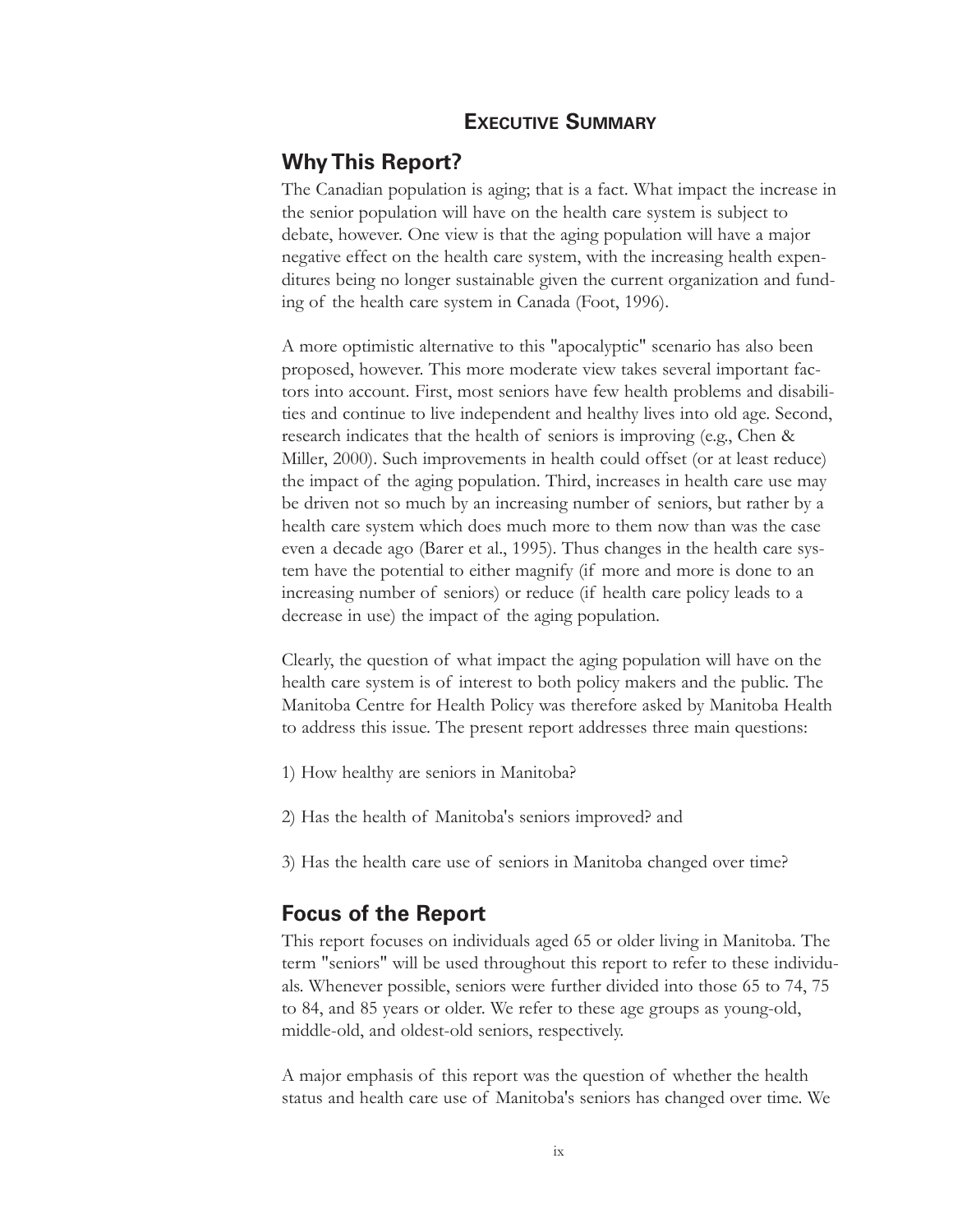## EXECUTIVE SUMMARY

## Why This Report?

The Canadian population is aging; that is a fact. What impact the increase in the senior population will have on the health care system is subject to debate, however. One view is that the aging population will have a major negative effect on the health care system, with the increasing health expenditures being no longer sustainable given the current organization and funding of the health care system in Canada (Foot, 1996).

A more optimistic alternative to this "apocalyptic" scenario has also been proposed, however. This more moderate view takes several important factors into account. First, most seniors have few health problems and disabilities and continue to live independent and healthy lives into old age. Second, research indicates that the health of seniors is improving (e.g., Chen & Miller, 2000). Such improvements in health could offset (or at least reduce) the impact of the aging population. Third, increases in health care use may be driven not so much by an increasing number of seniors, but rather by a health care system which does much more to them now than was the case even a decade ago (Barer et al., 1995). Thus changes in the health care system have the potential to either magnify (if more and more is done to an increasing number of seniors) or reduce (if health care policy leads to a decrease in use) the impact of the aging population.

Clearly, the question of what impact the aging population will have on the health care system is of interest to both policy makers and the public. The Manitoba Centre for Health Policy was therefore asked by Manitoba Health to address this issue. The present report addresses three main questions:

1) How healthy are seniors in Manitoba?

2) Has the health of Manitoba's seniors improved? and

3) Has the health care use of seniors in Manitoba changed over time?

## Focus of the Report

This report focuses on individuals aged 65 or older living in Manitoba. The term "seniors" will be used throughout this report to refer to these individuals. Whenever possible, seniors were further divided into those 65 to 74, 75 to 84, and 85 years or older. We refer to these age groups as young-old, middle-old, and oldest-old seniors, respectively.

A major emphasis of this report was the question of whether the health status and health care use of Manitoba's seniors has changed over time. We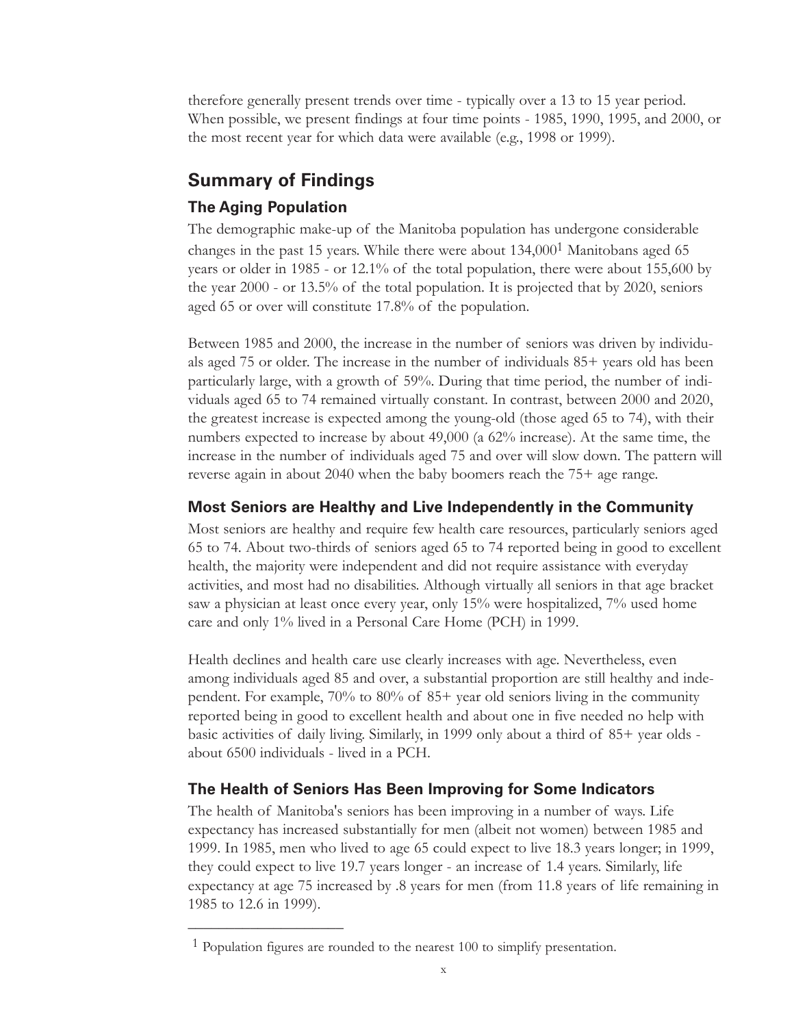therefore generally present trends over time - typically over a 13 to 15 year period. When possible, we present findings at four time points - 1985, 1990, 1995, and 2000, or the most recent year for which data were available (e.g., 1998 or 1999).

## Summary of Findings

### The Aging Population

The demographic make-up of the Manitoba population has undergone considerable changes in the past 15 years. While there were about 134,000[1] Manitobans aged 65 years or older in 1985 - or 12.1% of the total population, there were about 155,600 by the year 2000 - or 13.5% of the total population. It is projected that by 2020, seniors aged 65 or over will constitute 17.8% of the population.

Between 1985 and 2000, the increase in the number of seniors was driven by individuals aged 75 or older. The increase in the number of individuals 85+ years old has been particularly large, with a growth of 59%. During that time period, the number of individuals aged 65 to 74 remained virtually constant. In contrast, between 2000 and 2020, the greatest increase is expected among the young-old (those aged 65 to 74), with their numbers expected to increase by about 49,000 (a 62% increase). At the same time, the increase in the number of individuals aged 75 and over will slow down. The pattern will reverse again in about 2040 when the baby boomers reach the 75+ age range.

### Most Seniors are Healthy and Live Independently in the Community

Most seniors are healthy and require few health care resources, particularly seniors aged 65 to 74. About two-thirds of seniors aged 65 to 74 reported being in good to excellent health, the majority were independent and did not require assistance with everyday activities, and most had no disabilities. Although virtually all seniors in that age bracket saw a physician at least once every year, only 15% were hospitalized, 7% used home care and only 1% lived in a Personal Care Home (PCH) in 1999.

Health declines and health care use clearly increases with age. Nevertheless, even among individuals aged 85 and over, a substantial proportion are still healthy and independent. For example, 70% to 80% of 85+ year old seniors living in the community reported being in good to excellent health and about one in five needed no help with basic activities of daily living. Similarly, in 1999 only about a third of 85+ year olds - about 6500 individuals - lived in a PCH.

### The Health of Seniors Has Been Improving for Some Indicators

The health of Manitoba's seniors has been improving in a number of ways. Life expectancy has increased substantially for men (albeit not women) between 1985 and 1999. In 1985, men who lived to age 65 could expect to live 18.3 years longer; in 1999, they could expect to live 19.7 years longer - an increase of 1.4 years. Similarly, life expectancy at age 75 increased by .8 years for men (from 11.8 years of life remaining in 1985 to 12.6 in 1999).

---

[1] Population figures are rounded to the nearest 100 to simplify presentation.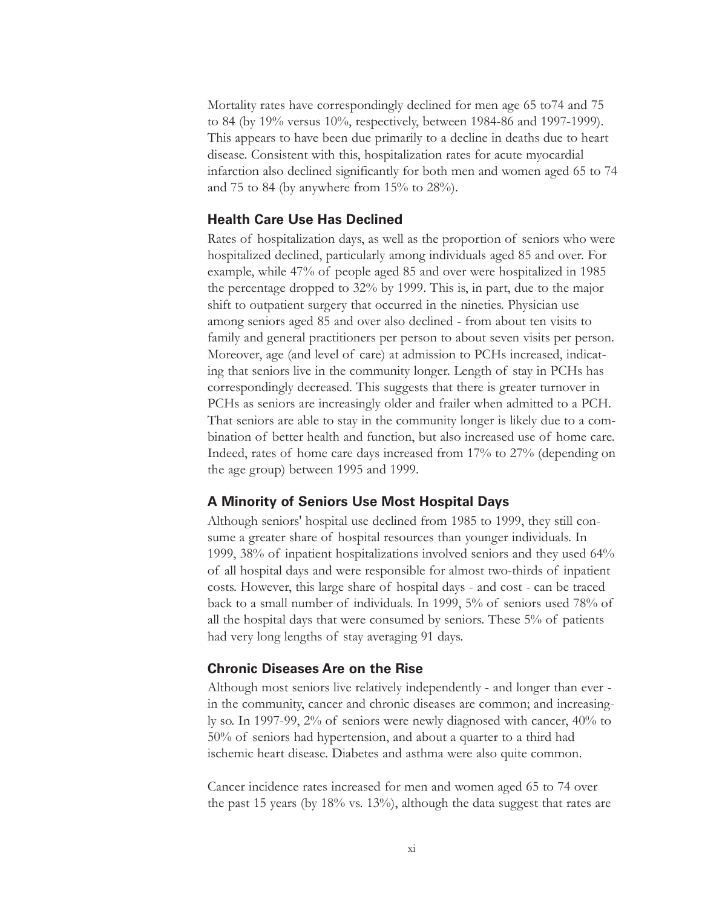Mortality rates have correspondingly declined for men age 65 to74 and 75 to 84 (by 19% versus 10%, respectively, between 1984-86 and 1997-1999). This appears to have been due primarily to a decline in deaths due to heart disease. Consistent with this, hospitalization rates for acute myocardial infarction also declined significantly for both men and women aged 65 to 74 and 75 to 84 (by anywhere from 15% to 28%).

### Health Care Use Has Declined

Rates of hospitalization days, as well as the proportion of seniors who were hospitalized declined, particularly among individuals aged 85 and over. For example, while 47% of people aged 85 and over were hospitalized in 1985 the percentage dropped to 32% by 1999. This is, in part, due to the major shift to outpatient surgery that occurred in the nineties. Physician use among seniors aged 85 and over also declined - from about ten visits to family and general practitioners per person to about seven visits per person. Moreover, age (and level of care) at admission to PCHs increased, indicating that seniors live in the community longer. Length of stay in PCHs has correspondingly decreased. This suggests that there is greater turnover in PCHs as seniors are increasingly older and frailer when admitted to a PCH. That seniors are able to stay in the community longer is likely due to a combination of better health and function, but also increased use of home care. Indeed, rates of home care days increased from 17% to 27% (depending on the age group) between 1995 and 1999.

### A Minority of Seniors Use Most Hospital Days

Although seniors' hospital use declined from 1985 to 1999, they still consume a greater share of hospital resources than younger individuals. In 1999, 38% of inpatient hospitalizations involved seniors and they used 64% of all hospital days and were responsible for almost two-thirds of inpatient costs. However, this large share of hospital days - and cost - can be traced back to a small number of individuals. In 1999, 5% of seniors used 78% of all the hospital days that were consumed by seniors. These 5% of patients had very long lengths of stay averaging 91 days.

### Chronic Diseases Are on the Rise

Although most seniors live relatively independently - and longer than ever - in the community, cancer and chronic diseases are common; and increasingly so. In 1997-99, 2% of seniors were newly diagnosed with cancer, 40% to 50% of seniors had hypertension, and about a quarter to a third had ischemic heart disease. Diabetes and asthma were also quite common.

Cancer incidence rates increased for men and women aged 65 to 74 over the past 15 years (by 18% vs. 13%), although the data suggest that rates are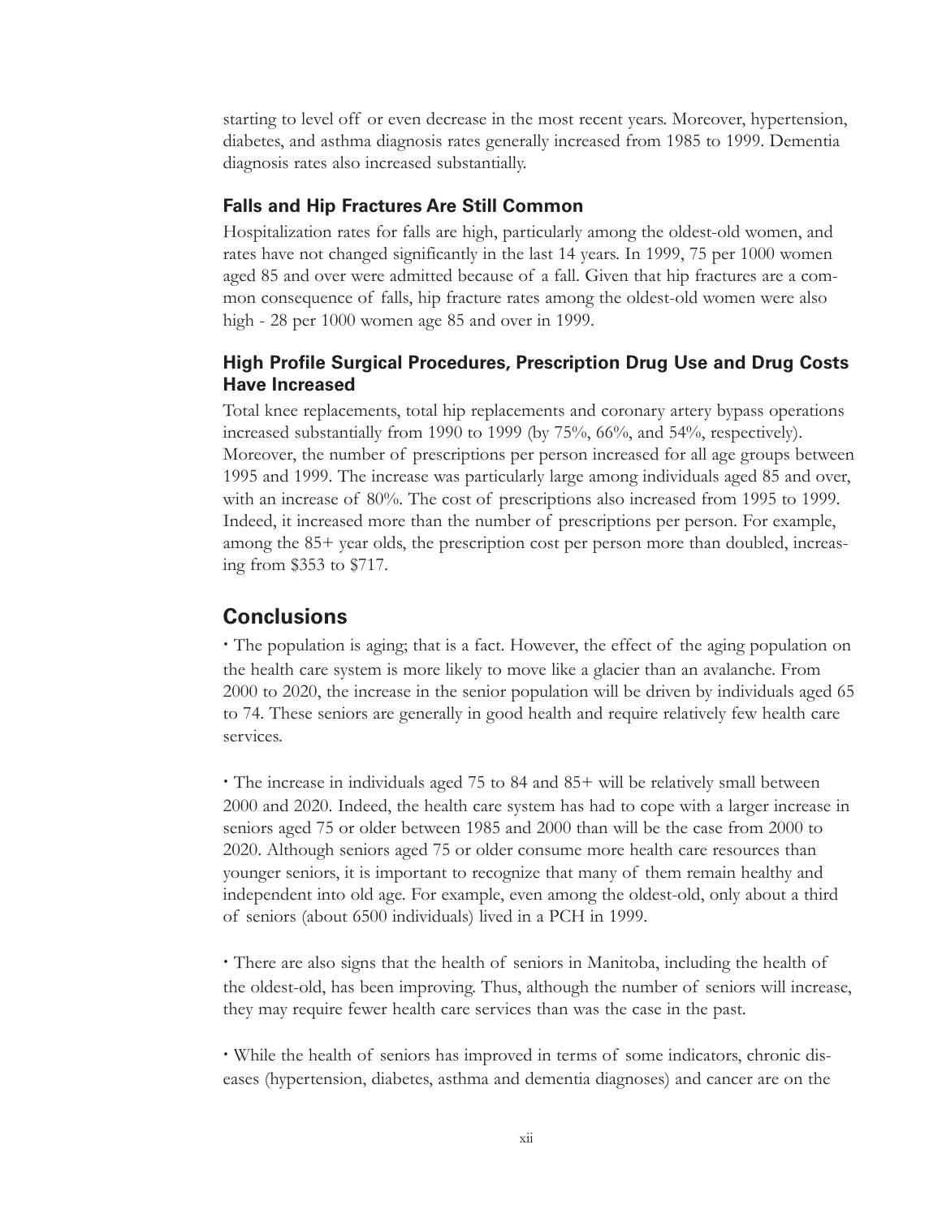starting to level off or even decrease in the most recent years. Moreover, hypertension, diabetes, and asthma diagnosis rates generally increased from 1985 to 1999. Dementia diagnosis rates also increased substantially.

### Falls and Hip Fractures Are Still Common

Hospitalization rates for falls are high, particularly among the oldest-old women, and rates have not changed significantly in the last 14 years. In 1999, 75 per 1000 women aged 85 and over were admitted because of a fall. Given that hip fractures are a common consequence of falls, hip fracture rates among the oldest-old women were also high - 28 per 1000 women age 85 and over in 1999.

### High Profile Surgical Procedures, Prescription Drug Use and Drug Costs Have Increased

Total knee replacements, total hip replacements and coronary artery bypass operations increased substantially from 1990 to 1999 (by 75%, 66%, and 54%, respectively). Moreover, the number of prescriptions per person increased for all age groups between 1995 and 1999. The increase was particularly large among individuals aged 85 and over, with an increase of 80%. The cost of prescriptions also increased from 1995 to 1999. Indeed, it increased more than the number of prescriptions per person. For example, among the 85+ year olds, the prescription cost per person more than doubled, increasing from $353 to $717.

## Conclusions

• The population is aging; that is a fact. However, the effect of the aging population on the health care system is more likely to move like a glacier than an avalanche. From 2000 to 2020, the increase in the senior population will be driven by individuals aged 65 to 74. These seniors are generally in good health and require relatively few health care services.

• The increase in individuals aged 75 to 84 and 85+ will be relatively small between 2000 and 2020. Indeed, the health care system has had to cope with a larger increase in seniors aged 75 or older between 1985 and 2000 than will be the case from 2000 to 2020. Although seniors aged 75 or older consume more health care resources than younger seniors, it is important to recognize that many of them remain healthy and independent into old age. For example, even among the oldest-old, only about a third of seniors (about 6500 individuals) lived in a PCH in 1999.

• There are also signs that the health of seniors in Manitoba, including the health of the oldest-old, has been improving. Thus, although the number of seniors will increase, they may require fewer health care services than was the case in the past.

• While the health of seniors has improved in terms of some indicators, chronic diseases (hypertension, diabetes, asthma and dementia diagnoses) and cancer are on the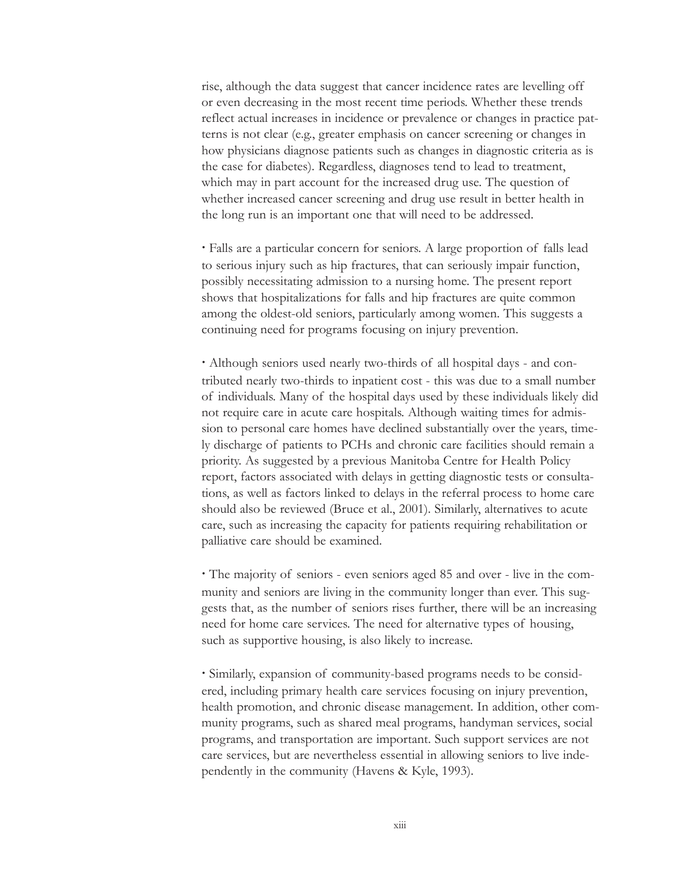rise, although the data suggest that cancer incidence rates are levelling off or even decreasing in the most recent time periods. Whether these trends reflect actual increases in incidence or prevalence or changes in practice patterns is not clear (e.g., greater emphasis on cancer screening or changes in how physicians diagnose patients such as changes in diagnostic criteria as is the case for diabetes). Regardless, diagnoses tend to lead to treatment, which may in part account for the increased drug use. The question of whether increased cancer screening and drug use result in better health in the long run is an important one that will need to be addressed.

- Falls are a particular concern for seniors. A large proportion of falls lead to serious injury such as hip fractures, that can seriously impair function, possibly necessitating admission to a nursing home. The present report shows that hospitalizations for falls and hip fractures are quite common among the oldest-old seniors, particularly among women. This suggests a continuing need for programs focusing on injury prevention.

- Although seniors used nearly two-thirds of all hospital days - and contributed nearly two-thirds to inpatient cost - this was due to a small number of individuals. Many of the hospital days used by these individuals likely did not require care in acute care hospitals. Although waiting times for admission to personal care homes have declined substantially over the years, timely discharge of patients to PCHs and chronic care facilities should remain a priority. As suggested by a previous Manitoba Centre for Health Policy report, factors associated with delays in getting diagnostic tests or consultations, as well as factors linked to delays in the referral process to home care should also be reviewed (Bruce et al., 2001). Similarly, alternatives to acute care, such as increasing the capacity for patients requiring rehabilitation or palliative care should be examined.

- The majority of seniors - even seniors aged 85 and over - live in the community and seniors are living in the community longer than ever. This suggests that, as the number of seniors rises further, there will be an increasing need for home care services. The need for alternative types of housing, such as supportive housing, is also likely to increase.

- Similarly, expansion of community-based programs needs to be considered, including primary health care services focusing on injury prevention, health promotion, and chronic disease management. In addition, other community programs, such as shared meal programs, handyman services, social programs, and transportation are important. Such support services are not care services, but are nevertheless essential in allowing seniors to live independently in the community (Havens & Kyle, 1993).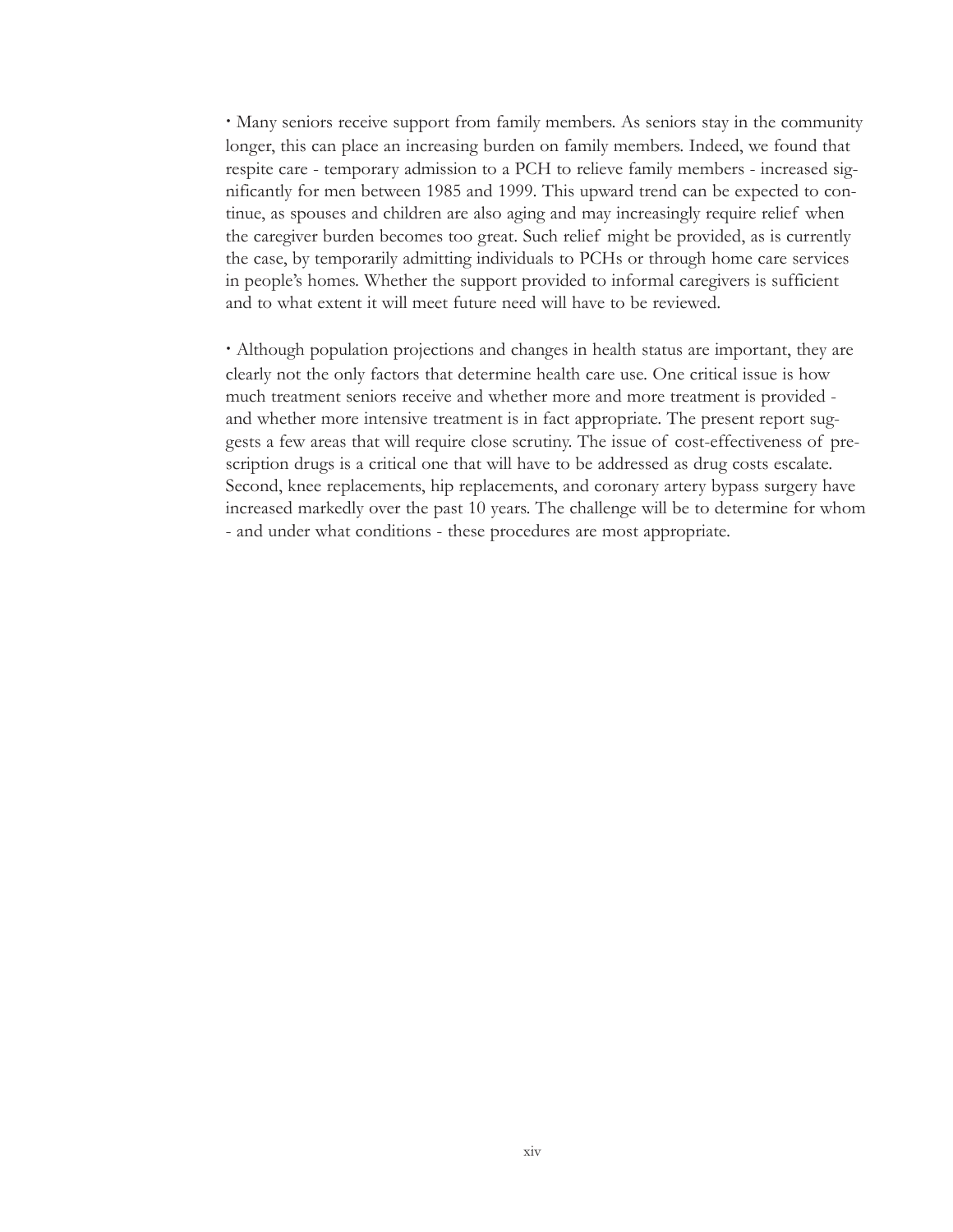• Many seniors receive support from family members. As seniors stay in the community longer, this can place an increasing burden on family members. Indeed, we found that respite care - temporary admission to a PCH to relieve family members - increased significantly for men between 1985 and 1999. This upward trend can be expected to continue, as spouses and children are also aging and may increasingly require relief when the caregiver burden becomes too great. Such relief might be provided, as is currently the case, by temporarily admitting individuals to PCHs or through home care services in people's homes. Whether the support provided to informal caregivers is sufficient and to what extent it will meet future need will have to be reviewed.

• Although population projections and changes in health status are important, they are clearly not the only factors that determine health care use. One critical issue is how much treatment seniors receive and whether more and more treatment is provided - and whether more intensive treatment is in fact appropriate. The present report suggests a few areas that will require close scrutiny. The issue of cost-effectiveness of prescription drugs is a critical one that will have to be addressed as drug costs escalate. Second, knee replacements, hip replacements, and coronary artery bypass surgery have increased markedly over the past 10 years. The challenge will be to determine for whom - and under what conditions - these procedures are most appropriate.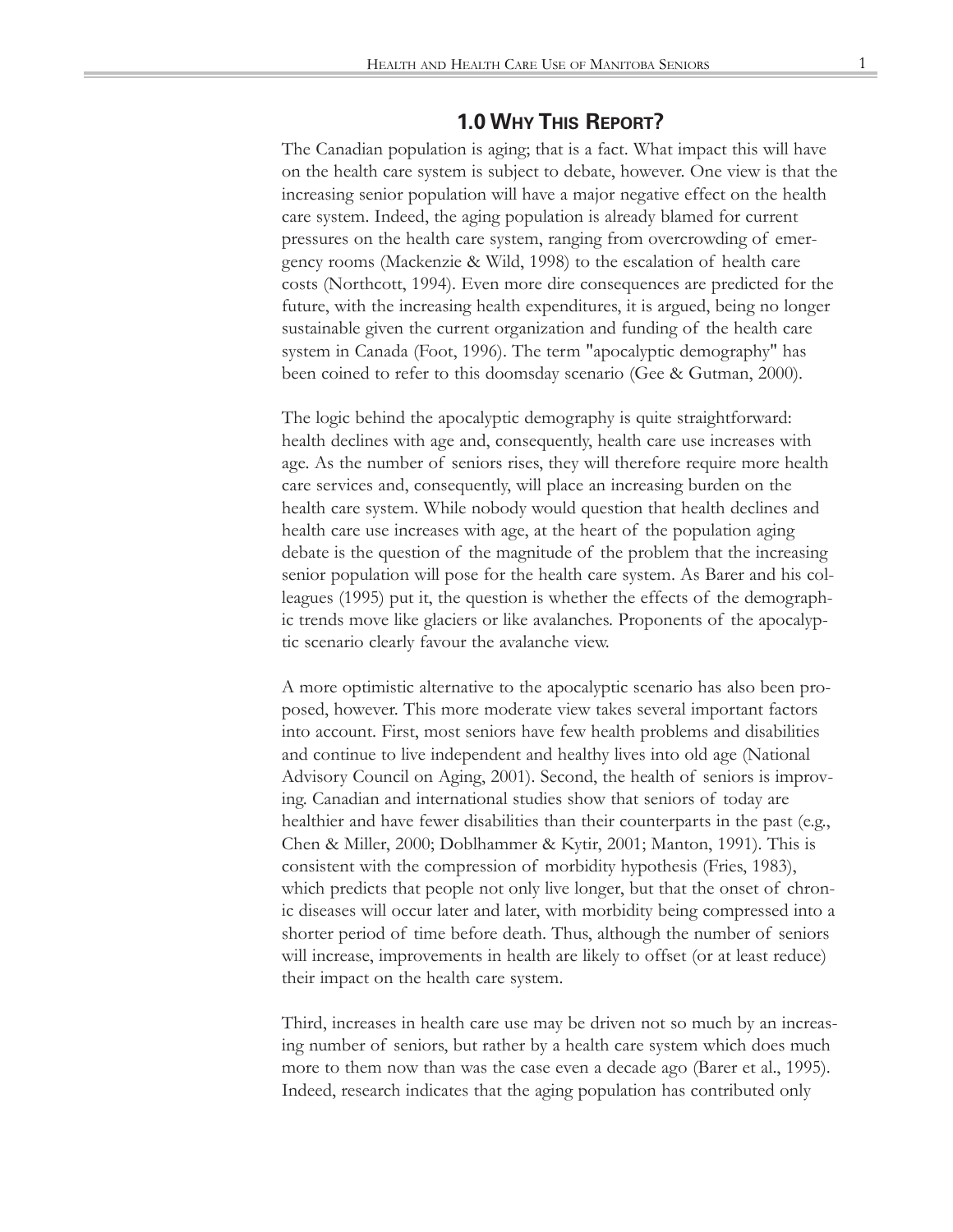# 1.0 Why This Report?

The Canadian population is aging; that is a fact. What impact this will have on the health care system is subject to debate, however. One view is that the increasing senior population will have a major negative effect on the health care system. Indeed, the aging population is already blamed for current pressures on the health care system, ranging from overcrowding of emergency rooms (Mackenzie & Wild, 1998) to the escalation of health care costs (Northcott, 1994). Even more dire consequences are predicted for the future, with the increasing health expenditures, it is argued, being no longer sustainable given the current organization and funding of the health care system in Canada (Foot, 1996). The term "apocalyptic demography" has been coined to refer to this doomsday scenario (Gee & Gutman, 2000).

The logic behind the apocalyptic demography is quite straightforward: health declines with age and, consequently, health care use increases with age. As the number of seniors rises, they will therefore require more health care services and, consequently, will place an increasing burden on the health care system. While nobody would question that health declines and health care use increases with age, at the heart of the population aging debate is the question of the magnitude of the problem that the increasing senior population will pose for the health care system. As Barer and his colleagues (1995) put it, the question is whether the effects of the demographic trends move like glaciers or like avalanches. Proponents of the apocalyptic scenario clearly favour the avalanche view.

A more optimistic alternative to the apocalyptic scenario has also been proposed, however. This more moderate view takes several important factors into account. First, most seniors have few health problems and disabilities and continue to live independent and healthy lives into old age (National Advisory Council on Aging, 2001). Second, the health of seniors is improving. Canadian and international studies show that seniors of today are healthier and have fewer disabilities than their counterparts in the past (e.g., Chen & Miller, 2000; Doblhammer & Kytir, 2001; Manton, 1991). This is consistent with the compression of morbidity hypothesis (Fries, 1983), which predicts that people not only live longer, but that the onset of chronic diseases will occur later and later, with morbidity being compressed into a shorter period of time before death. Thus, although the number of seniors will increase, improvements in health are likely to offset (or at least reduce) their impact on the health care system.

Third, increases in health care use may be driven not so much by an increasing number of seniors, but rather by a health care system which does much more to them now than was the case even a decade ago (Barer et al., 1995). Indeed, research indicates that the aging population has contributed only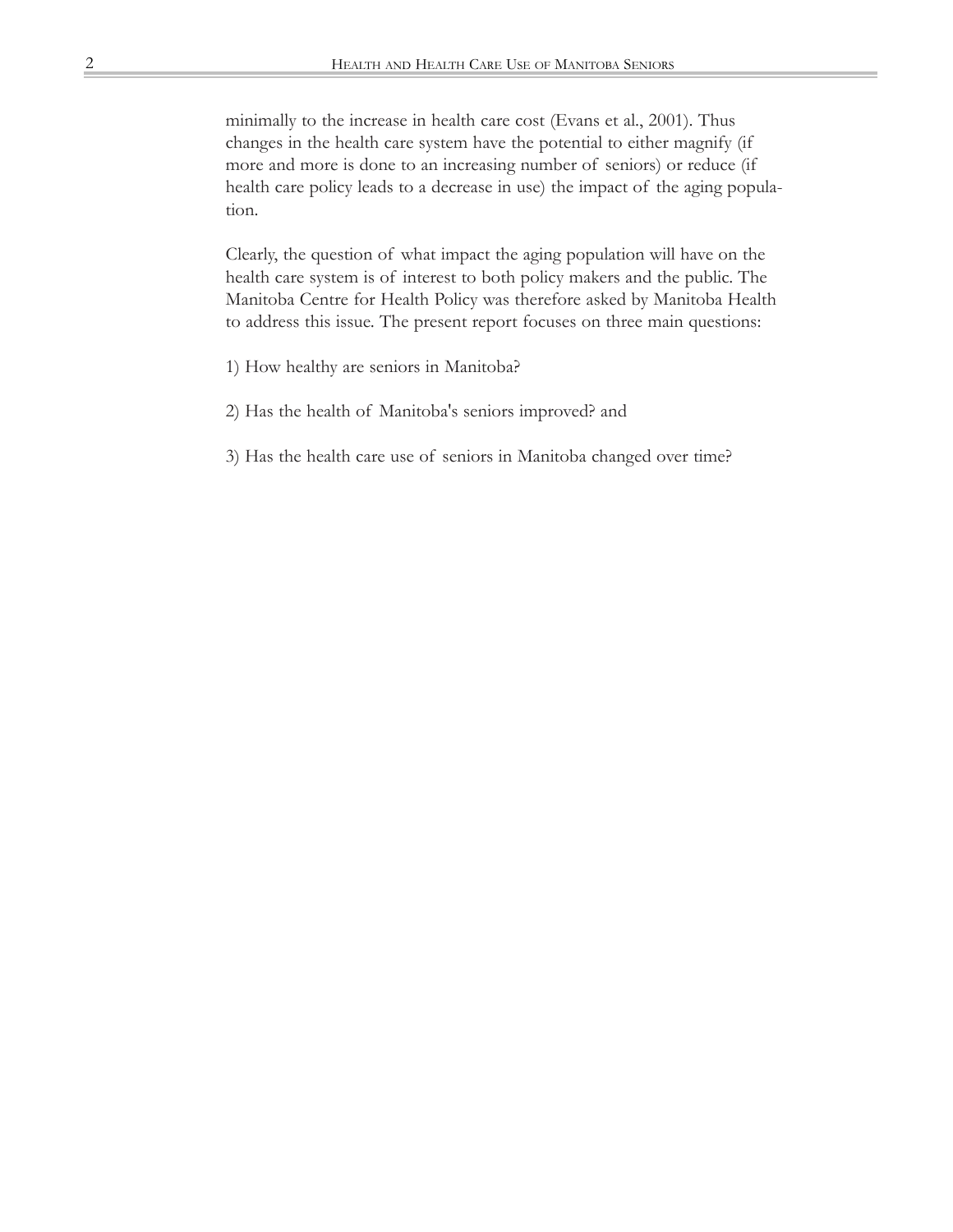minimally to the increase in health care cost (Evans et al., 2001). Thus changes in the health care system have the potential to either magnify (if more and more is done to an increasing number of seniors) or reduce (if health care policy leads to a decrease in use) the impact of the aging population.

Clearly, the question of what impact the aging population will have on the health care system is of interest to both policy makers and the public. The Manitoba Centre for Health Policy was therefore asked by Manitoba Health to address this issue. The present report focuses on three main questions:

1) How healthy are seniors in Manitoba?

2) Has the health of Manitoba's seniors improved? and

3) Has the health care use of seniors in Manitoba changed over time?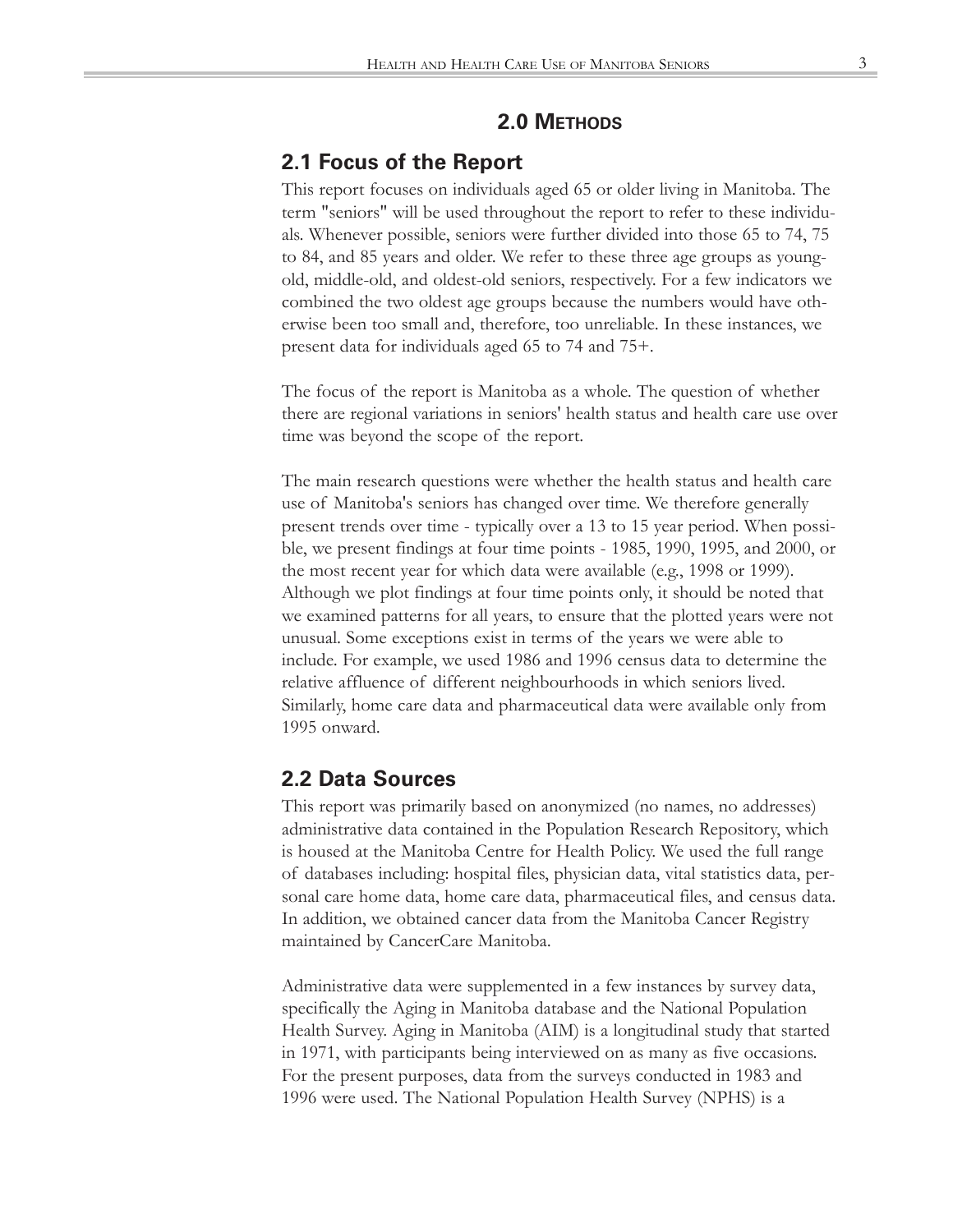# 2.0 METHODS

## 2.1 Focus of the Report

This report focuses on individuals aged 65 or older living in Manitoba. The term "seniors" will be used throughout the report to refer to these individuals. Whenever possible, seniors were further divided into those 65 to 74, 75 to 84, and 85 years and older. We refer to these three age groups as young-old, middle-old, and oldest-old seniors, respectively. For a few indicators we combined the two oldest age groups because the numbers would have otherwise been too small and, therefore, too unreliable. In these instances, we present data for individuals aged 65 to 74 and 75+.

The focus of the report is Manitoba as a whole. The question of whether there are regional variations in seniors' health status and health care use over time was beyond the scope of the report.

The main research questions were whether the health status and health care use of Manitoba's seniors has changed over time. We therefore generally present trends over time - typically over a 13 to 15 year period. When possible, we present findings at four time points - 1985, 1990, 1995, and 2000, or the most recent year for which data were available (e.g., 1998 or 1999). Although we plot findings at four time points only, it should be noted that we examined patterns for all years, to ensure that the plotted years were not unusual. Some exceptions exist in terms of the years we were able to include. For example, we used 1986 and 1996 census data to determine the relative affluence of different neighbourhoods in which seniors lived. Similarly, home care data and pharmaceutical data were available only from 1995 onward.

## 2.2 Data Sources

This report was primarily based on anonymized (no names, no addresses) administrative data contained in the Population Research Repository, which is housed at the Manitoba Centre for Health Policy. We used the full range of databases including: hospital files, physician data, vital statistics data, personal care home data, home care data, pharmaceutical files, and census data. In addition, we obtained cancer data from the Manitoba Cancer Registry maintained by CancerCare Manitoba.

Administrative data were supplemented in a few instances by survey data, specifically the Aging in Manitoba database and the National Population Health Survey. Aging in Manitoba (AIM) is a longitudinal study that started in 1971, with participants being interviewed on as many as five occasions. For the present purposes, data from the surveys conducted in 1983 and 1996 were used. The National Population Health Survey (NPHS) is a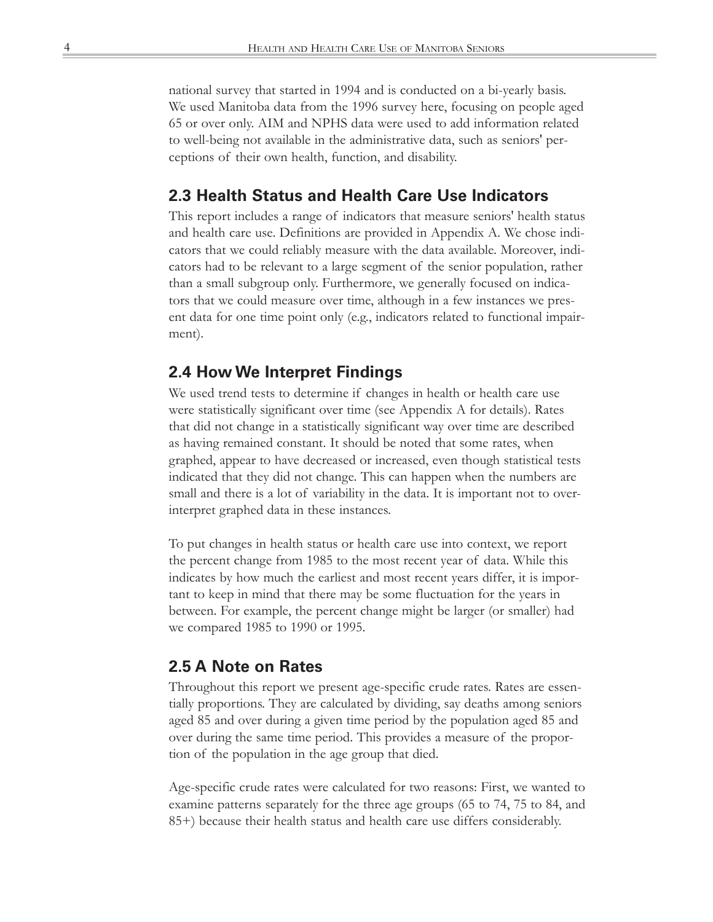national survey that started in 1994 and is conducted on a bi-yearly basis. We used Manitoba data from the 1996 survey here, focusing on people aged 65 or over only. AIM and NPHS data were used to add information related to well-being not available in the administrative data, such as seniors' perceptions of their own health, function, and disability.

## 2.3 Health Status and Health Care Use Indicators

This report includes a range of indicators that measure seniors' health status and health care use. Definitions are provided in Appendix A. We chose indicators that we could reliably measure with the data available. Moreover, indicators had to be relevant to a large segment of the senior population, rather than a small subgroup only. Furthermore, we generally focused on indicators that we could measure over time, although in a few instances we present data for one time point only (e.g., indicators related to functional impairment).

## 2.4 How We Interpret Findings

We used trend tests to determine if changes in health or health care use were statistically significant over time (see Appendix A for details). Rates that did not change in a statistically significant way over time are described as having remained constant. It should be noted that some rates, when graphed, appear to have decreased or increased, even though statistical tests indicated that they did not change. This can happen when the numbers are small and there is a lot of variability in the data. It is important not to over-interpret graphed data in these instances.

To put changes in health status or health care use into context, we report the percent change from 1985 to the most recent year of data. While this indicates by how much the earliest and most recent years differ, it is important to keep in mind that there may be some fluctuation for the years in between. For example, the percent change might be larger (or smaller) had we compared 1985 to 1990 or 1995.

## 2.5 A Note on Rates

Throughout this report we present age-specific crude rates. Rates are essentially proportions. They are calculated by dividing, say deaths among seniors aged 85 and over during a given time period by the population aged 85 and over during the same time period. This provides a measure of the proportion of the population in the age group that died.

Age-specific crude rates were calculated for two reasons: First, we wanted to examine patterns separately for the three age groups (65 to 74, 75 to 84, and 85+) because their health status and health care use differs considerably.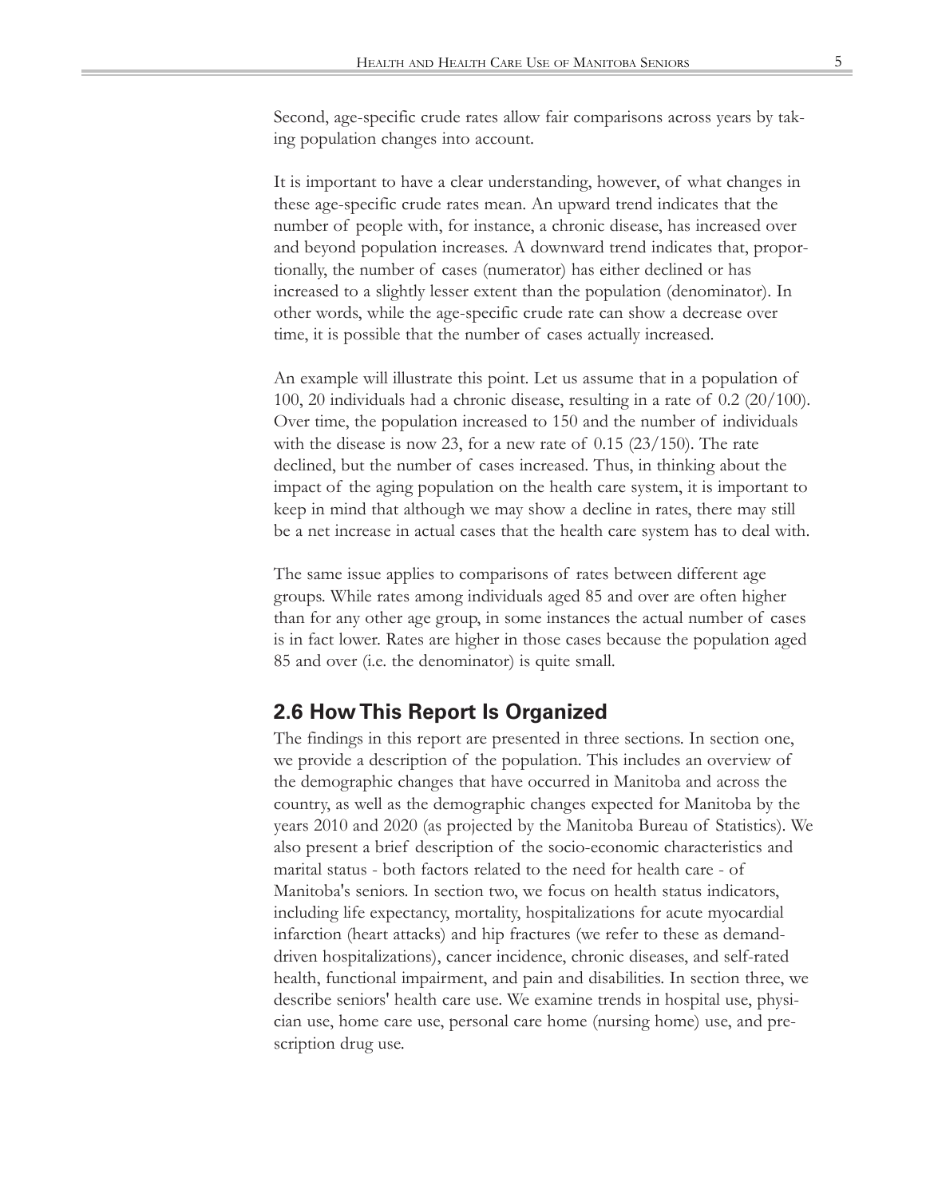Second, age-specific crude rates allow fair comparisons across years by taking population changes into account.

It is important to have a clear understanding, however, of what changes in these age-specific crude rates mean. An upward trend indicates that the number of people with, for instance, a chronic disease, has increased over and beyond population increases. A downward trend indicates that, proportionally, the number of cases (numerator) has either declined or has increased to a slightly lesser extent than the population (denominator). In other words, while the age-specific crude rate can show a decrease over time, it is possible that the number of cases actually increased.

An example will illustrate this point. Let us assume that in a population of 100, 20 individuals had a chronic disease, resulting in a rate of 0.2 (20/100). Over time, the population increased to 150 and the number of individuals with the disease is now 23, for a new rate of 0.15 (23/150). The rate declined, but the number of cases increased. Thus, in thinking about the impact of the aging population on the health care system, it is important to keep in mind that although we may show a decline in rates, there may still be a net increase in actual cases that the health care system has to deal with.

The same issue applies to comparisons of rates between different age groups. While rates among individuals aged 85 and over are often higher than for any other age group, in some instances the actual number of cases is in fact lower. Rates are higher in those cases because the population aged 85 and over (i.e. the denominator) is quite small.

## 2.6 How This Report Is Organized

The findings in this report are presented in three sections. In section one, we provide a description of the population. This includes an overview of the demographic changes that have occurred in Manitoba and across the country, as well as the demographic changes expected for Manitoba by the years 2010 and 2020 (as projected by the Manitoba Bureau of Statistics). We also present a brief description of the socio-economic characteristics and marital status - both factors related to the need for health care - of Manitoba's seniors. In section two, we focus on health status indicators, including life expectancy, mortality, hospitalizations for acute myocardial infarction (heart attacks) and hip fractures (we refer to these as demand-driven hospitalizations), cancer incidence, chronic diseases, and self-rated health, functional impairment, and pain and disabilities. In section three, we describe seniors' health care use. We examine trends in hospital use, physician use, home care use, personal care home (nursing home) use, and prescription drug use.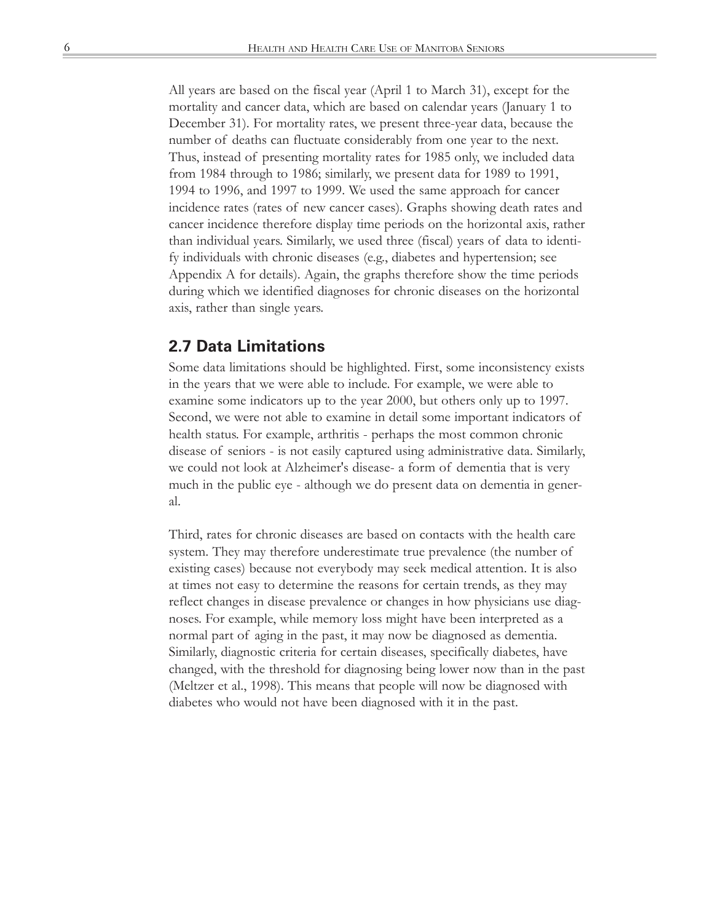All years are based on the fiscal year (April 1 to March 31), except for the mortality and cancer data, which are based on calendar years (January 1 to December 31). For mortality rates, we present three-year data, because the number of deaths can fluctuate considerably from one year to the next. Thus, instead of presenting mortality rates for 1985 only, we included data from 1984 through to 1986; similarly, we present data for 1989 to 1991, 1994 to 1996, and 1997 to 1999. We used the same approach for cancer incidence rates (rates of new cancer cases). Graphs showing death rates and cancer incidence therefore display time periods on the horizontal axis, rather than individual years. Similarly, we used three (fiscal) years of data to identify individuals with chronic diseases (e.g., diabetes and hypertension; see Appendix A for details). Again, the graphs therefore show the time periods during which we identified diagnoses for chronic diseases on the horizontal axis, rather than single years.

## 2.7 Data Limitations

Some data limitations should be highlighted. First, some inconsistency exists in the years that we were able to include. For example, we were able to examine some indicators up to the year 2000, but others only up to 1997. Second, we were not able to examine in detail some important indicators of health status. For example, arthritis - perhaps the most common chronic disease of seniors - is not easily captured using administrative data. Similarly, we could not look at Alzheimer's disease- a form of dementia that is very much in the public eye - although we do present data on dementia in general.

Third, rates for chronic diseases are based on contacts with the health care system. They may therefore underestimate true prevalence (the number of existing cases) because not everybody may seek medical attention. It is also at times not easy to determine the reasons for certain trends, as they may reflect changes in disease prevalence or changes in how physicians use diagnoses. For example, while memory loss might have been interpreted as a normal part of aging in the past, it may now be diagnosed as dementia. Similarly, diagnostic criteria for certain diseases, specifically diabetes, have changed, with the threshold for diagnosing being lower now than in the past (Meltzer et al., 1998). This means that people will now be diagnosed with diabetes who would not have been diagnosed with it in the past.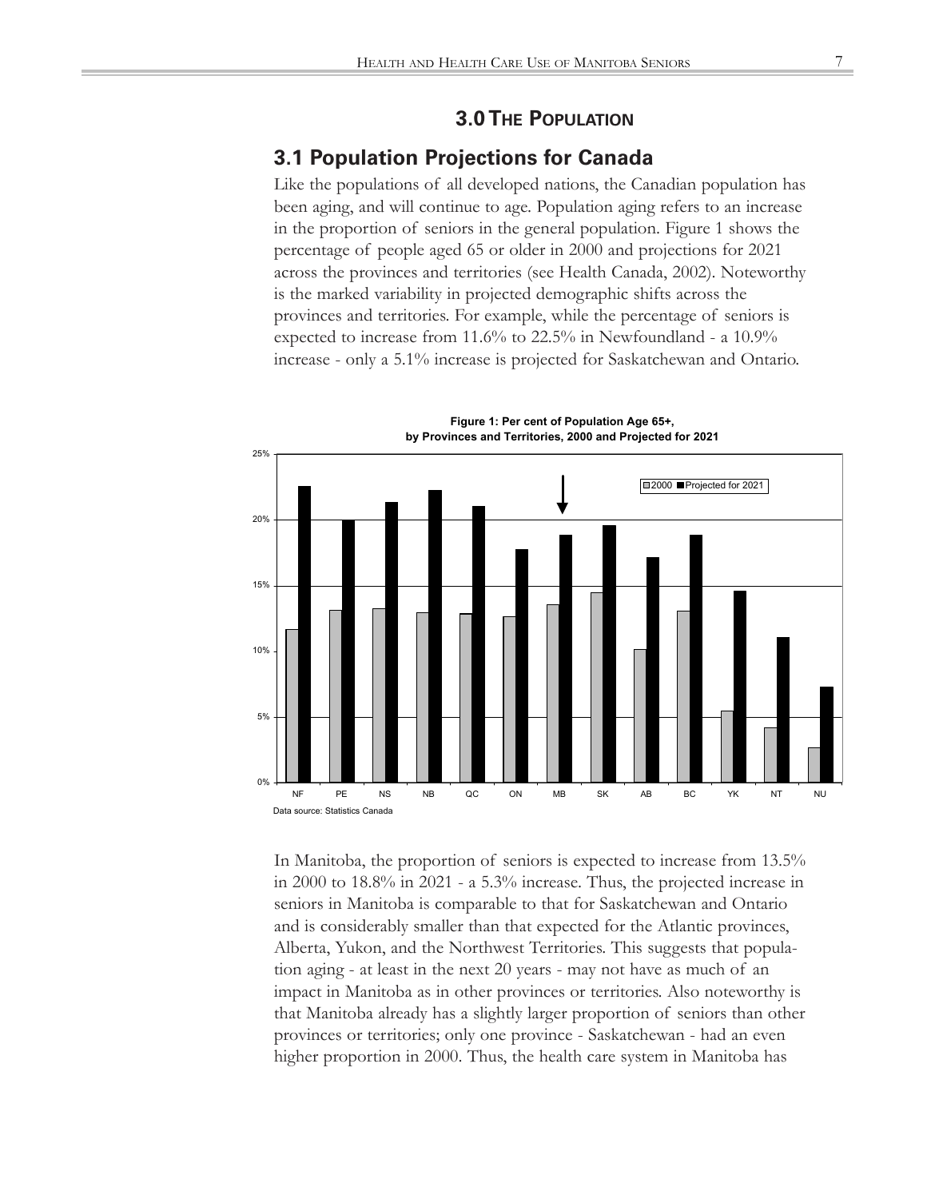# 3.0 The Population

## 3.1 Population Projections for Canada

Like the populations of all developed nations, the Canadian population has been aging, and will continue to age. Population aging refers to an increase in the proportion of seniors in the general population. Figure 1 shows the percentage of people aged 65 or older in 2000 and projections for 2021 across the provinces and territories (see Health Canada, 2002). Noteworthy is the marked variability in projected demographic shifts across the provinces and territories. For example, while the percentage of seniors is expected to increase from 11.6% to 22.5% in Newfoundland - a 10.9% increase - only a 5.1% increase is projected for Saskatchewan and Ontario.

**Figure 1: Per cent of Population Age 65+, by Provinces and Territories, 2000 and Projected for 2021**

25%
20%
15%
10%
5%
0%

2000 ■ Projected for 2021

NF PE NS NB QC ON MB SK AB BC YK NT NU

Data source: Statistics Canada

In Manitoba, the proportion of seniors is expected to increase from 13.5% in 2000 to 18.8% in 2021 - a 5.3% increase. Thus, the projected increase in seniors in Manitoba is comparable to that for Saskatchewan and Ontario and is considerably smaller than that expected for the Atlantic provinces, Alberta, Yukon, and the Northwest Territories. This suggests that population aging - at least in the next 20 years - may not have as much of an impact in Manitoba as in other provinces or territories. Also noteworthy is that Manitoba already has a slightly larger proportion of seniors than other provinces or territories; only one province - Saskatchewan - had an even higher proportion in 2000. Thus, the health care system in Manitoba has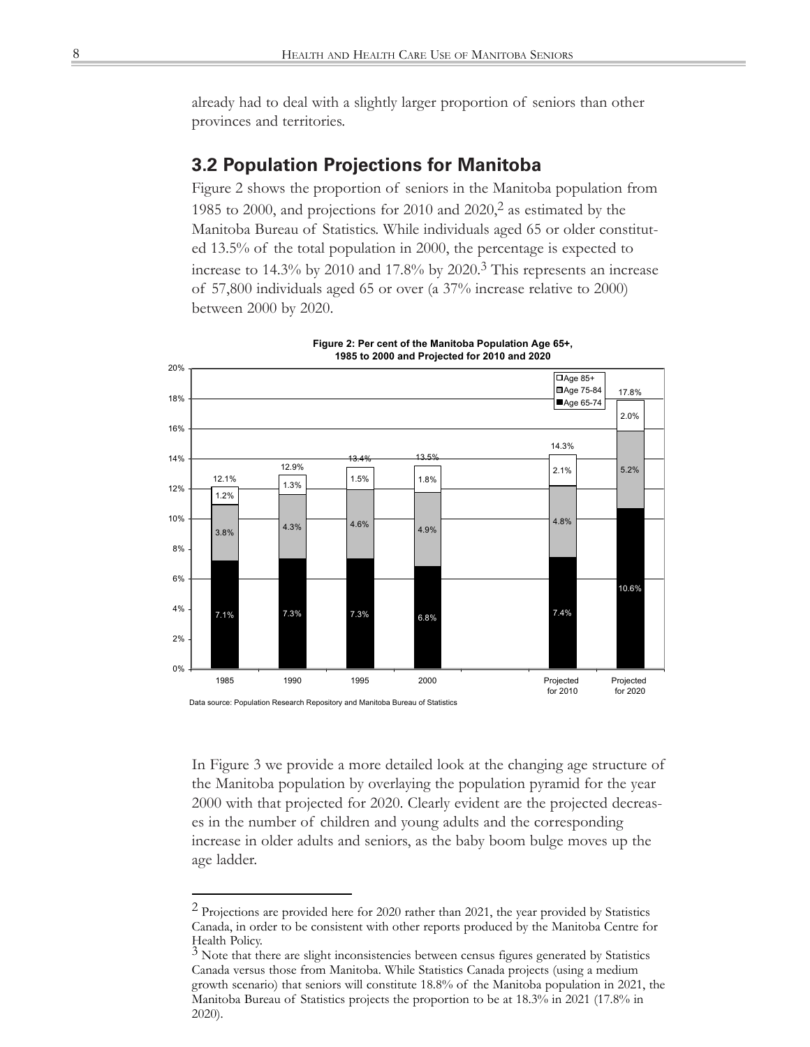already had to deal with a slightly larger proportion of seniors than other provinces and territories.

## 3.2 Population Projections for Manitoba

Figure 2 shows the proportion of seniors in the Manitoba population from 1985 to 2000, and projections for 2010 and 2020,[2] as estimated by the Manitoba Bureau of Statistics. While individuals aged 65 or older constituted 13.5% of the total population in 2000, the percentage is expected to increase to 14.3% by 2010 and 17.8% by 2020.[3] This represents an increase of 57,800 individuals aged 65 or over (a 37% increase relative to 2000) between 2000 by 2020.

**Figure 2: Per cent of the Manitoba Population Age 65+, 1985 to 2000 and Projected for 2010 and 2020**

Age 85+
Age 75-84
Age 65-74

20%
18%
16%
14%
12%
10%
8%
6%
4%
2%
0%

1985: 12.1%; 1.2%; 3.8%; 7.1%
1990: 12.9%; 1.3%; 4.3%; 7.3%
1995: 13.4%; 1.5%; 4.6%; 7.3%
2000: 13.5%; 1.8%; 4.9%; 6.8%
Projected for 2010: 14.3%; 2.1%; 4.8%; 7.4%
Projected for 2020: 17.8%; 2.0%; 5.2%; 10.6%

Data source: Population Research Repository and Manitoba Bureau of Statistics

In Figure 3 we provide a more detailed look at the changing age structure of the Manitoba population by overlaying the population pyramid for the year 2000 with that projected for 2020. Clearly evident are the projected decreases in the number of children and young adults and the corresponding increase in older adults and seniors, as the baby boom bulge moves up the age ladder.

---

[2] Projections are provided here for 2020 rather than 2021, the year provided by Statistics Canada, in order to be consistent with other reports produced by the Manitoba Centre for Health Policy.

[3] Note that there are slight inconsistencies between census figures generated by Statistics Canada versus those from Manitoba. While Statistics Canada projects (using a medium growth scenario) that seniors will constitute 18.8% of the Manitoba population in 2021, the Manitoba Bureau of Statistics projects the proportion to be at 18.3% in 2021 (17.8% in 2020).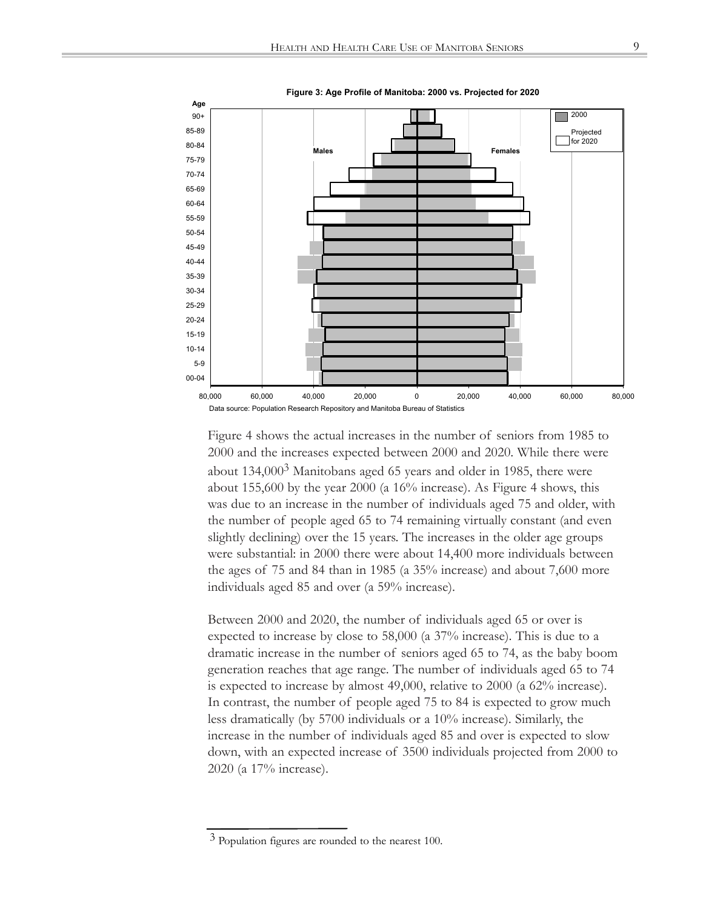**Figure 3: Age Profile of Manitoba: 2000 vs. Projected for 2020**

Age

90+
85-89
80-84
75-79
70-74
65-69
60-64
55-59
50-54
45-49
40-44
35-39
30-34
25-29
20-24
15-19
10-14
5-9
00-04

Males

Females

2000

Projected for 2020

80,000 60,000 40,000 20,000 0 20,000 40,000 60,000 80,000

Data source: Population Research Repository and Manitoba Bureau of Statistics

Figure 4 shows the actual increases in the number of seniors from 1985 to 2000 and the increases expected between 2000 and 2020. While there were about 134,000[3] Manitobans aged 65 years and older in 1985, there were about 155,600 by the year 2000 (a 16% increase). As Figure 4 shows, this was due to an increase in the number of individuals aged 75 and older, with the number of people aged 65 to 74 remaining virtually constant (and even slightly declining) over the 15 years. The increases in the older age groups were substantial: in 2000 there were about 14,400 more individuals between the ages of 75 and 84 than in 1985 (a 35% increase) and about 7,600 more individuals aged 85 and over (a 59% increase).

Between 2000 and 2020, the number of individuals aged 65 or over is expected to increase by close to 58,000 (a 37% increase). This is due to a dramatic increase in the number of seniors aged 65 to 74, as the baby boom generation reaches that age range. The number of individuals aged 65 to 74 is expected to increase by almost 49,000, relative to 2000 (a 62% increase). In contrast, the number of people aged 75 to 84 is expected to grow much less dramatically (by 5700 individuals or a 10% increase). Similarly, the increase in the number of individuals aged 85 and over is expected to slow down, with an expected increase of 3500 individuals projected from 2000 to 2020 (a 17% increase).

---

[3] Population figures are rounded to the nearest 100.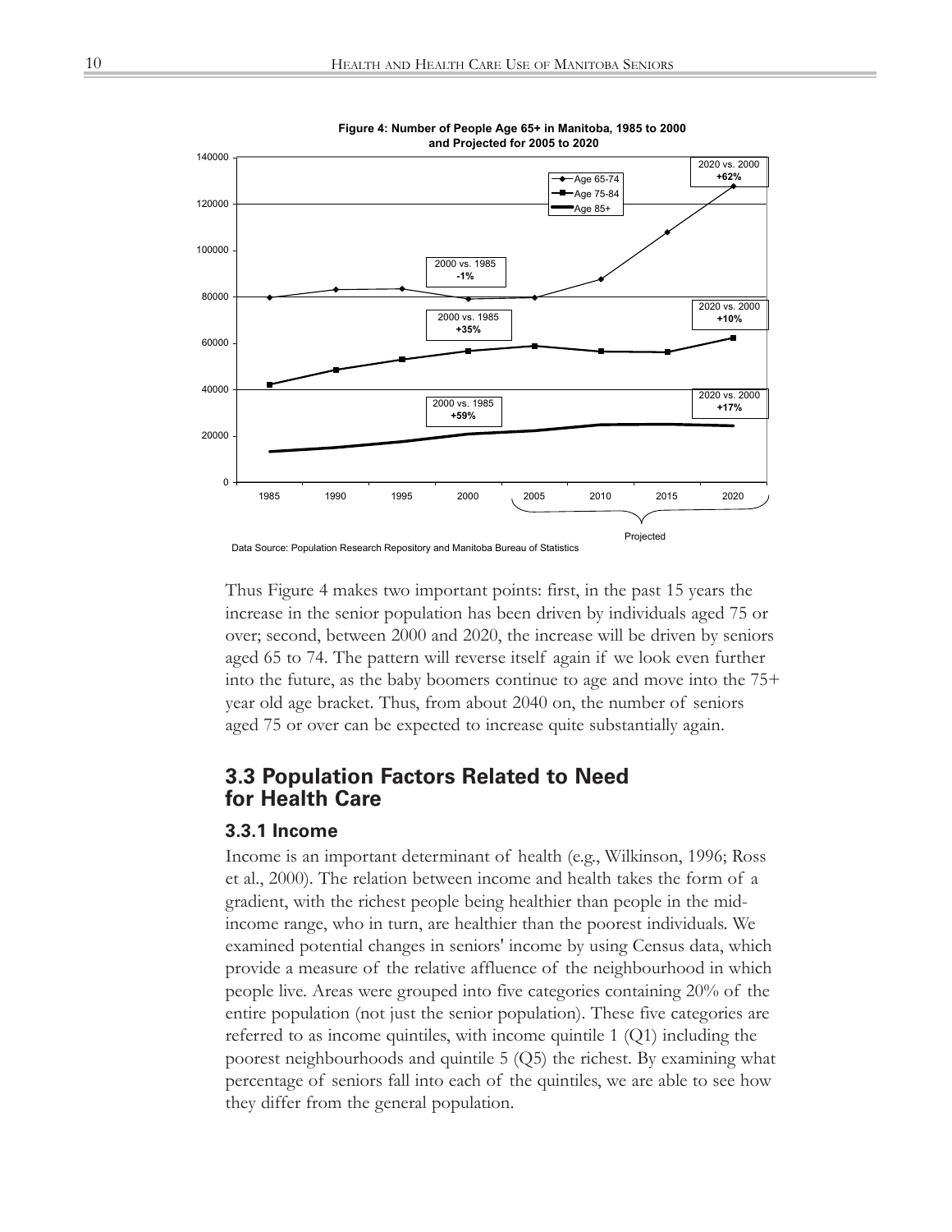**Figure 4: Number of People Age 65+ in Manitoba, 1985 to 2000 and Projected for 2005 to 2020**

140000
120000
100000
80000
60000
40000
20000
0

1985 1990 1995 2000 2005 2010 2015 2020

Age 65-74
Age 75-84
Age 85+

2000 vs. 1985
**-1%**

2000 vs. 1985
**+35%**

2000 vs. 1985
**+59%**

2020 vs. 2000
**+62%**

2020 vs. 2000
**+10%**

2020 vs. 2000
**+17%**

Projected

Data Source: Population Research Repository and Manitoba Bureau of Statistics

Thus Figure 4 makes two important points: first, in the past 15 years the increase in the senior population has been driven by individuals aged 75 or over; second, between 2000 and 2020, the increase will be driven by seniors aged 65 to 74. The pattern will reverse itself again if we look even further into the future, as the baby boomers continue to age and move into the 75+ year old age bracket. Thus, from about 2040 on, the number of seniors aged 75 or over can be expected to increase quite substantially again.

## 3.3 Population Factors Related to Need for Health Care

### 3.3.1 Income

Income is an important determinant of health (e.g., Wilkinson, 1996; Ross et al., 2000). The relation between income and health takes the form of a gradient, with the richest people being healthier than people in the mid-income range, who in turn, are healthier than the poorest individuals. We examined potential changes in seniors' income by using Census data, which provide a measure of the relative affluence of the neighbourhood in which people live. Areas were grouped into five categories containing 20% of the entire population (not just the senior population). These five categories are referred to as income quintiles, with income quintile 1 (Q1) including the poorest neighbourhoods and quintile 5 (Q5) the richest. By examining what percentage of seniors fall into each of the quintiles, we are able to see how they differ from the general population.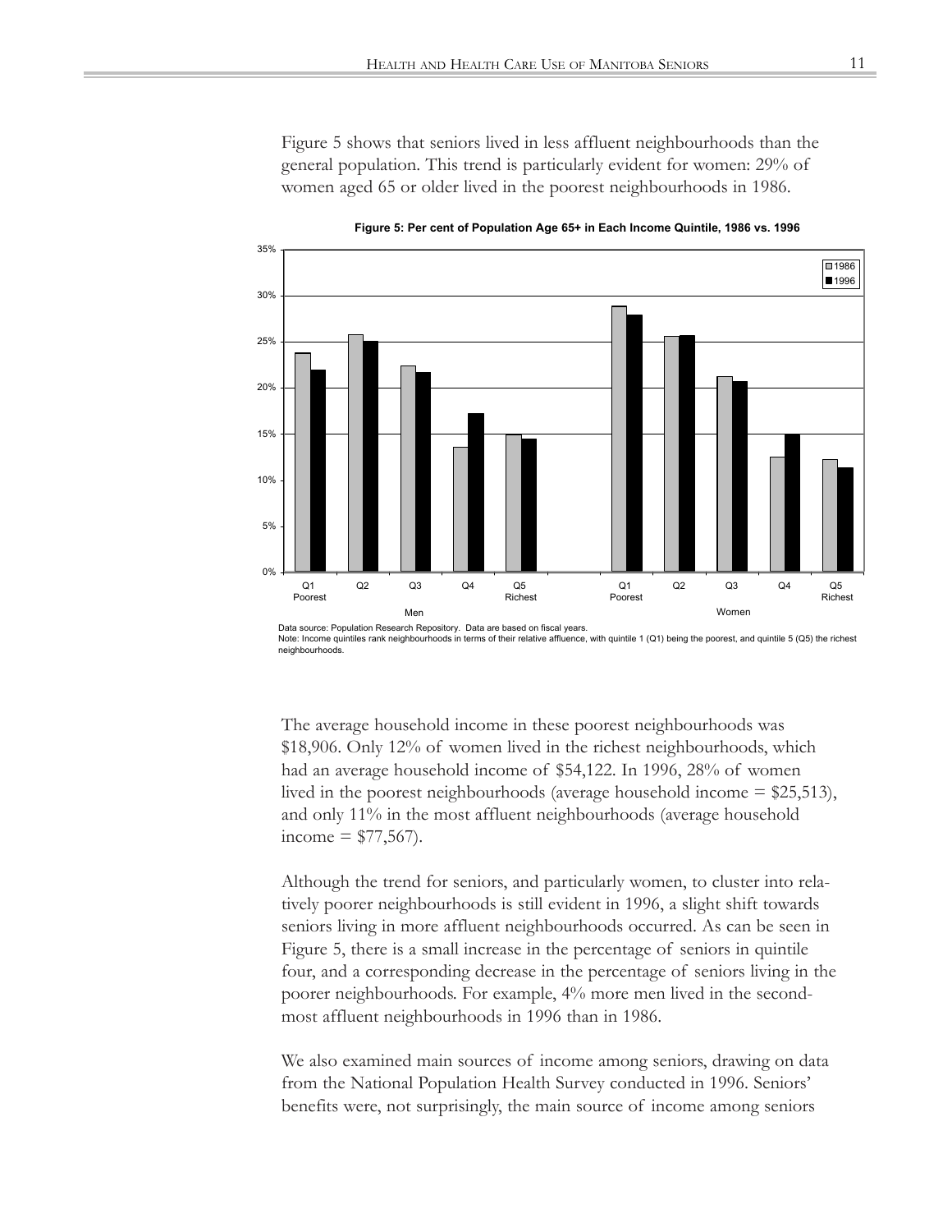Figure 5 shows that seniors lived in less affluent neighbourhoods than the general population. This trend is particularly evident for women: 29% of women aged 65 or older lived in the poorest neighbourhoods in 1986.

**Figure 5: Per cent of Population Age 65+ in Each Income Quintile, 1986 vs. 1996**

35%
30%
25%
20%
15%
10%
5%
0%

1986
1996

Q1 Poorest
Q2
Q3
Q4
Q5 Richest
Men

Q1 Poorest
Q2
Q3
Q4
Q5 Richest
Women

Data source: Population Research Repository. Data are based on fiscal years.
Note: Income quintiles rank neighbourhoods in terms of their relative affluence, with quintile 1 (Q1) being the poorest, and quintile 5 (Q5) the richest neighbourhoods.

The average household income in these poorest neighbourhoods was $18,906. Only 12% of women lived in the richest neighbourhoods, which had an average household income of $54,122. In 1996, 28% of women lived in the poorest neighbourhoods (average household income = $25,513), and only 11% in the most affluent neighbourhoods (average household income = $77,567).

Although the trend for seniors, and particularly women, to cluster into relatively poorer neighbourhoods is still evident in 1996, a slight shift towards seniors living in more affluent neighbourhoods occurred. As can be seen in Figure 5, there is a small increase in the percentage of seniors in quintile four, and a corresponding decrease in the percentage of seniors living in the poorer neighbourhoods. For example, 4% more men lived in the second-most affluent neighbourhoods in 1996 than in 1986.

We also examined main sources of income among seniors, drawing on data from the National Population Health Survey conducted in 1996. Seniors' benefits were, not surprisingly, the main source of income among seniors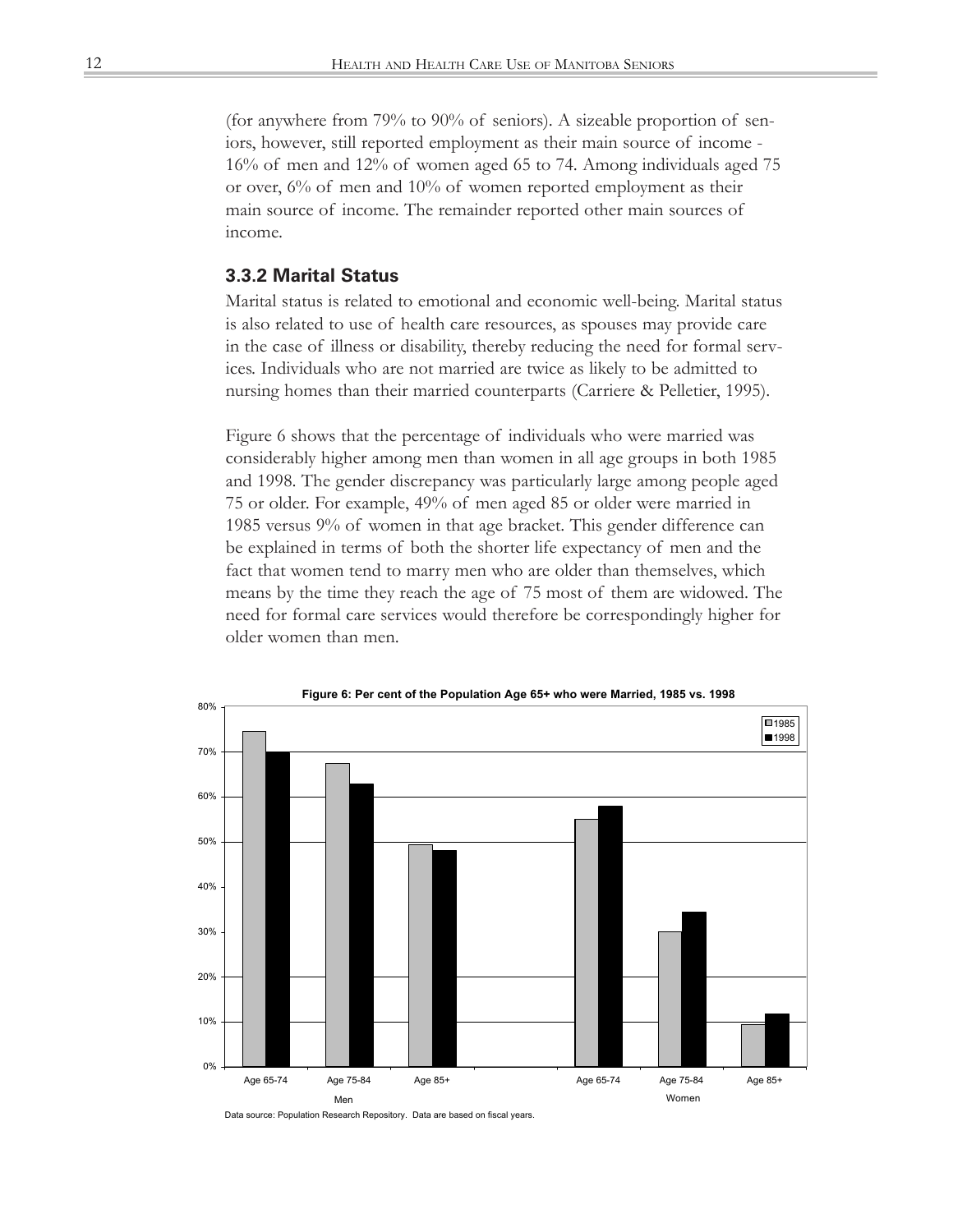(for anywhere from 79% to 90% of seniors). A sizeable proportion of seniors, however, still reported employment as their main source of income - 16% of men and 12% of women aged 65 to 74. Among individuals aged 75 or over, 6% of men and 10% of women reported employment as their main source of income. The remainder reported other main sources of income.

### 3.3.2 Marital Status

Marital status is related to emotional and economic well-being. Marital status is also related to use of health care resources, as spouses may provide care in the case of illness or disability, thereby reducing the need for formal services. Individuals who are not married are twice as likely to be admitted to nursing homes than their married counterparts (Carriere & Pelletier, 1995).

Figure 6 shows that the percentage of individuals who were married was considerably higher among men than women in all age groups in both 1985 and 1998. The gender discrepancy was particularly large among people aged 75 or older. For example, 49% of men aged 85 or older were married in 1985 versus 9% of women in that age bracket. This gender difference can be explained in terms of both the shorter life expectancy of men and the fact that women tend to marry men who are older than themselves, which means by the time they reach the age of 75 most of them are widowed. The need for formal care services would therefore be correspondingly higher for older women than men.

**Figure 6: Per cent of the Population Age 65+ who were Married, 1985 vs. 1998**

80%
70%
60%
50%
40%
30%
20%
10%
0%

1985
1998

Age 65-74
Age 75-84
Age 85+
Men

Age 65-74
Age 75-84
Age 85+
Women

Data source: Population Research Repository. Data are based on fiscal years.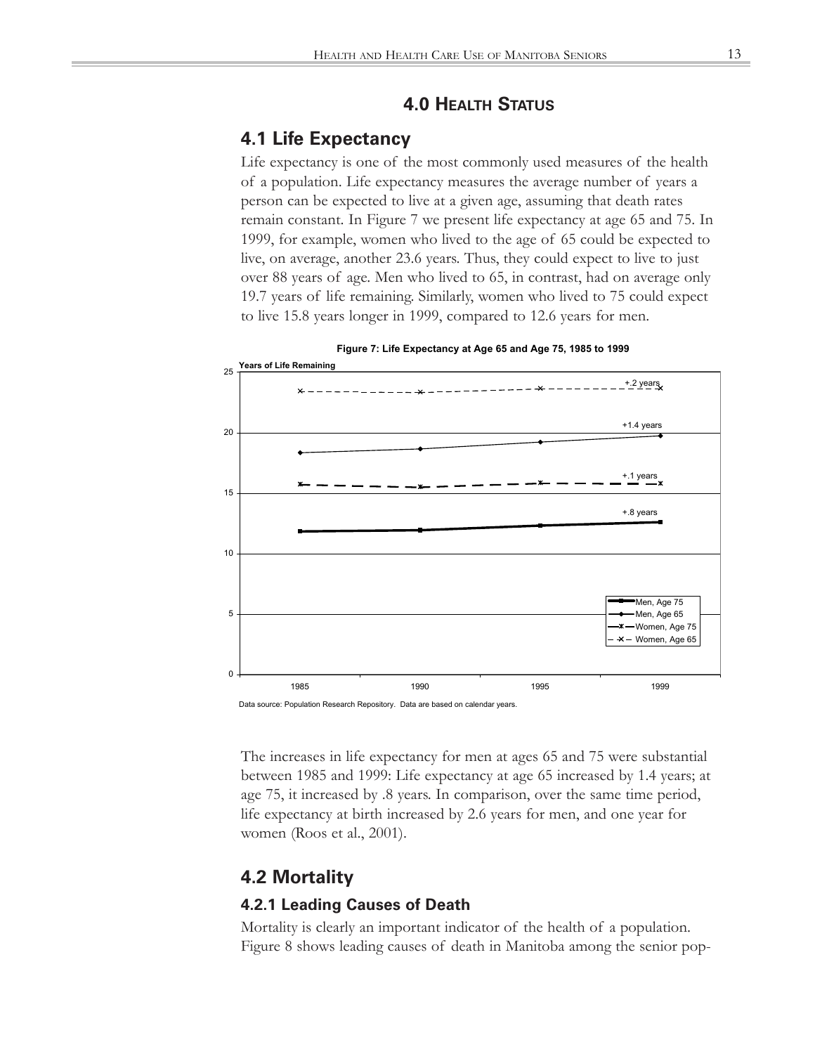# 4.0 Health Status

## 4.1 Life Expectancy

Life expectancy is one of the most commonly used measures of the health of a population. Life expectancy measures the average number of years a person can be expected to live at a given age, assuming that death rates remain constant. In Figure 7 we present life expectancy at age 65 and 75. In 1999, for example, women who lived to the age of 65 could be expected to live, on average, another 23.6 years. Thus, they could expect to live to just over 88 years of age. Men who lived to 65, in contrast, had on average only 19.7 years of life remaining. Similarly, women who lived to 75 could expect to live 15.8 years longer in 1999, compared to 12.6 years for men.

**Figure 7: Life Expectancy at Age 65 and Age 75, 1985 to 1999**

Years of Life Remaining

25
20
15
10
5
0

1985
1990
1995
1999

+.2 years
+1.4 years
+.1 years
+.8 years

Men, Age 75
Men, Age 65
Women, Age 75
Women, Age 65

Data source: Population Research Repository. Data are based on calendar years.

The increases in life expectancy for men at ages 65 and 75 were substantial between 1985 and 1999: Life expectancy at age 65 increased by 1.4 years; at age 75, it increased by .8 years. In comparison, over the same time period, life expectancy at birth increased by 2.6 years for men, and one year for women (Roos et al., 2001).

## 4.2 Mortality

### 4.2.1 Leading Causes of Death

Mortality is clearly an important indicator of the health of a population. Figure 8 shows leading causes of death in Manitoba among the senior pop-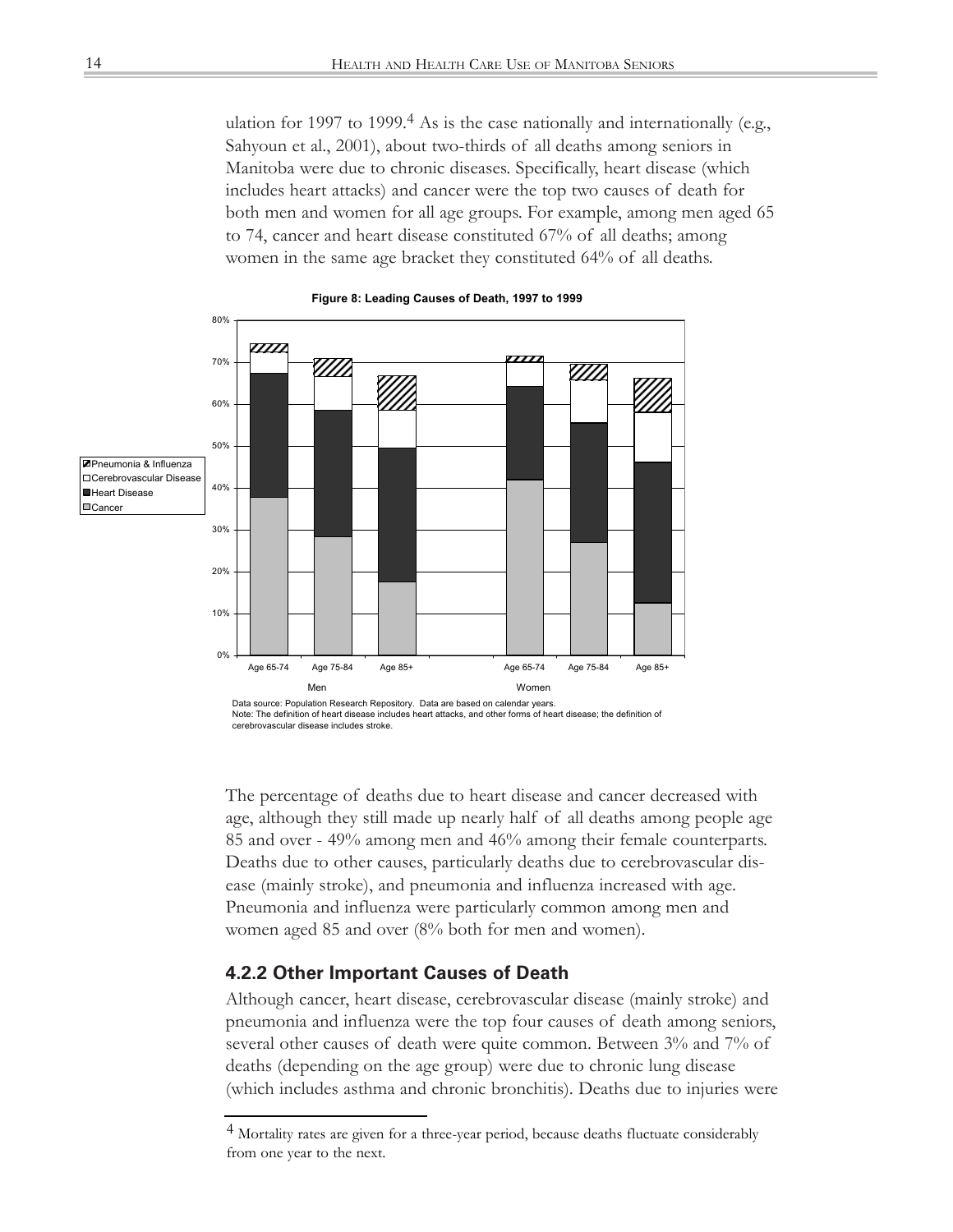ulation for 1997 to 1999.[4] As is the case nationally and internationally (e.g., Sahyoun et al., 2001), about two-thirds of all deaths among seniors in Manitoba were due to chronic diseases. Specifically, heart disease (which includes heart attacks) and cancer were the top two causes of death for both men and women for all age groups. For example, among men aged 65 to 74, cancer and heart disease constituted 67% of all deaths; among women in the same age bracket they constituted 64% of all deaths.

**Figure 8: Leading Causes of Death, 1997 to 1999**

Data source: Population Research Repository. Data are based on calendar years.
Note: The definition of heart disease includes heart attacks, and other forms of heart disease; the definition of cerebrovascular disease includes stroke.

The percentage of deaths due to heart disease and cancer decreased with age, although they still made up nearly half of all deaths among people age 85 and over - 49% among men and 46% among their female counterparts. Deaths due to other causes, particularly deaths due to cerebrovascular disease (mainly stroke), and pneumonia and influenza increased with age. Pneumonia and influenza were particularly common among men and women aged 85 and over (8% both for men and women).

### 4.2.2 Other Important Causes of Death

Although cancer, heart disease, cerebrovascular disease (mainly stroke) and pneumonia and influenza were the top four causes of death among seniors, several other causes of death were quite common. Between 3% and 7% of deaths (depending on the age group) were due to chronic lung disease (which includes asthma and chronic bronchitis). Deaths due to injuries were

---

[4] Mortality rates are given for a three-year period, because deaths fluctuate considerably from one year to the next.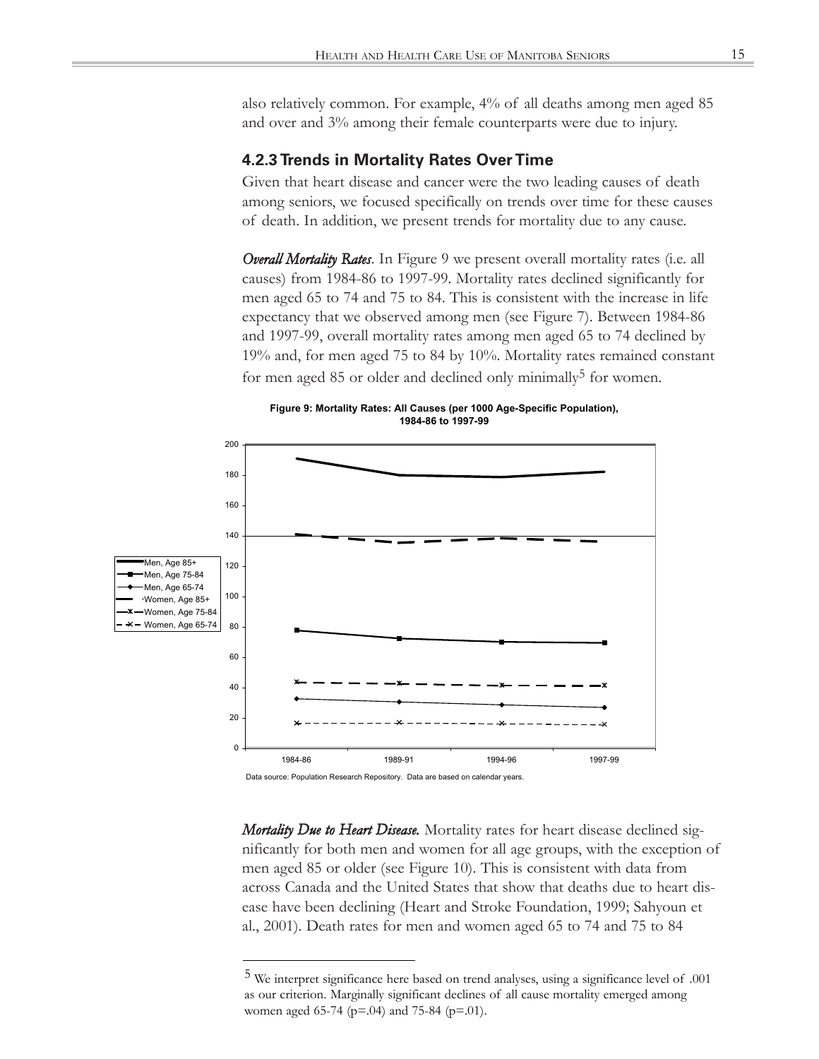also relatively common. For example, 4% of all deaths among men aged 85 and over and 3% among their female counterparts were due to injury.

### 4.2.3 Trends in Mortality Rates Over Time

Given that heart disease and cancer were the two leading causes of death among seniors, we focused specifically on trends over time for these causes of death. In addition, we present trends for mortality due to any cause.

***Overall Mortality Rates***. In Figure 9 we present overall mortality rates (i.e. all causes) from 1984-86 to 1997-99. Mortality rates declined significantly for men aged 65 to 74 and 75 to 84. This is consistent with the increase in life expectancy that we observed among men (see Figure 7). Between 1984-86 and 1997-99, overall mortality rates among men aged 65 to 74 declined by 19% and, for men aged 75 to 84 by 10%. Mortality rates remained constant for men aged 85 or older and declined only minimally[5] for women.

**Figure 9: Mortality Rates: All Causes (per 1000 Age-Specific Population), 1984-86 to 1997-99**

Men, Age 85+
Men, Age 75-84
Men, Age 65-74
Women, Age 85+
Women, Age 75-84
Women, Age 65-74

200
180
160
140
120
100
80
60
40
20
0

1984-86
1989-91
1994-96
1997-99

Data source: Population Research Repository. Data are based on calendar years.

***Mortality Due to Heart Disease.*** Mortality rates for heart disease declined significantly for both men and women for all age groups, with the exception of men aged 85 or older (see Figure 10). This is consistent with data from across Canada and the United States that show that deaths due to heart disease have been declining (Heart and Stroke Foundation, 1999; Sahyoun et al., 2001). Death rates for men and women aged 65 to 74 and 75 to 84

---

[5] We interpret significance here based on trend analyses, using a significance level of .001 as our criterion. Marginally significant declines of all cause mortality emerged among women aged 65-74 ($p=.04$) and 75-84 ($p=.01$).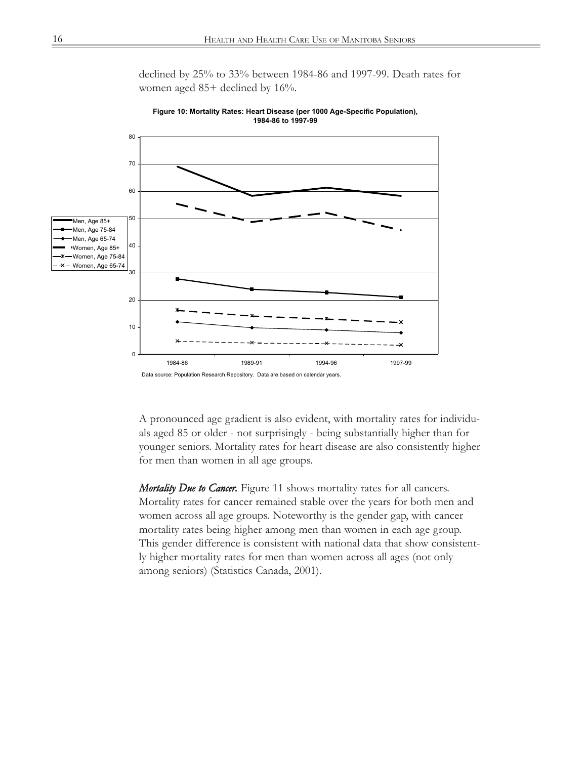declined by 25% to 33% between 1984-86 and 1997-99. Death rates for women aged 85+ declined by 16%.

**Figure 10: Mortality Rates: Heart Disease (per 1000 Age-Specific Population), 1984-86 to 1997-99**

80
70
60
50
40
30
20
10
0

1984-86
1989-91
1994-96
1997-99

Men, Age 85+
Men, Age 75-84
Men, Age 65-74
Women, Age 85+
Women, Age 75-84
Women, Age 65-74

Data source: Population Research Repository. Data are based on calendar years.

A pronounced age gradient is also evident, with mortality rates for individuals aged 85 or older - not surprisingly - being substantially higher than for younger seniors. Mortality rates for heart disease are also consistently higher for men than women in all age groups.

***Mortality Due to Cancer.*** Figure 11 shows mortality rates for all cancers. Mortality rates for cancer remained stable over the years for both men and women across all age groups. Noteworthy is the gender gap, with cancer mortality rates being higher among men than women in each age group. This gender difference is consistent with national data that show consistently higher mortality rates for men than women across all ages (not only among seniors) (Statistics Canada, 2001).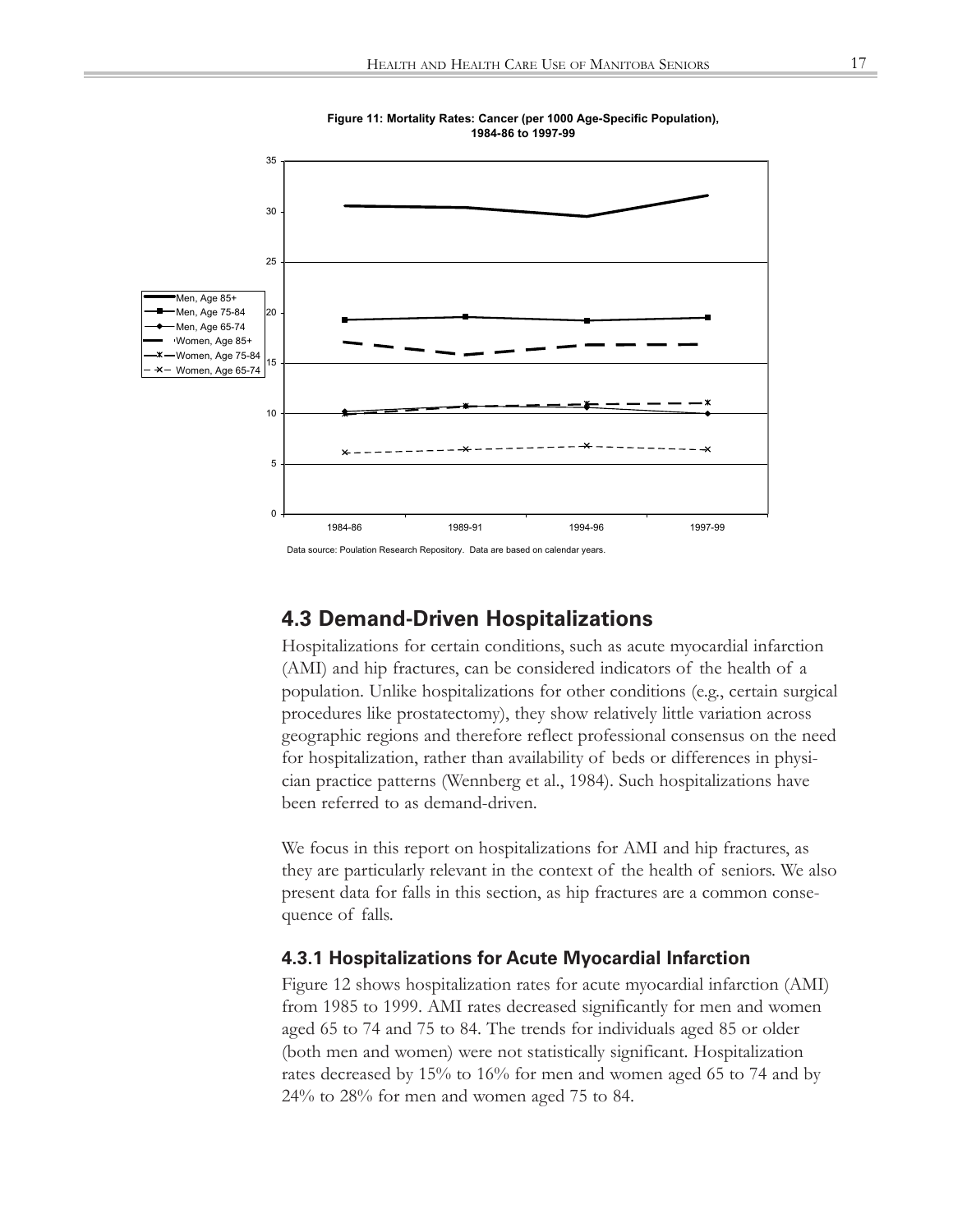**Figure 11: Mortality Rates: Cancer (per 1000 Age-Specific Population), 1984-86 to 1997-99**

35
30
25
20
15
10
5
0

1984-86
1989-91
1994-96
1997-99

Men, Age 85+
Men, Age 75-84
Men, Age 65-74
Women, Age 85+
Women, Age 75-84
Women, Age 65-74

Data source: Poulation Research Repository. Data are based on calendar years.

## 4.3 Demand-Driven Hospitalizations

Hospitalizations for certain conditions, such as acute myocardial infarction (AMI) and hip fractures, can be considered indicators of the health of a population. Unlike hospitalizations for other conditions (e.g., certain surgical procedures like prostatectomy), they show relatively little variation across geographic regions and therefore reflect professional consensus on the need for hospitalization, rather than availability of beds or differences in physician practice patterns (Wennberg et al., 1984). Such hospitalizations have been referred to as demand-driven.

We focus in this report on hospitalizations for AMI and hip fractures, as they are particularly relevant in the context of the health of seniors. We also present data for falls in this section, as hip fractures are a common consequence of falls.

### 4.3.1 Hospitalizations for Acute Myocardial Infarction

Figure 12 shows hospitalization rates for acute myocardial infarction (AMI) from 1985 to 1999. AMI rates decreased significantly for men and women aged 65 to 74 and 75 to 84. The trends for individuals aged 85 or older (both men and women) were not statistically significant. Hospitalization rates decreased by 15% to 16% for men and women aged 65 to 74 and by 24% to 28% for men and women aged 75 to 84.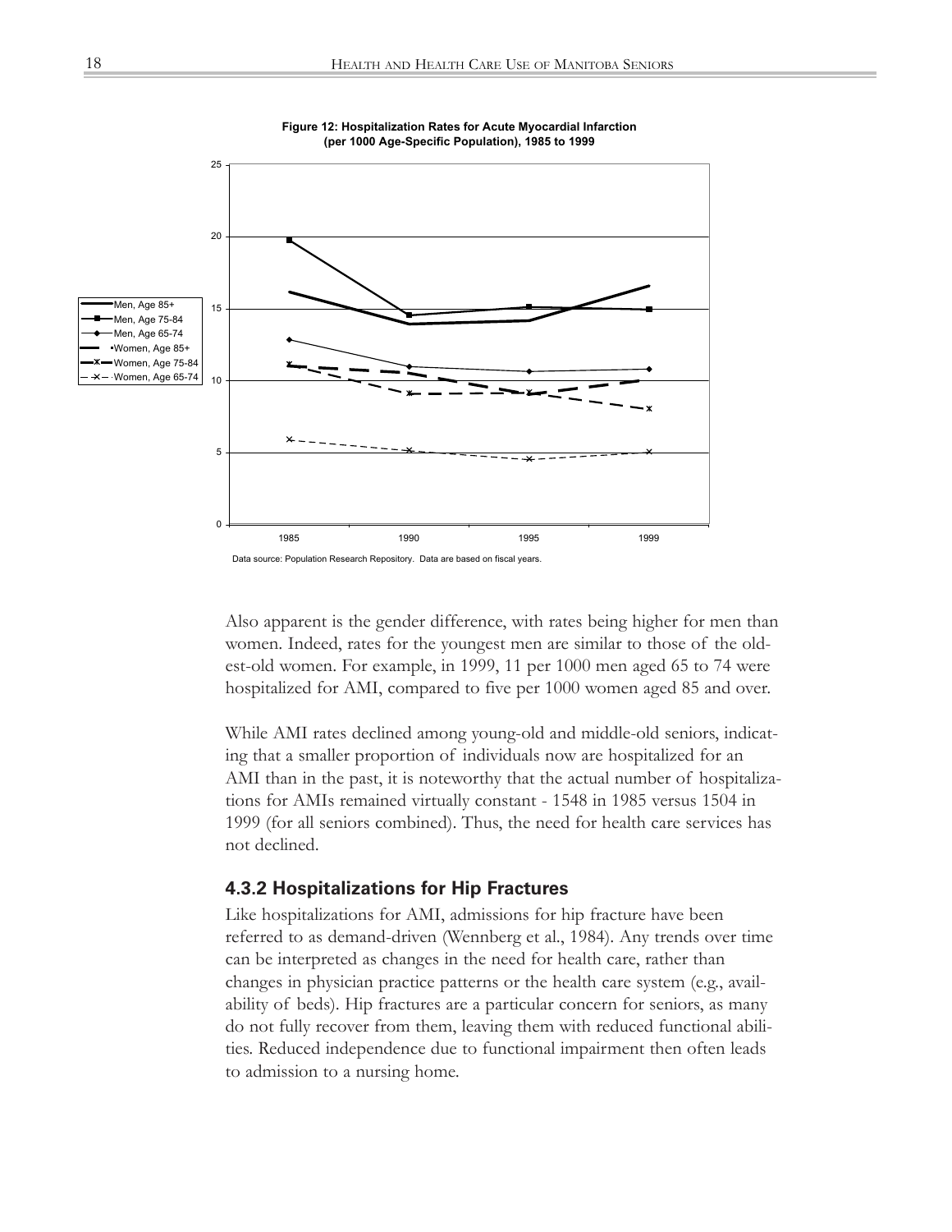**Figure 12: Hospitalization Rates for Acute Myocardial Infarction (per 1000 Age-Specific Population), 1985 to 1999**

25
20
15
10
5
0

1985
1990
1995
1999

Men, Age 85+
Men, Age 75-84
Men, Age 65-74
Women, Age 85+
Women, Age 75-84
Women, Age 65-74

Data source: Population Research Repository. Data are based on fiscal years.

Also apparent is the gender difference, with rates being higher for men than women. Indeed, rates for the youngest men are similar to those of the oldest-old women. For example, in 1999, 11 per 1000 men aged 65 to 74 were hospitalized for AMI, compared to five per 1000 women aged 85 and over.

While AMI rates declined among young-old and middle-old seniors, indicating that a smaller proportion of individuals now are hospitalized for an AMI than in the past, it is noteworthy that the actual number of hospitalizations for AMIs remained virtually constant - 1548 in 1985 versus 1504 in 1999 (for all seniors combined). Thus, the need for health care services has not declined.

### 4.3.2 Hospitalizations for Hip Fractures

Like hospitalizations for AMI, admissions for hip fracture have been referred to as demand-driven (Wennberg et al., 1984). Any trends over time can be interpreted as changes in the need for health care, rather than changes in physician practice patterns or the health care system (e.g., availability of beds). Hip fractures are a particular concern for seniors, as many do not fully recover from them, leaving them with reduced functional abilities. Reduced independence due to functional impairment then often leads to admission to a nursing home.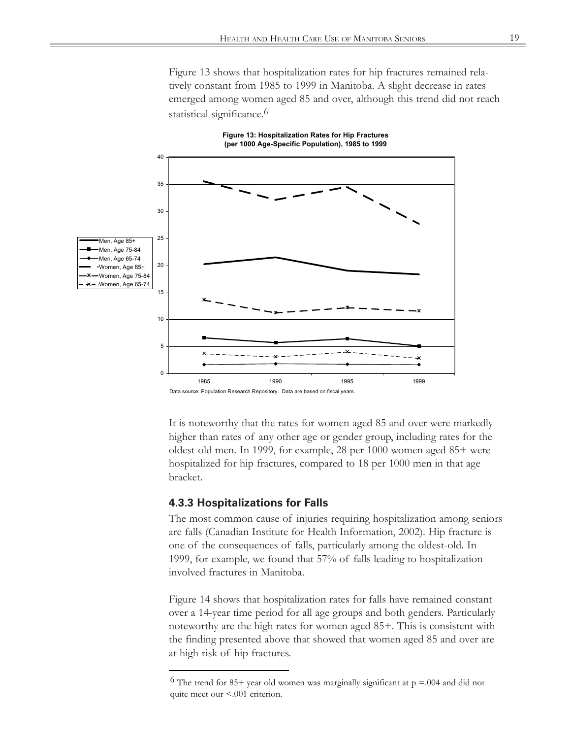Figure 13 shows that hospitalization rates for hip fractures remained relatively constant from 1985 to 1999 in Manitoba. A slight decrease in rates emerged among women aged 85 and over, although this trend did not reach statistical significance.[6]

**Figure 13: Hospitalization Rates for Hip Fractures (per 1000 Age-Specific Population), 1985 to 1999**

40
35
30
25
20
15
10
5
0

1985 1990 1995 1999

Men, Age 85+
Men, Age 75-84
Men, Age 65-74
Women, Age 85+
Women, Age 75-84
Women, Age 65-74

Data source: Population Research Repository. Data are based on fiscal years.

It is noteworthy that the rates for women aged 85 and over were markedly higher than rates of any other age or gender group, including rates for the oldest-old men. In 1999, for example, 28 per 1000 women aged 85+ were hospitalized for hip fractures, compared to 18 per 1000 men in that age bracket.

### 4.3.3 Hospitalizations for Falls

The most common cause of injuries requiring hospitalization among seniors are falls (Canadian Institute for Health Information, 2002). Hip fracture is one of the consequences of falls, particularly among the oldest-old. In 1999, for example, we found that 57% of falls leading to hospitalization involved fractures in Manitoba.

Figure 14 shows that hospitalization rates for falls have remained constant over a 14-year time period for all age groups and both genders. Particularly noteworthy are the high rates for women aged 85+. This is consistent with the finding presented above that showed that women aged 85 and over are at high risk of hip fractures.

---

[6] The trend for 85+ year old women was marginally significant at $p = .004$ and did not quite meet our $< .001$ criterion.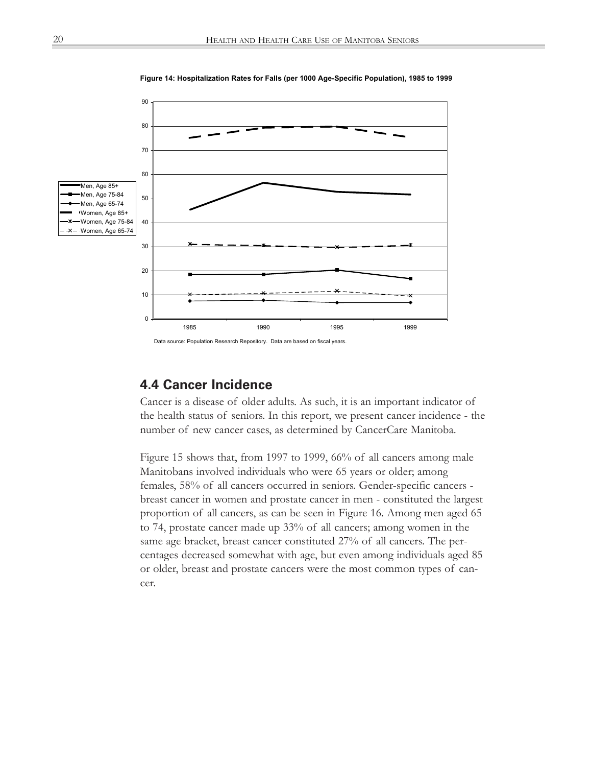**Figure 14: Hospitalization Rates for Falls (per 1000 Age-Specific Population), 1985 to 1999**

Men, Age 85+
Men, Age 75-84
Men, Age 65-74
Women, Age 85+
Women, Age 75-84
Women, Age 65-74

90
80
70
60
50
40
30
20
10
0

1985
1990
1995
1999

Data source: Population Research Repository. Data are based on fiscal years.

## 4.4 Cancer Incidence

Cancer is a disease of older adults. As such, it is an important indicator of the health status of seniors. In this report, we present cancer incidence - the number of new cancer cases, as determined by CancerCare Manitoba.

Figure 15 shows that, from 1997 to 1999, 66% of all cancers among male Manitobans involved individuals who were 65 years or older; among females, 58% of all cancers occurred in seniors. Gender-specific cancers - breast cancer in women and prostate cancer in men - constituted the largest proportion of all cancers, as can be seen in Figure 16. Among men aged 65 to 74, prostate cancer made up 33% of all cancers; among women in the same age bracket, breast cancer constituted 27% of all cancers. The percentages decreased somewhat with age, but even among individuals aged 85 or older, breast and prostate cancers were the most common types of cancer.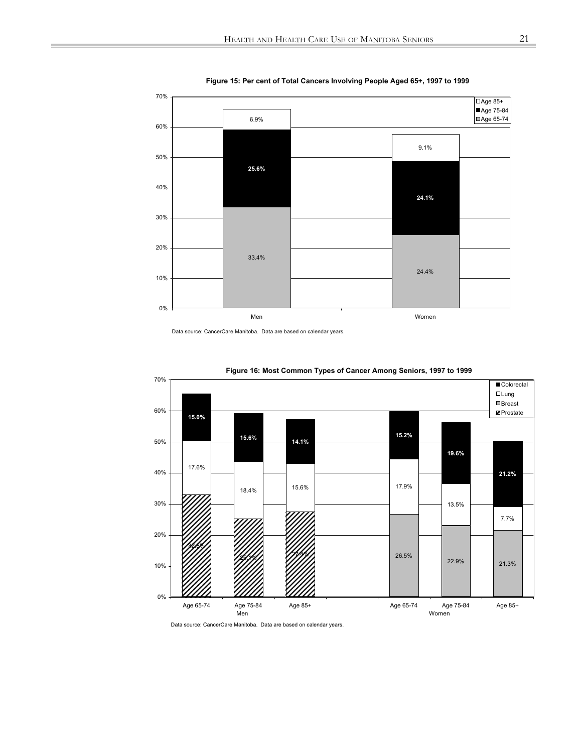**Figure 15: Per cent of Total Cancers Involving People Aged 65+, 1997 to 1999**

70%
60%
50%
40%
30%
20%
10%
0%

Age 85+
Age 75-84
Age 65-74

Men: 6.9%, 25.6%, 33.4%

Women: 9.1%, 24.1%, 24.4%

Data source: CancerCare Manitoba. Data are based on calendar years.

**Figure 16: Most Common Types of Cancer Among Seniors, 1997 to 1999**

70%
60%
50%
40%
30%
20%
10%
0%

Colorectal
Lung
Breast
Prostate

Men
Age 65-74: 15.0%, 17.6%, 32.8%
Age 75-84: 15.6%, 18.4%, 25.1%
Age 85+: 14.1%, 15.6%, 27.4%

Women
Age 65-74: 15.2%, 17.9%, 26.5%
Age 75-84: 19.6%, 13.5%, 22.9%
Age 85+: 21.2%, 7.7%, 21.3%

Data source: CancerCare Manitoba. Data are based on calendar years.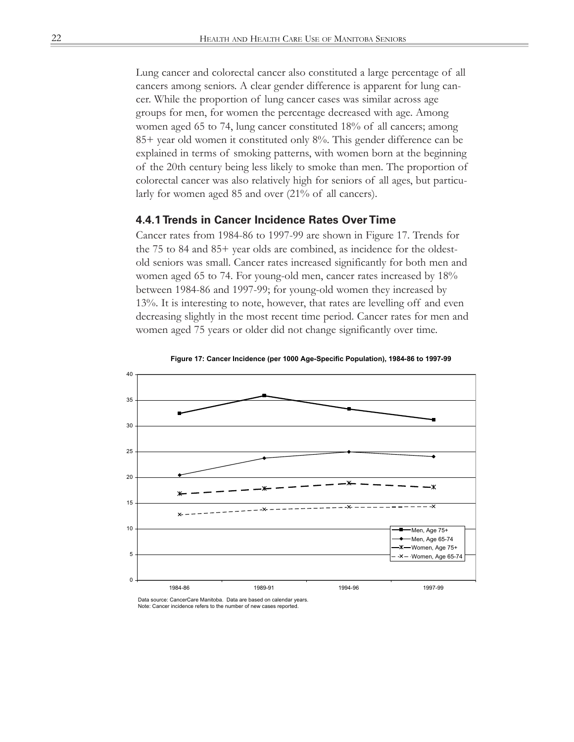Lung cancer and colorectal cancer also constituted a large percentage of all cancers among seniors. A clear gender difference is apparent for lung cancer. While the proportion of lung cancer cases was similar across age groups for men, for women the percentage decreased with age. Among women aged 65 to 74, lung cancer constituted 18% of all cancers; among 85+ year old women it constituted only 8%. This gender difference can be explained in terms of smoking patterns, with women born at the beginning of the 20th century being less likely to smoke than men. The proportion of colorectal cancer was also relatively high for seniors of all ages, but particularly for women aged 85 and over (21% of all cancers).

### 4.4.1 Trends in Cancer Incidence Rates Over Time

Cancer rates from 1984-86 to 1997-99 are shown in Figure 17. Trends for the 75 to 84 and 85+ year olds are combined, as incidence for the oldest-old seniors was small. Cancer rates increased significantly for both men and women aged 65 to 74. For young-old men, cancer rates increased by 18% between 1984-86 and 1997-99; for young-old women they increased by 13%. It is interesting to note, however, that rates are levelling off and even decreasing slightly in the most recent time period. Cancer rates for men and women aged 75 years or older did not change significantly over time.

**Figure 17: Cancer Incidence (per 1000 Age-Specific Population), 1984-86 to 1997-99**

40
35
30
25
20
15
10
5
0

1984-86
1989-91
1994-96
1997-99

Men, Age 75+
Men, Age 65-74
Women, Age 75+
Women, Age 65-74

Data source: CancerCare Manitoba. Data are based on calendar years.
Note: Cancer incidence refers to the number of new cases reported.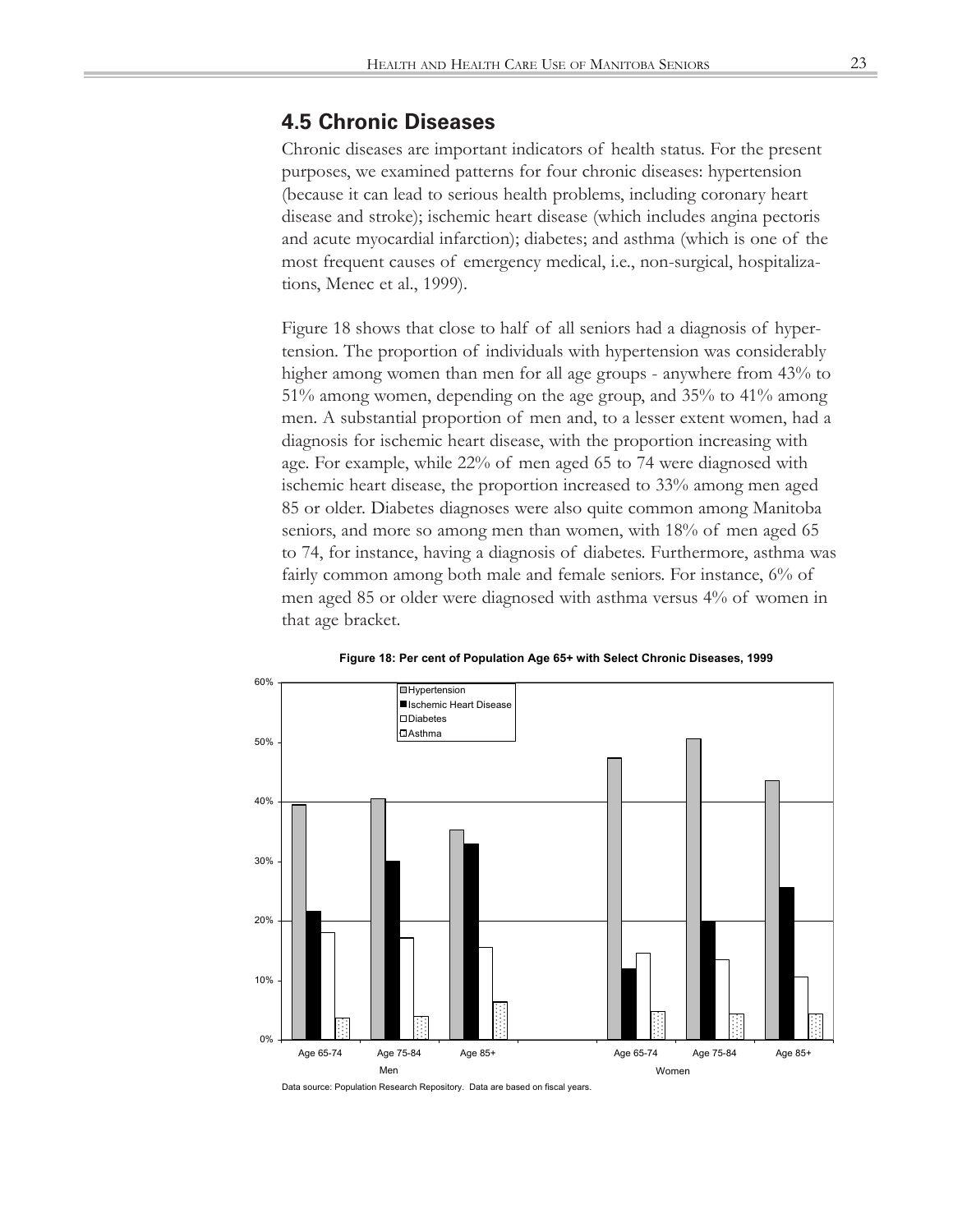## 4.5 Chronic Diseases

Chronic diseases are important indicators of health status. For the present purposes, we examined patterns for four chronic diseases: hypertension (because it can lead to serious health problems, including coronary heart disease and stroke); ischemic heart disease (which includes angina pectoris and acute myocardial infarction); diabetes; and asthma (which is one of the most frequent causes of emergency medical, i.e., non-surgical, hospitalizations, Menec et al., 1999).

Figure 18 shows that close to half of all seniors had a diagnosis of hypertension. The proportion of individuals with hypertension was considerably higher among women than men for all age groups - anywhere from 43% to 51% among women, depending on the age group, and 35% to 41% among men. A substantial proportion of men and, to a lesser extent women, had a diagnosis for ischemic heart disease, with the proportion increasing with age. For example, while 22% of men aged 65 to 74 were diagnosed with ischemic heart disease, the proportion increased to 33% among men aged 85 or older. Diabetes diagnoses were also quite common among Manitoba seniors, and more so among men than women, with 18% of men aged 65 to 74, for instance, having a diagnosis of diabetes. Furthermore, asthma was fairly common among both male and female seniors. For instance, 6% of men aged 85 or older were diagnosed with asthma versus 4% of women in that age bracket.

**Figure 18: Per cent of Population Age 65+ with Select Chronic Diseases, 1999**

60%
50%
40%
30%
20%
10%
0%

Hypertension
Ischemic Heart Disease
Diabetes
Asthma

Age 65-74
Age 75-84
Age 85+
Men

Age 65-74
Age 75-84
Age 85+
Women

Data source: Population Research Repository. Data are based on fiscal years.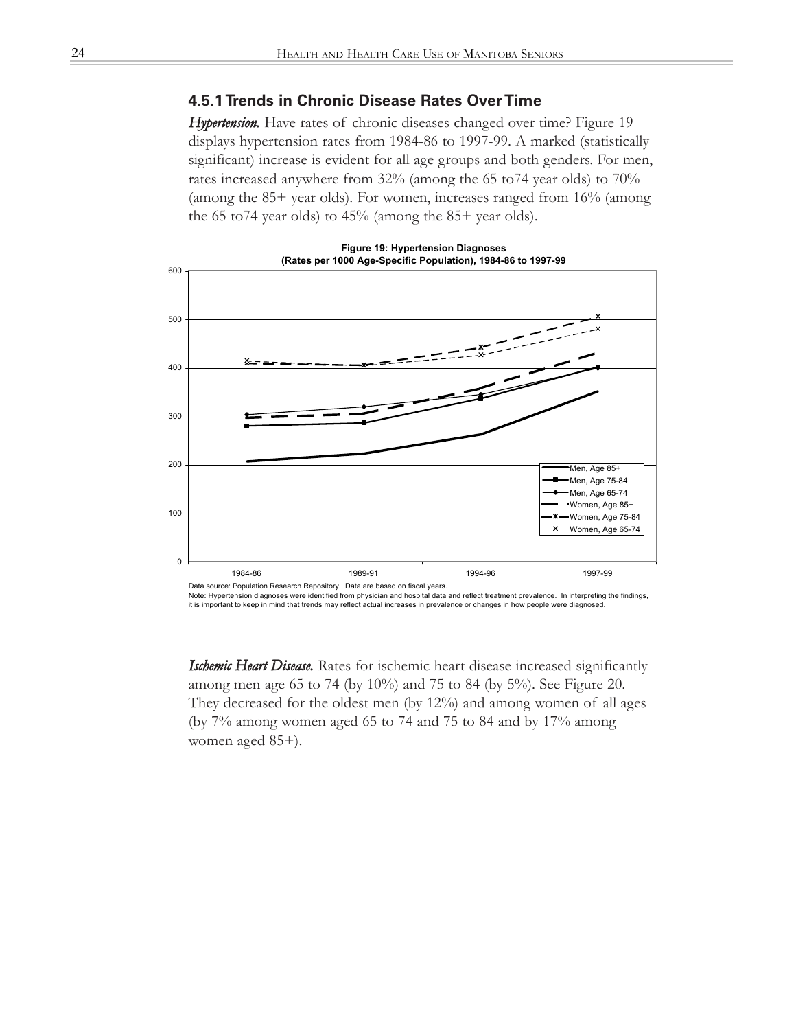### 4.5.1 Trends in Chronic Disease Rates Over Time

*Hypertension.* Have rates of chronic diseases changed over time? Figure 19 displays hypertension rates from 1984-86 to 1997-99. A marked (statistically significant) increase is evident for all age groups and both genders. For men, rates increased anywhere from 32% (among the 65 to74 year olds) to 70% (among the 85+ year olds). For women, increases ranged from 16% (among the 65 to74 year olds) to 45% (among the 85+ year olds).

**Figure 19: Hypertension Diagnoses (Rates per 1000 Age-Specific Population), 1984-86 to 1997-99**

Data source: Population Research Repository. Data are based on fiscal years.
Note: Hypertension diagnoses were identified from physician and hospital data and reflect treatment prevalence. In interpreting the findings, it is important to keep in mind that trends may reflect actual increases in prevalence or changes in how people were diagnosed.

*Ischemic Heart Disease.* Rates for ischemic heart disease increased significantly among men age 65 to 74 (by 10%) and 75 to 84 (by 5%). See Figure 20. They decreased for the oldest men (by 12%) and among women of all ages (by 7% among women aged 65 to 74 and 75 to 84 and by 17% among women aged 85+).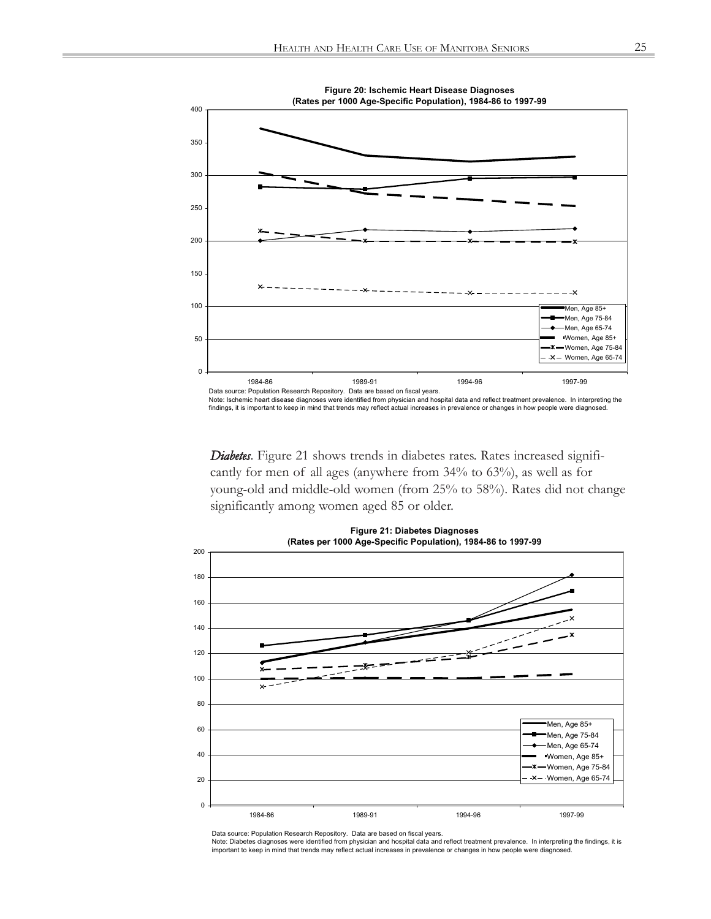**Figure 20: Ischemic Heart Disease Diagnoses (Rates per 1000 Age-Specific Population), 1984-86 to 1997-99**

400
350
300
250
200
150
100
50
0

1984-86
1989-91
1994-96
1997-99

Men, Age 85+
Men, Age 75-84
Men, Age 65-74
Women, Age 85+
Women, Age 75-84
Women, Age 65-74

Data source: Population Research Repository. Data are based on fiscal years.
Note: Ischemic heart disease diagnoses were identified from physician and hospital data and reflect treatment prevalence. In interpreting the findings, it is important to keep in mind that trends may reflect actual increases in prevalence or changes in how people were diagnosed.

***Diabetes***. Figure 21 shows trends in diabetes rates. Rates increased significantly for men of all ages (anywhere from 34% to 63%), as well as for young-old and middle-old women (from 25% to 58%). Rates did not change significantly among women aged 85 or older.

**Figure 21: Diabetes Diagnoses (Rates per 1000 Age-Specific Population), 1984-86 to 1997-99**

200
180
160
140
120
100
80
60
40
20
0

1984-86
1989-91
1994-96
1997-99

Men, Age 85+
Men, Age 75-84
Men, Age 65-74
Women, Age 85+
Women, Age 75-84
Women, Age 65-74

Data source: Population Research Repository. Data are based on fiscal years.
Note: Diabetes diagnoses were identified from physician and hospital data and reflect treatment prevalence. In interpreting the findings, it is important to keep in mind that trends may reflect actual increases in prevalence or changes in how people were diagnosed.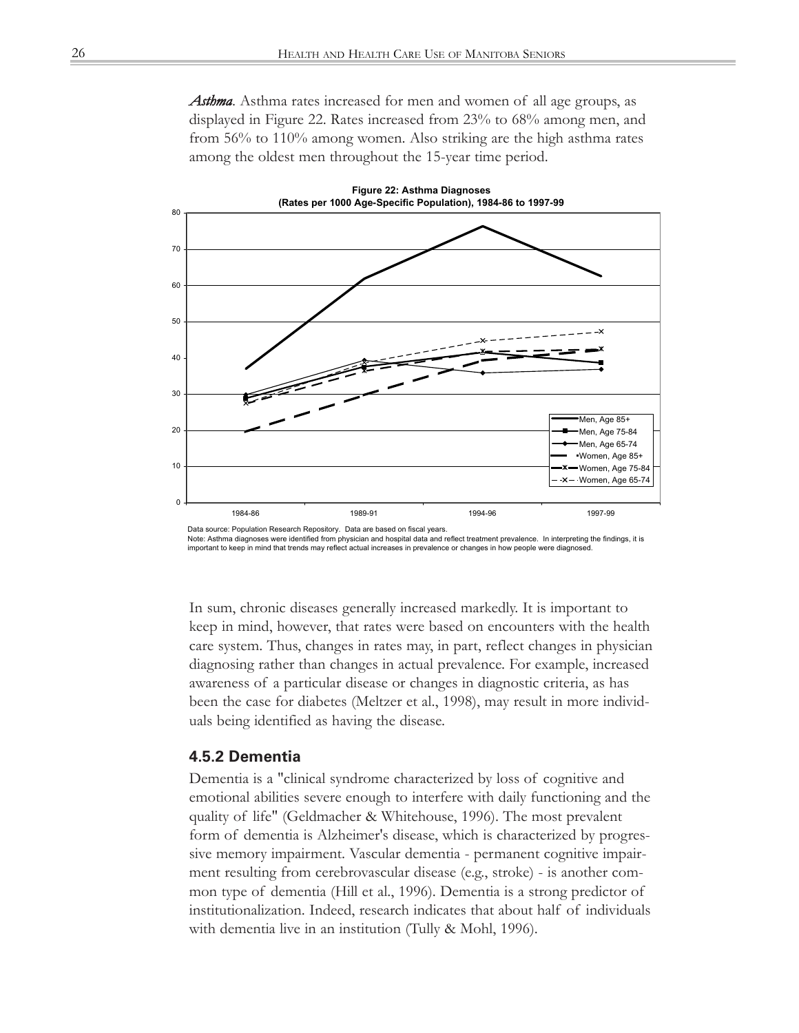*Asthma*. Asthma rates increased for men and women of all age groups, as displayed in Figure 22. Rates increased from 23% to 68% among men, and from 56% to 110% among women. Also striking are the high asthma rates among the oldest men throughout the 15-year time period.

**Figure 22: Asthma Diagnoses (Rates per 1000 Age-Specific Population), 1984-86 to 1997-99**

80
70
60
50
40
30
20
10
0

1984-86
1989-91
1994-96
1997-99

Men, Age 85+
Men, Age 75-84
Men, Age 65-74
Women, Age 85+
Women, Age 75-84
Women, Age 65-74

Data source: Population Research Repository. Data are based on fiscal years.

Note: Asthma diagnoses were identified from physician and hospital data and reflect treatment prevalence. In interpreting the findings, it is important to keep in mind that trends may reflect actual increases in prevalence or changes in how people were diagnosed.

In sum, chronic diseases generally increased markedly. It is important to keep in mind, however, that rates were based on encounters with the health care system. Thus, changes in rates may, in part, reflect changes in physician diagnosing rather than changes in actual prevalence. For example, increased awareness of a particular disease or changes in diagnostic criteria, as has been the case for diabetes (Meltzer et al., 1998), may result in more individuals being identified as having the disease.

### 4.5.2 Dementia

Dementia is a "clinical syndrome characterized by loss of cognitive and emotional abilities severe enough to interfere with daily functioning and the quality of life" (Geldmacher & Whitehouse, 1996). The most prevalent form of dementia is Alzheimer's disease, which is characterized by progressive memory impairment. Vascular dementia - permanent cognitive impairment resulting from cerebrovascular disease (e.g., stroke) - is another common type of dementia (Hill et al., 1996). Dementia is a strong predictor of institutionalization. Indeed, research indicates that about half of individuals with dementia live in an institution (Tully & Mohl, 1996).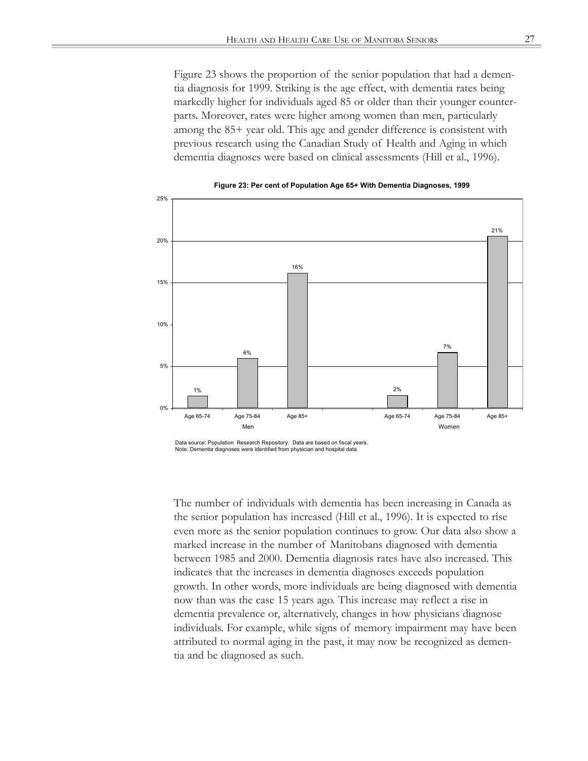Figure 23 shows the proportion of the senior population that had a dementia diagnosis for 1999. Striking is the age effect, with dementia rates being markedly higher for individuals aged 85 or older than their younger counterparts. Moreover, rates were higher among women than men, particularly among the 85+ year old. This age and gender difference is consistent with previous research using the Canadian Study of Health and Aging in which dementia diagnoses were based on clinical assessments (Hill et al., 1996).

**Figure 23: Per cent of Population Age 65+ With Dementia Diagnoses, 1999**

25%
20%
15%
10%
5%
0%

1%
6%
16%
2%
7%
21%

Age 65-74
Age 75-84
Age 85+
Men

Age 65-74
Age 75-84
Age 85+
Women

Data source: Population Research Repository. Data are based on fiscal years.
Note: Dementia diagnoses were identified from physician and hospital data.

The number of individuals with dementia has been increasing in Canada as the senior population has increased (Hill et al., 1996). It is expected to rise even more as the senior population continues to grow. Our data also show a marked increase in the number of Manitobans diagnosed with dementia between 1985 and 2000. Dementia diagnosis rates have also increased. This indicates that the increases in dementia diagnoses exceeds population growth. In other words, more individuals are being diagnosed with dementia now than was the case 15 years ago. This increase may reflect a rise in dementia prevalence or, alternatively, changes in how physicians diagnose individuals. For example, while signs of memory impairment may have been attributed to normal aging in the past, it may now be recognized as dementia and be diagnosed as such.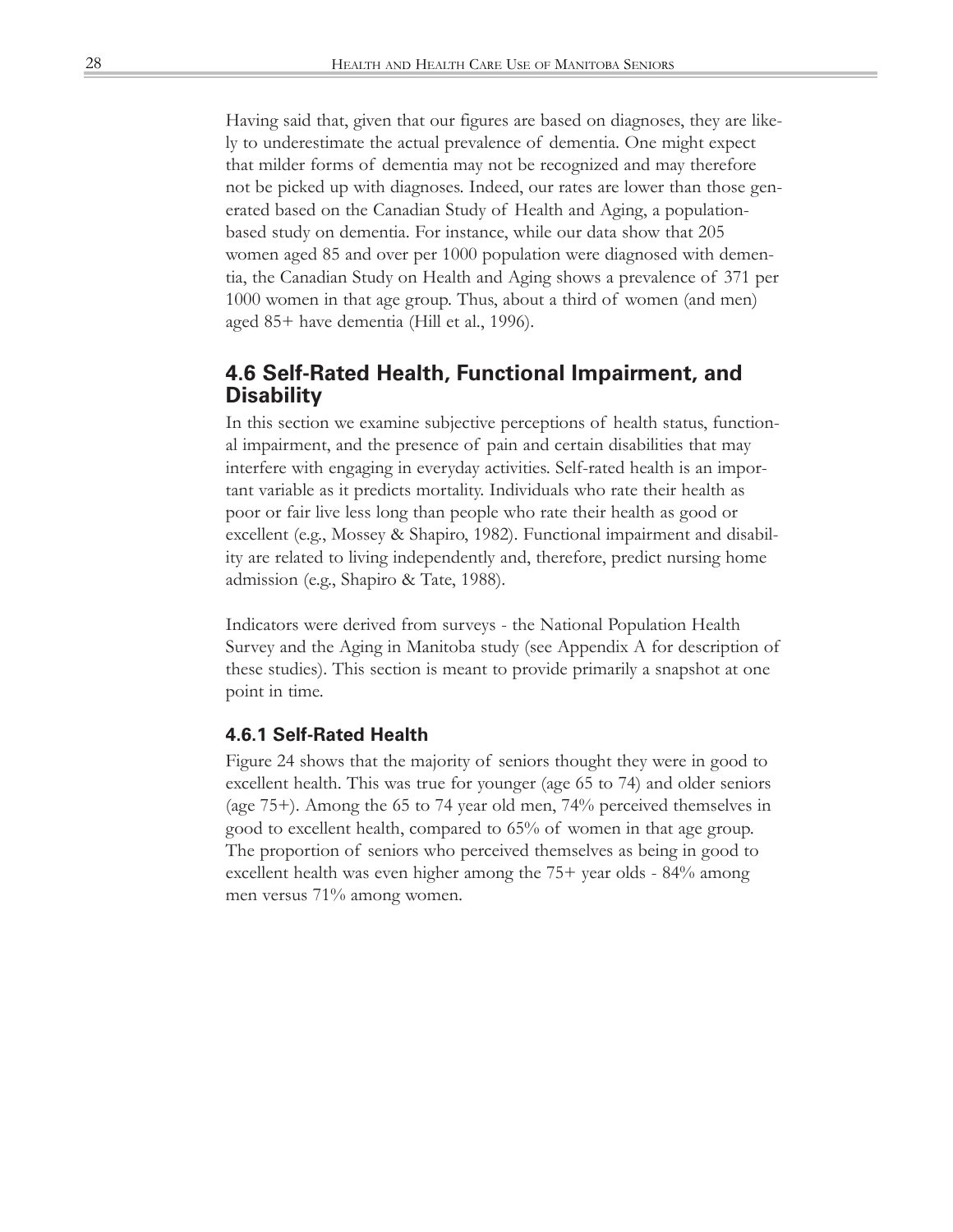Having said that, given that our figures are based on diagnoses, they are likely to underestimate the actual prevalence of dementia. One might expect that milder forms of dementia may not be recognized and may therefore not be picked up with diagnoses. Indeed, our rates are lower than those generated based on the Canadian Study of Health and Aging, a population-based study on dementia. For instance, while our data show that 205 women aged 85 and over per 1000 population were diagnosed with dementia, the Canadian Study on Health and Aging shows a prevalence of 371 per 1000 women in that age group. Thus, about a third of women (and men) aged 85+ have dementia (Hill et al., 1996).

## 4.6 Self-Rated Health, Functional Impairment, and Disability

In this section we examine subjective perceptions of health status, functional impairment, and the presence of pain and certain disabilities that may interfere with engaging in everyday activities. Self-rated health is an important variable as it predicts mortality. Individuals who rate their health as poor or fair live less long than people who rate their health as good or excellent (e.g., Mossey & Shapiro, 1982). Functional impairment and disability are related to living independently and, therefore, predict nursing home admission (e.g., Shapiro & Tate, 1988).

Indicators were derived from surveys - the National Population Health Survey and the Aging in Manitoba study (see Appendix A for description of these studies). This section is meant to provide primarily a snapshot at one point in time.

### 4.6.1 Self-Rated Health

Figure 24 shows that the majority of seniors thought they were in good to excellent health. This was true for younger (age 65 to 74) and older seniors (age 75+). Among the 65 to 74 year old men, 74% perceived themselves in good to excellent health, compared to 65% of women in that age group. The proportion of seniors who perceived themselves as being in good to excellent health was even higher among the 75+ year olds - 84% among men versus 71% among women.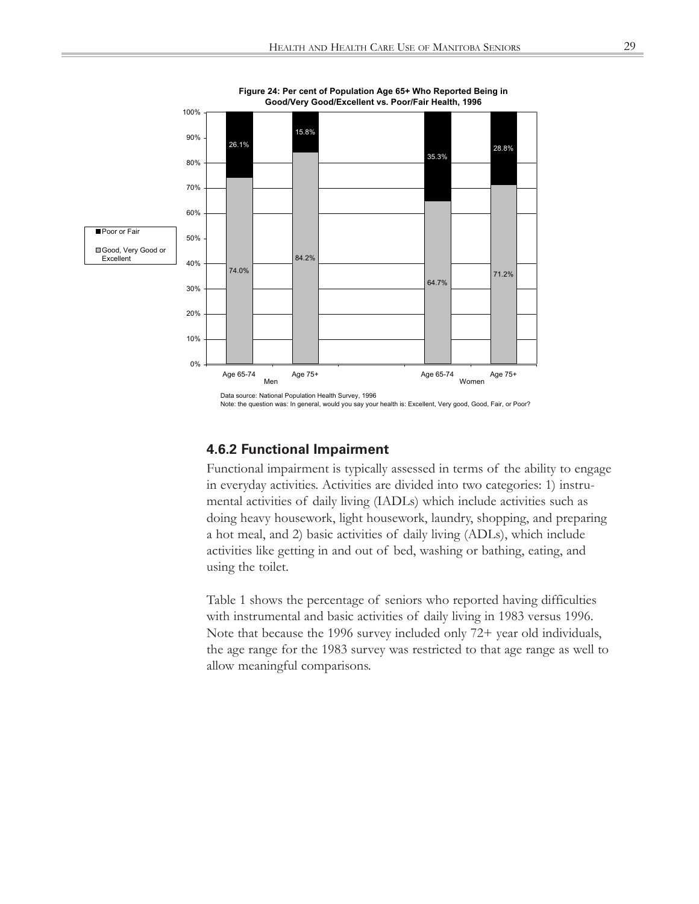**Figure 24: Per cent of Population Age 65+ Who Reported Being in Good/Very Good/Excellent vs. Poor/Fair Health, 1996**

100%
90%
80%
70%
60%
50%
40%
30%
20%
10%
0%

Poor or Fair
Good, Very Good or Excellent

26.1%
74.0%
15.8%
84.2%
35.3%
64.7%
28.8%
71.2%

Age 65-74
Age 75+
Men
Age 65-74
Age 75+
Women

Data source: National Population Health Survey, 1996

Note: the question was: In general, would you say your health is: Excellent, Very good, Good, Fair, or Poor?

### 4.6.2 Functional Impairment

Functional impairment is typically assessed in terms of the ability to engage in everyday activities. Activities are divided into two categories: 1) instrumental activities of daily living (IADLs) which include activities such as doing heavy housework, light housework, laundry, shopping, and preparing a hot meal, and 2) basic activities of daily living (ADLs), which include activities like getting in and out of bed, washing or bathing, eating, and using the toilet.

Table 1 shows the percentage of seniors who reported having difficulties with instrumental and basic activities of daily living in 1983 versus 1996. Note that because the 1996 survey included only 72+ year old individuals, the age range for the 1983 survey was restricted to that age range as well to allow meaningful comparisons.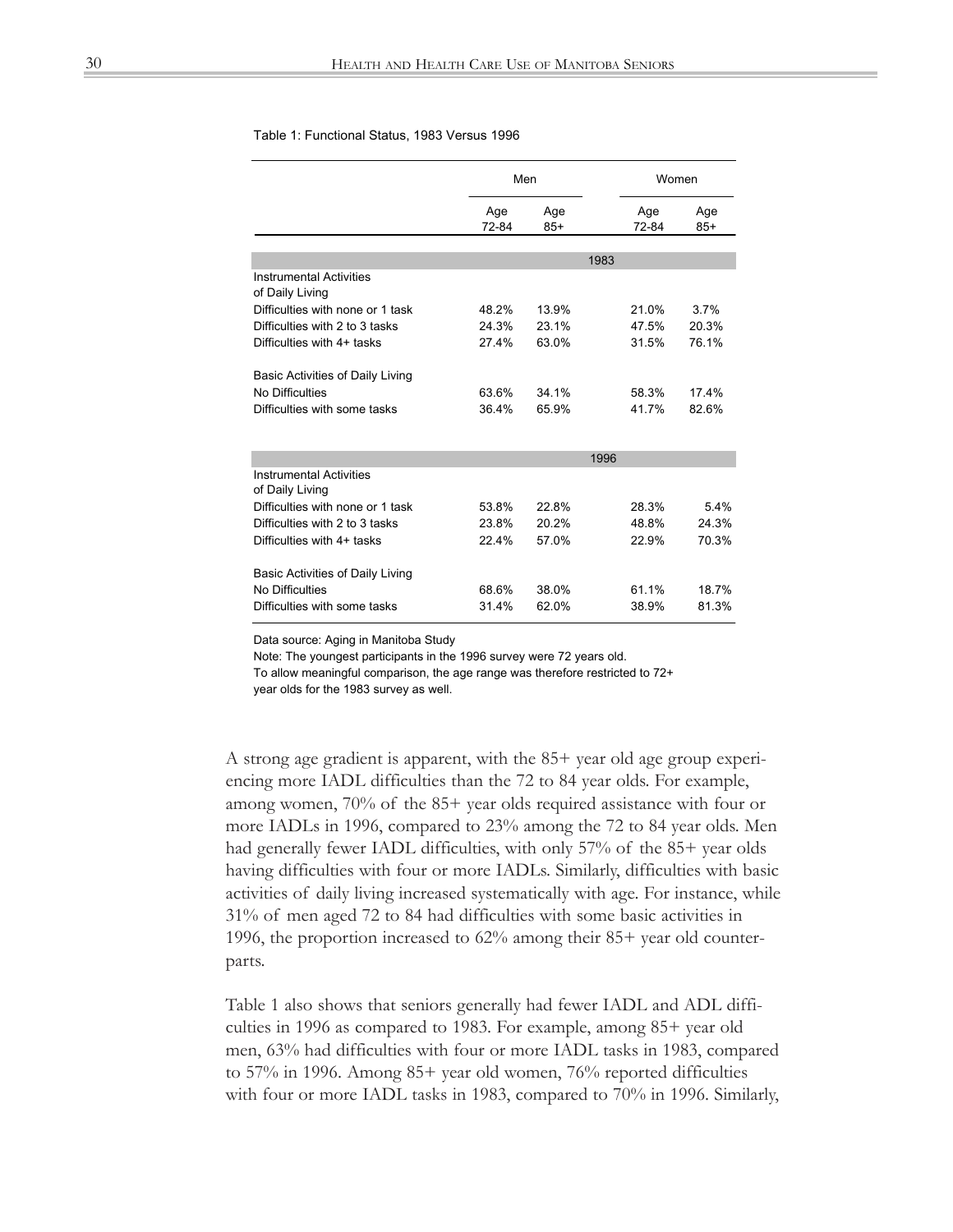Table 1: Functional Status, 1983 Versus 1996

| | Men | | Women | |
|---|---|---|---|---|
| | Age 72-84 | Age 85+ | Age 72-84 | Age 85+ |
| **1983** | | | | |
| Instrumental Activities of Daily Living | | | | |
| Difficulties with none or 1 task | 48.2% | 13.9% | 21.0% | 3.7% |
| Difficulties with 2 to 3 tasks | 24.3% | 23.1% | 47.5% | 20.3% |
| Difficulties with 4+ tasks | 27.4% | 63.0% | 31.5% | 76.1% |
| Basic Activities of Daily Living | | | | |
| No Difficulties | 63.6% | 34.1% | 58.3% | 17.4% |
| Difficulties with some tasks | 36.4% | 65.9% | 41.7% | 82.6% |
| **1996** | | | | |
| Instrumental Activities of Daily Living | | | | |
| Difficulties with none or 1 task | 53.8% | 22.8% | 28.3% | 5.4% |
| Difficulties with 2 to 3 tasks | 23.8% | 20.2% | 48.8% | 24.3% |
| Difficulties with 4+ tasks | 22.4% | 57.0% | 22.9% | 70.3% |
| Basic Activities of Daily Living | | | | |
| No Difficulties | 68.6% | 38.0% | 61.1% | 18.7% |
| Difficulties with some tasks | 31.4% | 62.0% | 38.9% | 81.3% |

Data source: Aging in Manitoba Study

Note: The youngest participants in the 1996 survey were 72 years old.
To allow meaningful comparison, the age range was therefore restricted to 72+ year olds for the 1983 survey as well.

A strong age gradient is apparent, with the 85+ year old age group experiencing more IADL difficulties than the 72 to 84 year olds. For example, among women, 70% of the 85+ year olds required assistance with four or more IADLs in 1996, compared to 23% among the 72 to 84 year olds. Men had generally fewer IADL difficulties, with only 57% of the 85+ year olds having difficulties with four or more IADLs. Similarly, difficulties with basic activities of daily living increased systematically with age. For instance, while 31% of men aged 72 to 84 had difficulties with some basic activities in 1996, the proportion increased to 62% among their 85+ year old counterparts.

Table 1 also shows that seniors generally had fewer IADL and ADL difficulties in 1996 as compared to 1983. For example, among 85+ year old men, 63% had difficulties with four or more IADL tasks in 1983, compared to 57% in 1996. Among 85+ year old women, 76% reported difficulties with four or more IADL tasks in 1983, compared to 70% in 1996. Similarly,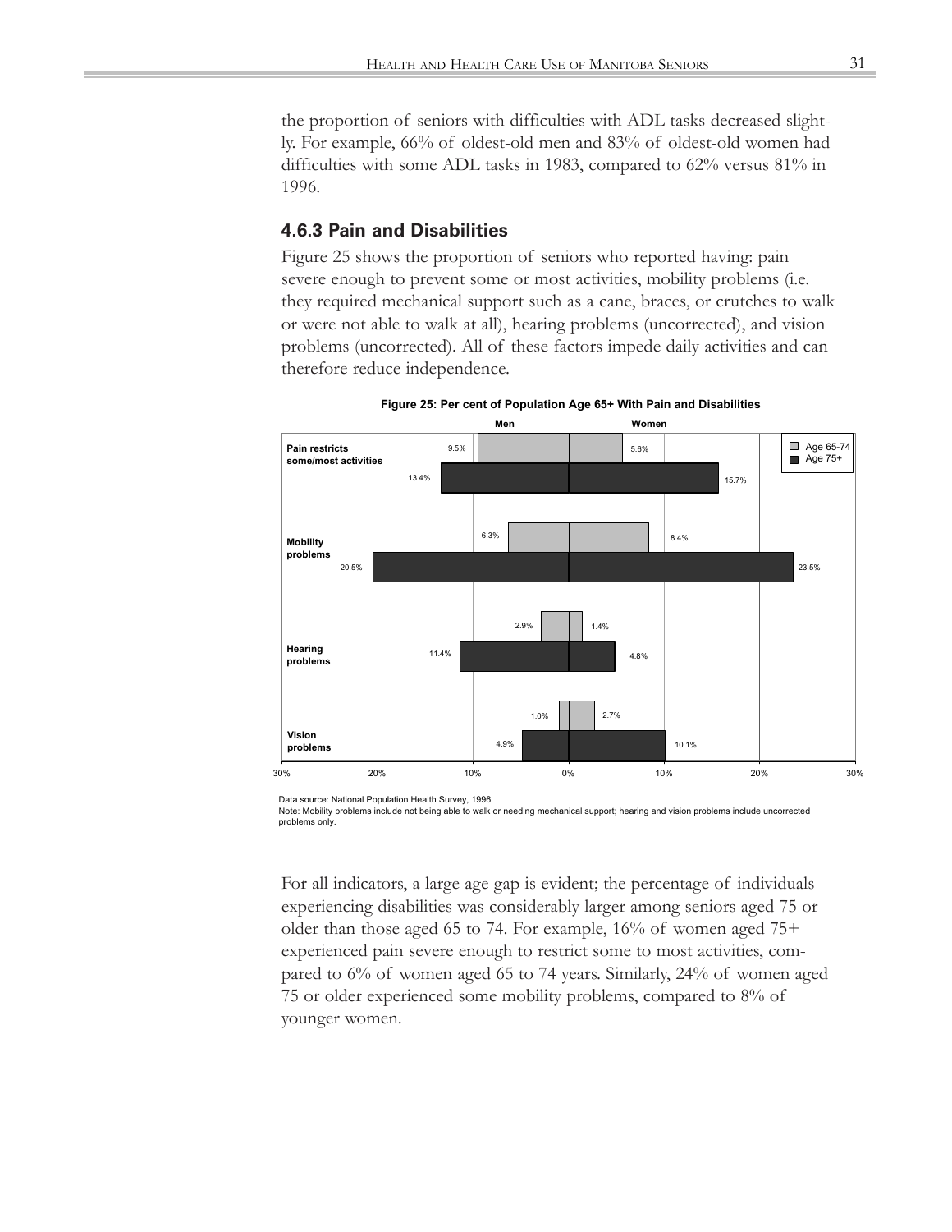the proportion of seniors with difficulties with ADL tasks decreased slightly. For example, 66% of oldest-old men and 83% of oldest-old women had difficulties with some ADL tasks in 1983, compared to 62% versus 81% in 1996.

### 4.6.3 Pain and Disabilities

Figure 25 shows the proportion of seniors who reported having: pain severe enough to prevent some or most activities, mobility problems (i.e. they required mechanical support such as a cane, braces, or crutches to walk or were not able to walk at all), hearing problems (uncorrected), and vision problems (uncorrected). All of these factors impede daily activities and can therefore reduce independence.

**Figure 25: Per cent of Population Age 65+ With Pain and Disabilities**

Men

Women

Age 65-74

Age 75+

Pain restricts some/most activities

9.5%

5.6%

13.4%

15.7%

Mobility problems

6.3%

8.4%

20.5%

23.5%

Hearing problems

2.9%

1.4%

11.4%

4.8%

Vision problems

1.0%

2.7%

4.9%

10.1%

30% 20% 10% 0% 10% 20% 30%

Data source: National Population Health Survey, 1996

Note: Mobility problems include not being able to walk or needing mechanical support; hearing and vision problems include uncorrected problems only.

For all indicators, a large age gap is evident; the percentage of individuals experiencing disabilities was considerably larger among seniors aged 75 or older than those aged 65 to 74. For example, 16% of women aged 75+ experienced pain severe enough to restrict some to most activities, compared to 6% of women aged 65 to 74 years. Similarly, 24% of women aged 75 or older experienced some mobility problems, compared to 8% of younger women.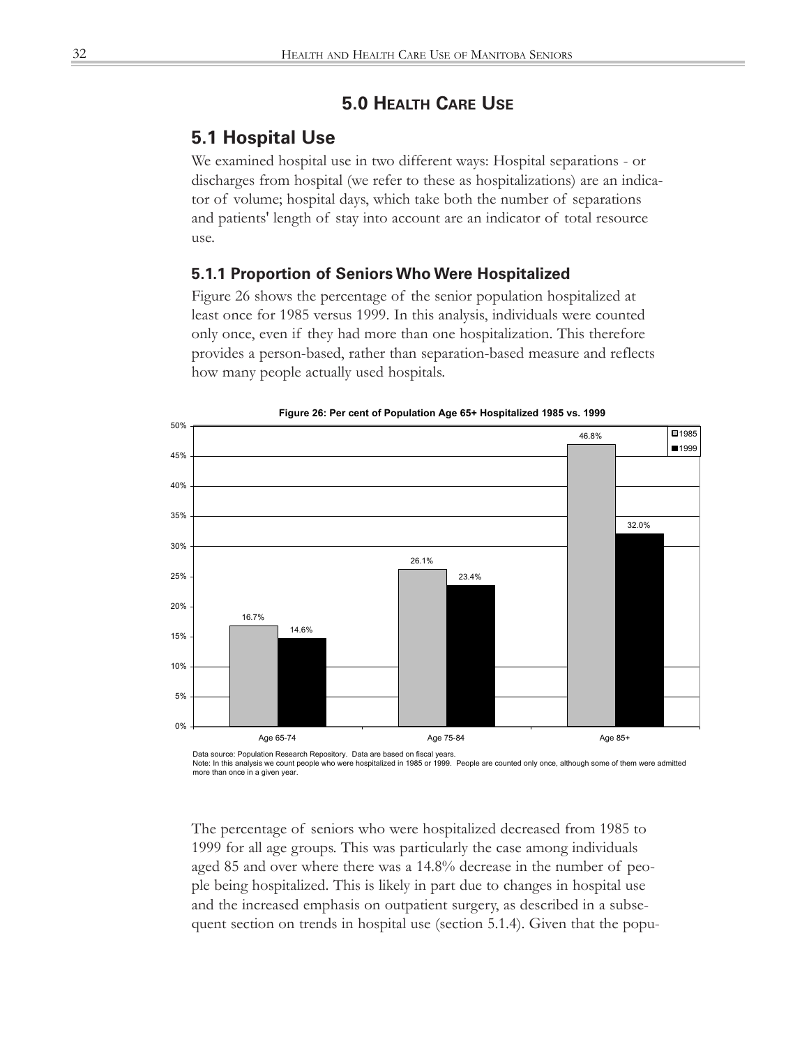# 5.0 HEALTH CARE USE

## 5.1 Hospital Use

We examined hospital use in two different ways: Hospital separations - or discharges from hospital (we refer to these as hospitalizations) are an indicator of volume; hospital days, which take both the number of separations and patients' length of stay into account are an indicator of total resource use.

### 5.1.1 Proportion of Seniors Who Were Hospitalized

Figure 26 shows the percentage of the senior population hospitalized at least once for 1985 versus 1999. In this analysis, individuals were counted only once, even if they had more than one hospitalization. This therefore provides a person-based, rather than separation-based measure and reflects how many people actually used hospitals.

**Figure 26: Per cent of Population Age 65+ Hospitalized 1985 vs. 1999**

1985
1999

Age 65-74: 16.7%, 14.6%
Age 75-84: 26.1%, 23.4%
Age 85+: 46.8%, 32.0%

0%
5%
10%
15%
20%
25%
30%
35%
40%
45%
50%

Data source: Population Research Repository. Data are based on fiscal years.
Note: In this analysis we count people who were hospitalized in 1985 or 1999. People are counted only once, although some of them were admitted more than once in a given year.

The percentage of seniors who were hospitalized decreased from 1985 to 1999 for all age groups. This was particularly the case among individuals aged 85 and over where there was a 14.8% decrease in the number of people being hospitalized. This is likely in part due to changes in hospital use and the increased emphasis on outpatient surgery, as described in a subsequent section on trends in hospital use (section 5.1.4). Given that the popu-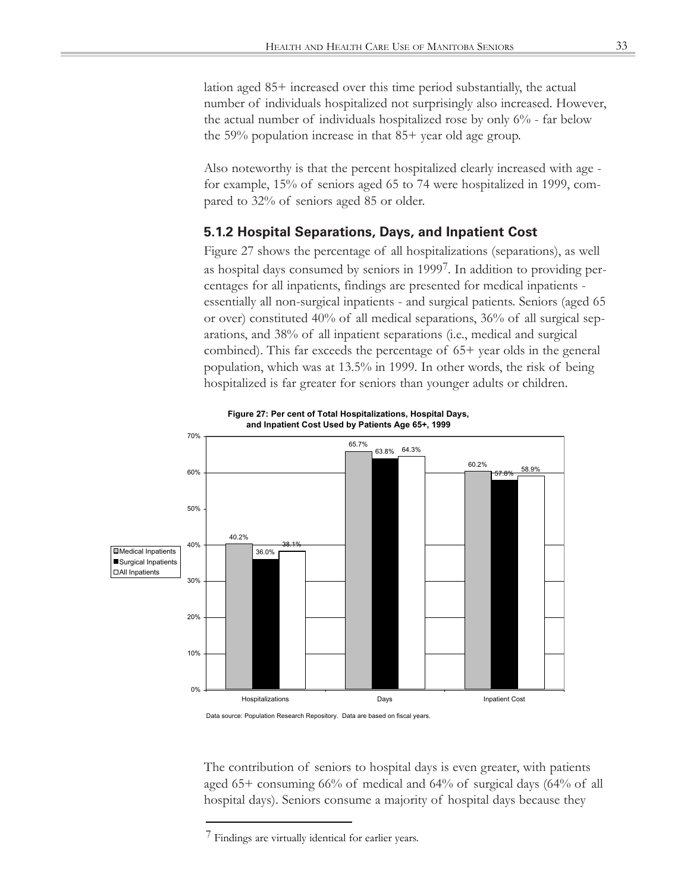lation aged 85+ increased over this time period substantially, the actual number of individuals hospitalized not surprisingly also increased. However, the actual number of individuals hospitalized rose by only 6% - far below the 59% population increase in that 85+ year old age group.

Also noteworthy is that the percent hospitalized clearly increased with age - for example, 15% of seniors aged 65 to 74 were hospitalized in 1999, compared to 32% of seniors aged 85 or older.

### 5.1.2 Hospital Separations, Days, and Inpatient Cost

Figure 27 shows the percentage of all hospitalizations (separations), as well as hospital days consumed by seniors in 1999[7]. In addition to providing percentages for all inpatients, findings are presented for medical inpatients - essentially all non-surgical inpatients - and surgical patients. Seniors (aged 65 or over) constituted 40% of all medical separations, 36% of all surgical separations, and 38% of all inpatient separations (i.e., medical and surgical combined). This far exceeds the percentage of 65+ year olds in the general population, which was at 13.5% in 1999. In other words, the risk of being hospitalized is far greater for seniors than younger adults or children.

**Figure 27: Per cent of Total Hospitalizations, Hospital Days, and Inpatient Cost Used by Patients Age 65+, 1999**

Medical Inpatients
Surgical Inpatients
All Inpatients

70%
60%
50%
40%
30%
20%
10%
0%

Hospitalizations: 40.2%, 36.0%, 38.1%
Days: 65.7%, 63.8%, 64.3%
Inpatient Cost: 60.2%, 57.8%, 58.9%

Data source: Population Research Repository. Data are based on fiscal years.

The contribution of seniors to hospital days is even greater, with patients aged 65+ consuming 66% of medical and 64% of surgical days (64% of all hospital days). Seniors consume a majority of hospital days because they

---

[7] Findings are virtually identical for earlier years.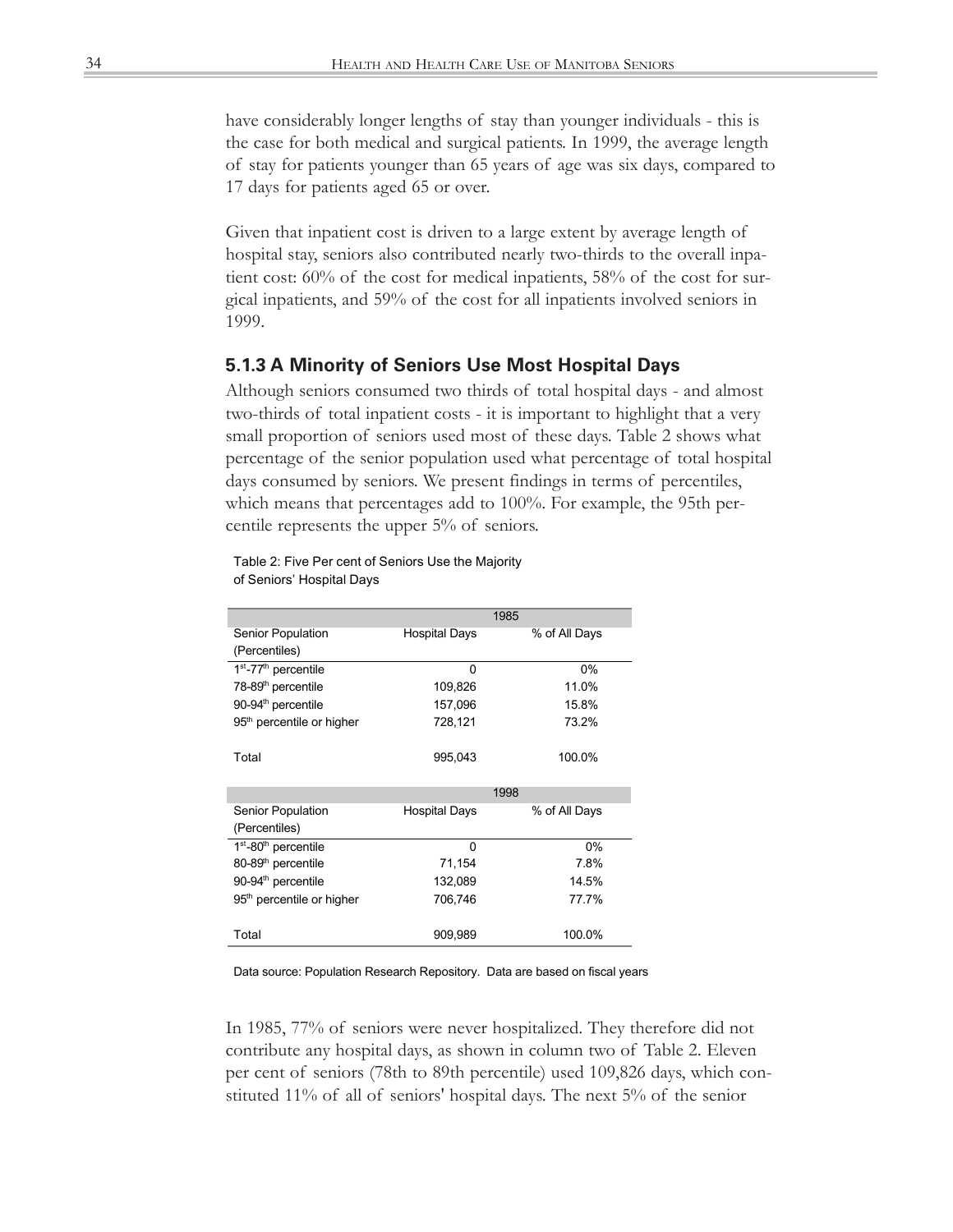have considerably longer lengths of stay than younger individuals - this is the case for both medical and surgical patients. In 1999, the average length of stay for patients younger than 65 years of age was six days, compared to 17 days for patients aged 65 or over.

Given that inpatient cost is driven to a large extent by average length of hospital stay, seniors also contributed nearly two-thirds to the overall inpatient cost: 60% of the cost for medical inpatients, 58% of the cost for surgical inpatients, and 59% of the cost for all inpatients involved seniors in 1999.

### 5.1.3 A Minority of Seniors Use Most Hospital Days

Although seniors consumed two thirds of total hospital days - and almost two-thirds of total inpatient costs - it is important to highlight that a very small proportion of seniors used most of these days. Table 2 shows what percentage of the senior population used what percentage of total hospital days consumed by seniors. We present findings in terms of percentiles, which means that percentages add to 100%. For example, the 95th percentile represents the upper 5% of seniors.

Table 2: Five Per cent of Seniors Use the Majority of Seniors' Hospital Days

| | 1985 | |
|---|---|---|
| Senior Population (Percentiles) | Hospital Days | % of All Days |
| 1st-77th percentile | 0 | 0% |
| 78-89th percentile | 109,826 | 11.0% |
| 90-94th percentile | 157,096 | 15.8% |
| 95th percentile or higher | 728,121 | 73.2% |
| Total | 995,043 | 100.0% |

| | 1998 | |
|---|---|---|
| Senior Population (Percentiles) | Hospital Days | % of All Days |
| 1st-80th percentile | 0 | 0% |
| 80-89th percentile | 71,154 | 7.8% |
| 90-94th percentile | 132,089 | 14.5% |
| 95th percentile or higher | 706,746 | 77.7% |
| Total | 909,989 | 100.0% |

Data source: Population Research Repository. Data are based on fiscal years

In 1985, 77% of seniors were never hospitalized. They therefore did not contribute any hospital days, as shown in column two of Table 2. Eleven per cent of seniors (78th to 89th percentile) used 109,826 days, which constituted 11% of all of seniors' hospital days. The next 5% of the senior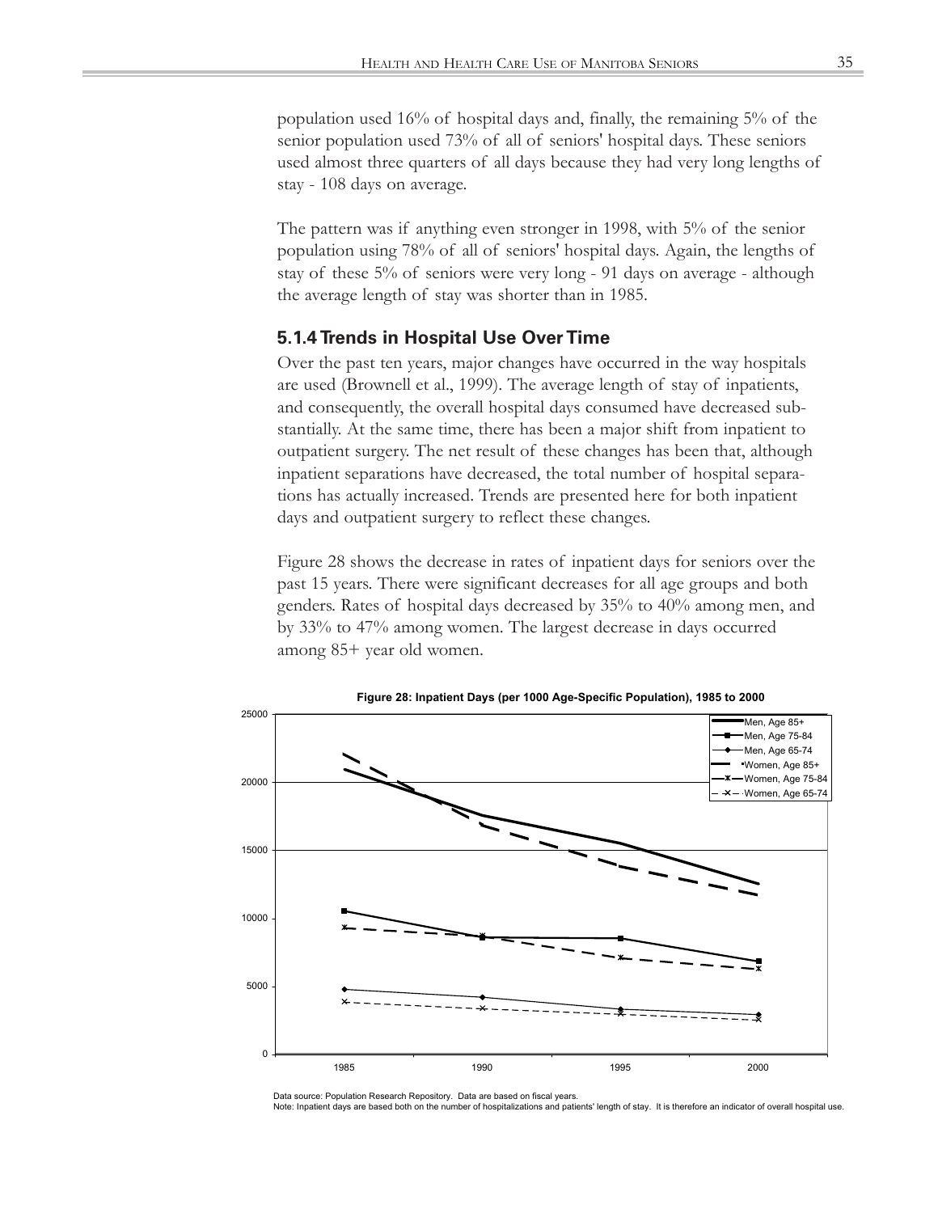population used 16% of hospital days and, finally, the remaining 5% of the senior population used 73% of all of seniors' hospital days. These seniors used almost three quarters of all days because they had very long lengths of stay - 108 days on average.

The pattern was if anything even stronger in 1998, with 5% of the senior population using 78% of all of seniors' hospital days. Again, the lengths of stay of these 5% of seniors were very long - 91 days on average - although the average length of stay was shorter than in 1985.

### 5.1.4 Trends in Hospital Use Over Time

Over the past ten years, major changes have occurred in the way hospitals are used (Brownell et al., 1999). The average length of stay of inpatients, and consequently, the overall hospital days consumed have decreased substantially. At the same time, there has been a major shift from inpatient to outpatient surgery. The net result of these changes has been that, although inpatient separations have decreased, the total number of hospital separations has actually increased. Trends are presented here for both inpatient days and outpatient surgery to reflect these changes.

Figure 28 shows the decrease in rates of inpatient days for seniors over the past 15 years. There were significant decreases for all age groups and both genders. Rates of hospital days decreased by 35% to 40% among men, and by 33% to 47% among women. The largest decrease in days occurred among 85+ year old women.

**Figure 28: Inpatient Days (per 1000 Age-Specific Population), 1985 to 2000**

Data source: Population Research Repository. Data are based on fiscal years.
Note: Inpatient days are based both on the number of hospitalizations and patients' length of stay. It is therefore an indicator of overall hospital use.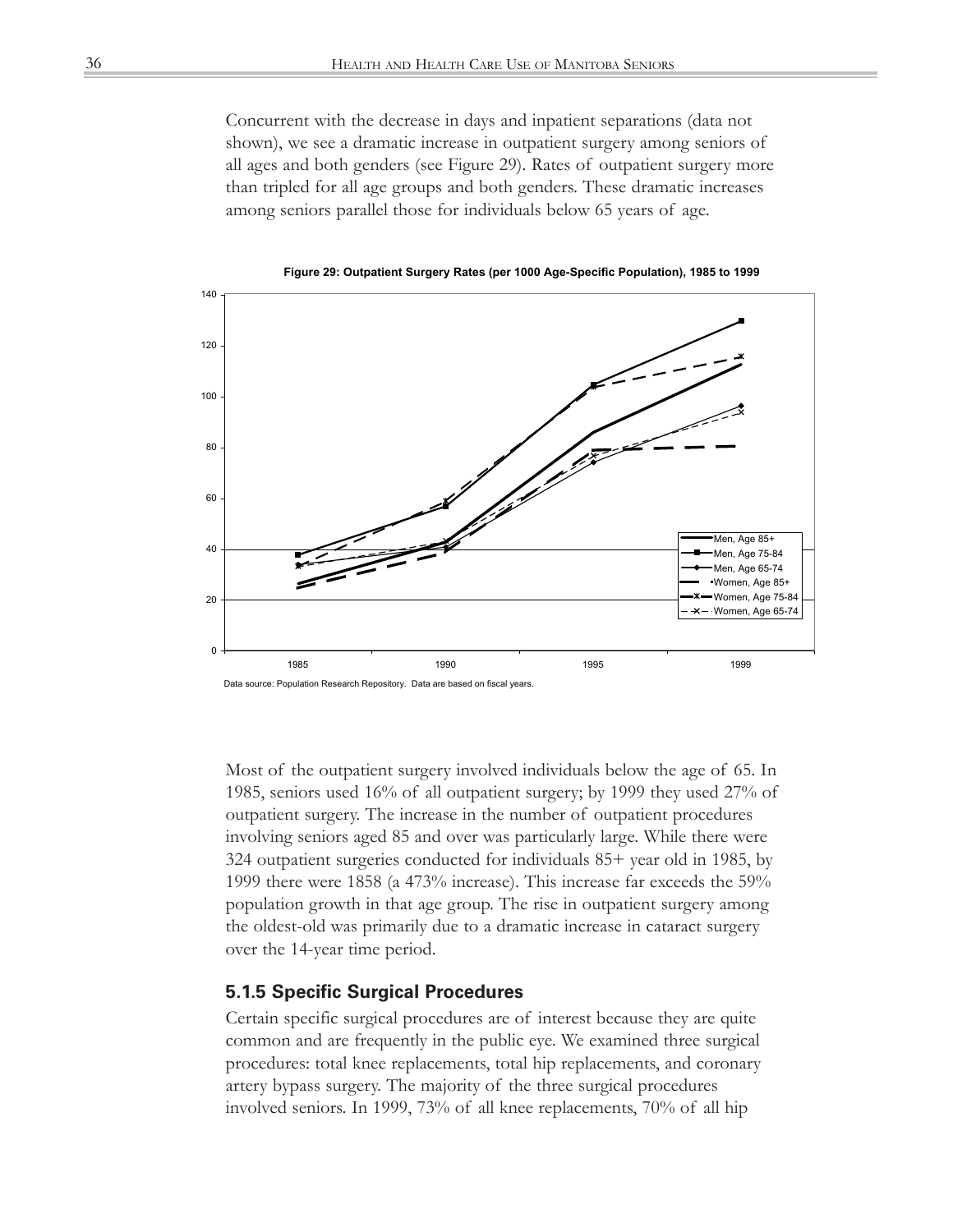Concurrent with the decrease in days and inpatient separations (data not shown), we see a dramatic increase in outpatient surgery among seniors of all ages and both genders (see Figure 29). Rates of outpatient surgery more than tripled for all age groups and both genders. These dramatic increases among seniors parallel those for individuals below 65 years of age.

**Figure 29: Outpatient Surgery Rates (per 1000 Age-Specific Population), 1985 to 1999**

140
120
100
80
60
40
20
0

1985
1990
1995
1999

Men, Age 85+
Men, Age 75-84
Men, Age 65-74
Women, Age 85+
Women, Age 75-84
Women, Age 65-74

Data source: Population Research Repository. Data are based on fiscal years.

Most of the outpatient surgery involved individuals below the age of 65. In 1985, seniors used 16% of all outpatient surgery; by 1999 they used 27% of outpatient surgery. The increase in the number of outpatient procedures involving seniors aged 85 and over was particularly large. While there were 324 outpatient surgeries conducted for individuals 85+ year old in 1985, by 1999 there were 1858 (a 473% increase). This increase far exceeds the 59% population growth in that age group. The rise in outpatient surgery among the oldest-old was primarily due to a dramatic increase in cataract surgery over the 14-year time period.

### 5.1.5 Specific Surgical Procedures

Certain specific surgical procedures are of interest because they are quite common and are frequently in the public eye. We examined three surgical procedures: total knee replacements, total hip replacements, and coronary artery bypass surgery. The majority of the three surgical procedures involved seniors. In 1999, 73% of all knee replacements, 70% of all hip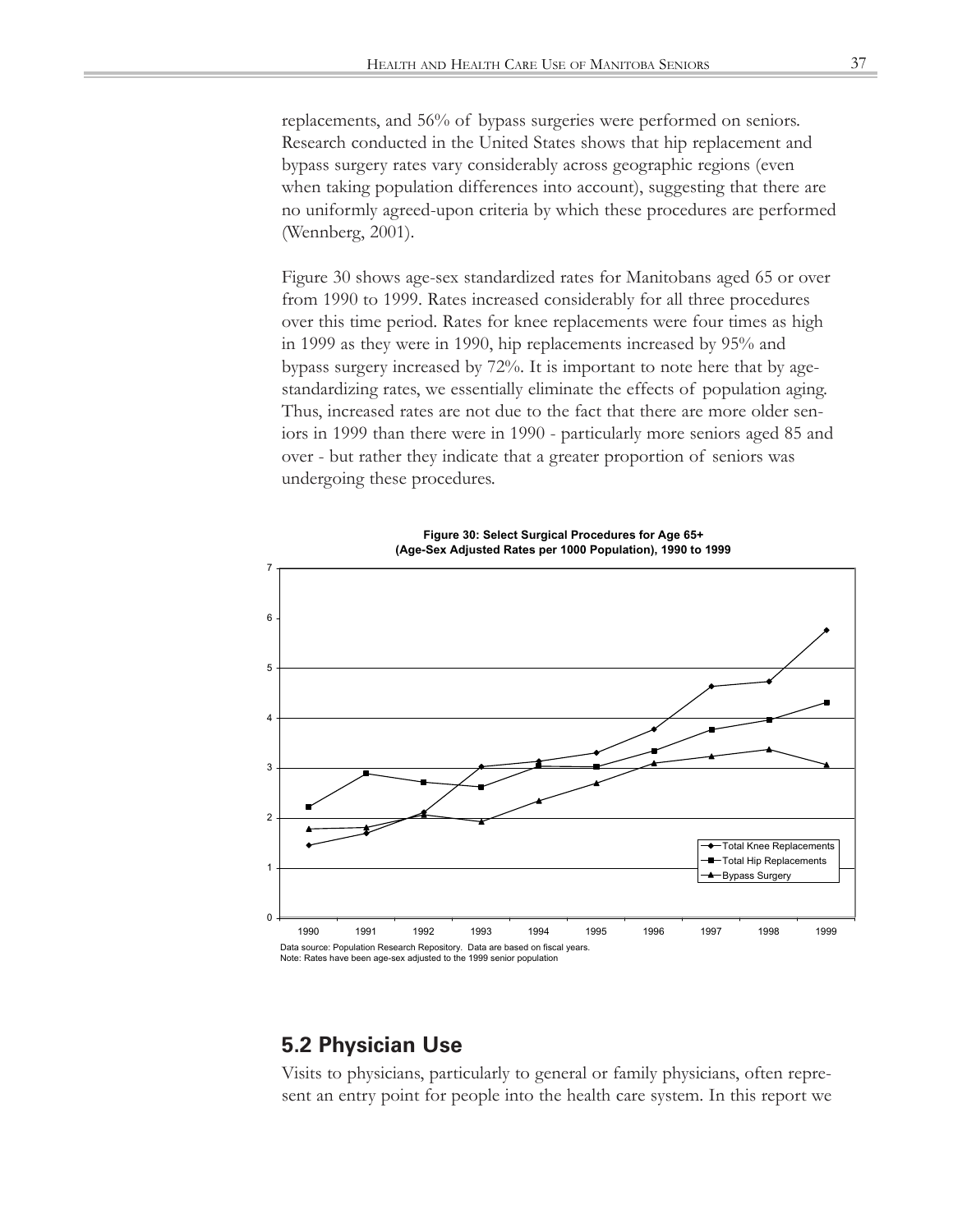replacements, and 56% of bypass surgeries were performed on seniors. Research conducted in the United States shows that hip replacement and bypass surgery rates vary considerably across geographic regions (even when taking population differences into account), suggesting that there are no uniformly agreed-upon criteria by which these procedures are performed (Wennberg, 2001).

Figure 30 shows age-sex standardized rates for Manitobans aged 65 or over from 1990 to 1999. Rates increased considerably for all three procedures over this time period. Rates for knee replacements were four times as high in 1999 as they were in 1990, hip replacements increased by 95% and bypass surgery increased by 72%. It is important to note here that by age-standardizing rates, we essentially eliminate the effects of population aging. Thus, increased rates are not due to the fact that there are more older seniors in 1999 than there were in 1990 - particularly more seniors aged 85 and over - but rather they indicate that a greater proportion of seniors was undergoing these procedures.

**Figure 30: Select Surgical Procedures for Age 65+ (Age-Sex Adjusted Rates per 1000 Population), 1990 to 1999**

7
6
5
4
3
2
1
0

1990 1991 1992 1993 1994 1995 1996 1997 1998 1999

Total Knee Replacements
Total Hip Replacements
Bypass Surgery

Data source: Population Research Repository. Data are based on fiscal years.
Note: Rates have been age-sex adjusted to the 1999 senior population

## 5.2 Physician Use

Visits to physicians, particularly to general or family physicians, often represent an entry point for people into the health care system. In this report we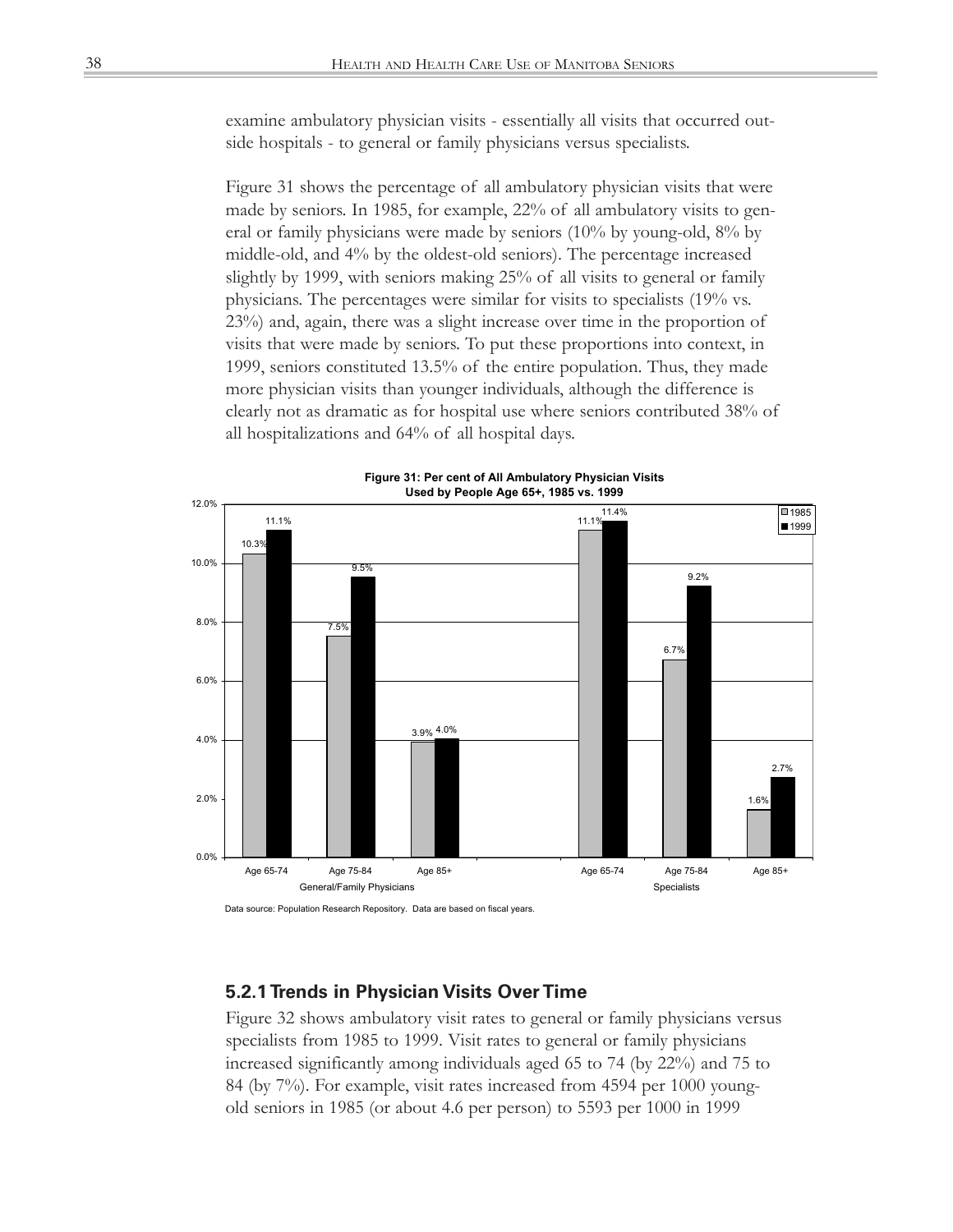examine ambulatory physician visits - essentially all visits that occurred outside hospitals - to general or family physicians versus specialists.

Figure 31 shows the percentage of all ambulatory physician visits that were made by seniors. In 1985, for example, 22% of all ambulatory visits to general or family physicians were made by seniors (10% by young-old, 8% by middle-old, and 4% by the oldest-old seniors). The percentage increased slightly by 1999, with seniors making 25% of all visits to general or family physicians. The percentages were similar for visits to specialists (19% vs. 23%) and, again, there was a slight increase over time in the proportion of visits that were made by seniors. To put these proportions into context, in 1999, seniors constituted 13.5% of the entire population. Thus, they made more physician visits than younger individuals, although the difference is clearly not as dramatic as for hospital use where seniors contributed 38% of all hospitalizations and 64% of all hospital days.

**Figure 31: Per cent of All Ambulatory Physician Visits Used by People Age 65+, 1985 vs. 1999**

| | Age group | 1985 | 1999 |
|---|---|---|---|
| General/Family Physicians | Age 65-74 | 10.3% | 11.1% |
| | Age 75-84 | 7.5% | 9.5% |
| | Age 85+ | 3.9% | 4.0% |
| Specialists | Age 65-74 | 11.1% | 11.4% |
| | Age 75-84 | 6.7% | 9.2% |
| | Age 85+ | 1.6% | 2.7% |

Data source: Population Research Repository. Data are based on fiscal years.

### 5.2.1 Trends in Physician Visits Over Time

Figure 32 shows ambulatory visit rates to general or family physicians versus specialists from 1985 to 1999. Visit rates to general or family physicians increased significantly among individuals aged 65 to 74 (by 22%) and 75 to 84 (by 7%). For example, visit rates increased from 4594 per 1000 young-old seniors in 1985 (or about 4.6 per person) to 5593 per 1000 in 1999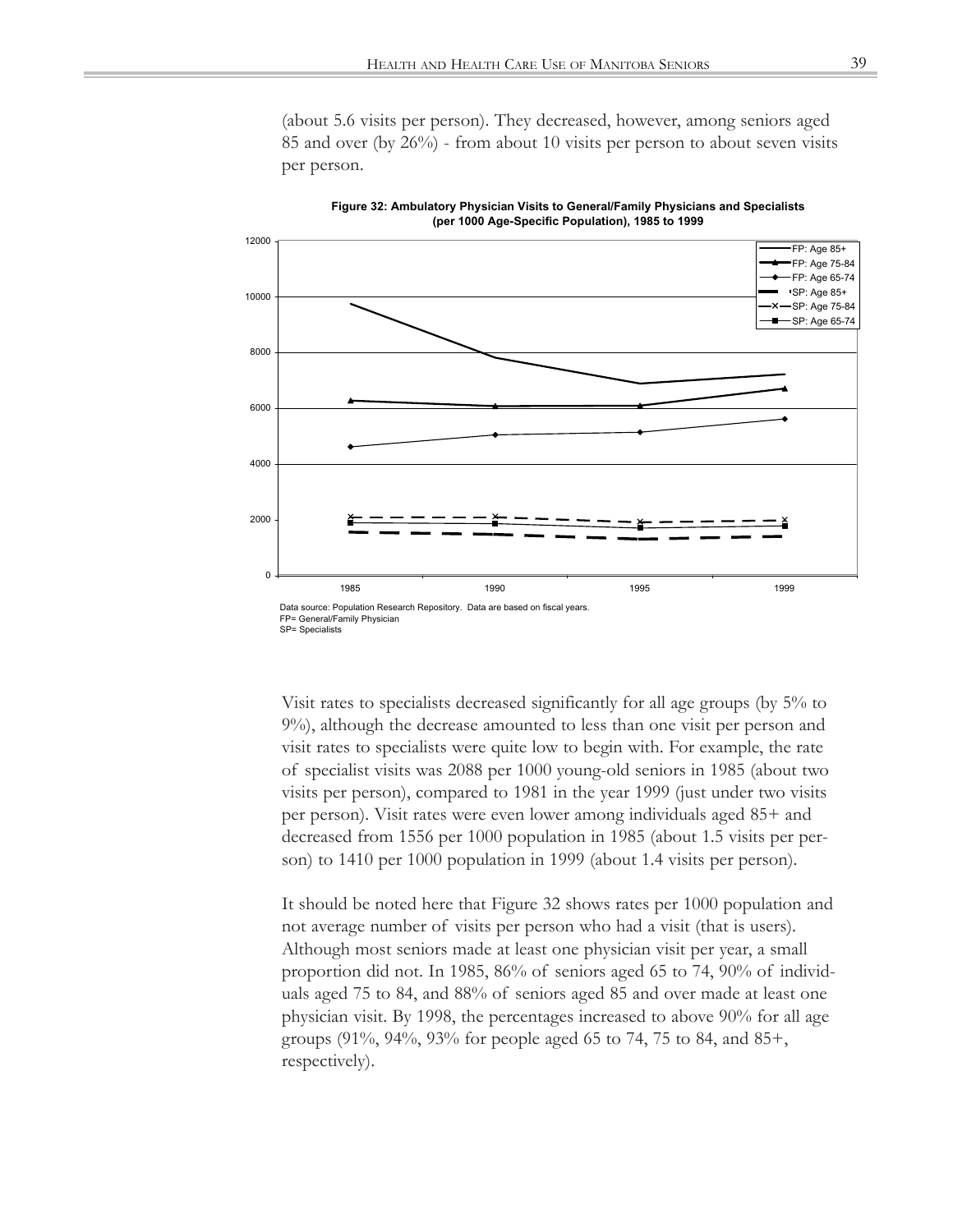(about 5.6 visits per person). They decreased, however, among seniors aged 85 and over (by 26%) - from about 10 visits per person to about seven visits per person.

**Figure 32: Ambulatory Physician Visits to General/Family Physicians and Specialists (per 1000 Age-Specific Population), 1985 to 1999**

12000
10000
8000
6000
4000
2000
0

1985
1990
1995
1999

FP: Age 85+
FP: Age 75-84
FP: Age 65-74
SP: Age 85+
SP: Age 75-84
SP: Age 65-74

Data source: Population Research Repository. Data are based on fiscal years.
FP= General/Family Physician
SP= Specialists

Visit rates to specialists decreased significantly for all age groups (by 5% to 9%), although the decrease amounted to less than one visit per person and visit rates to specialists were quite low to begin with. For example, the rate of specialist visits was 2088 per 1000 young-old seniors in 1985 (about two visits per person), compared to 1981 in the year 1999 (just under two visits per person). Visit rates were even lower among individuals aged 85+ and decreased from 1556 per 1000 population in 1985 (about 1.5 visits per person) to 1410 per 1000 population in 1999 (about 1.4 visits per person).

It should be noted here that Figure 32 shows rates per 1000 population and not average number of visits per person who had a visit (that is users). Although most seniors made at least one physician visit per year, a small proportion did not. In 1985, 86% of seniors aged 65 to 74, 90% of individuals aged 75 to 84, and 88% of seniors aged 85 and over made at least one physician visit. By 1998, the percentages increased to above 90% for all age groups (91%, 94%, 93% for people aged 65 to 74, 75 to 84, and 85+, respectively).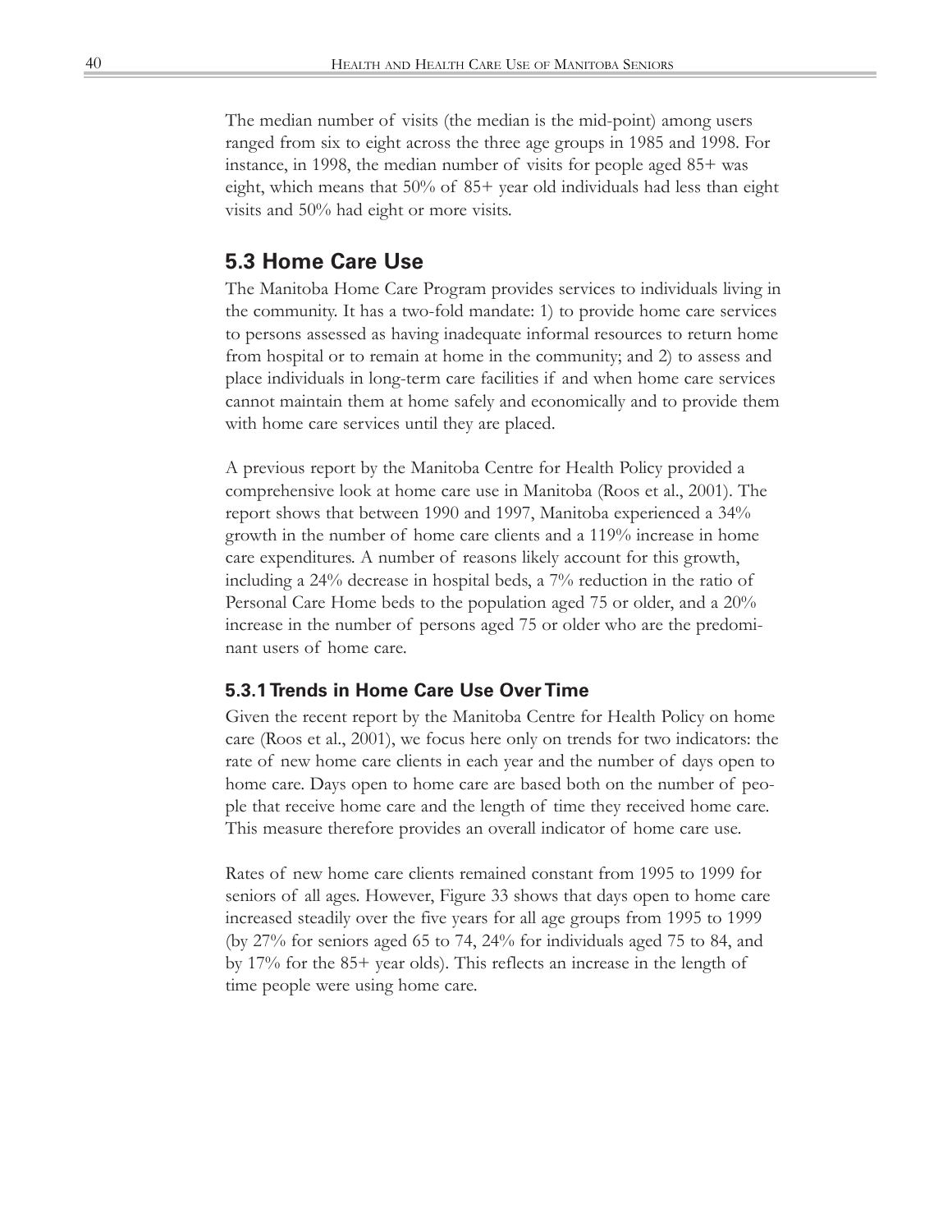The median number of visits (the median is the mid-point) among users ranged from six to eight across the three age groups in 1985 and 1998. For instance, in 1998, the median number of visits for people aged 85+ was eight, which means that 50% of 85+ year old individuals had less than eight visits and 50% had eight or more visits.

## 5.3 Home Care Use

The Manitoba Home Care Program provides services to individuals living in the community. It has a two-fold mandate: 1) to provide home care services to persons assessed as having inadequate informal resources to return home from hospital or to remain at home in the community; and 2) to assess and place individuals in long-term care facilities if and when home care services cannot maintain them at home safely and economically and to provide them with home care services until they are placed.

A previous report by the Manitoba Centre for Health Policy provided a comprehensive look at home care use in Manitoba (Roos et al., 2001). The report shows that between 1990 and 1997, Manitoba experienced a 34% growth in the number of home care clients and a 119% increase in home care expenditures. A number of reasons likely account for this growth, including a 24% decrease in hospital beds, a 7% reduction in the ratio of Personal Care Home beds to the population aged 75 or older, and a 20% increase in the number of persons aged 75 or older who are the predominant users of home care.

### 5.3.1 Trends in Home Care Use Over Time

Given the recent report by the Manitoba Centre for Health Policy on home care (Roos et al., 2001), we focus here only on trends for two indicators: the rate of new home care clients in each year and the number of days open to home care. Days open to home care are based both on the number of people that receive home care and the length of time they received home care. This measure therefore provides an overall indicator of home care use.

Rates of new home care clients remained constant from 1995 to 1999 for seniors of all ages. However, Figure 33 shows that days open to home care increased steadily over the five years for all age groups from 1995 to 1999 (by 27% for seniors aged 65 to 74, 24% for individuals aged 75 to 84, and by 17% for the 85+ year olds). This reflects an increase in the length of time people were using home care.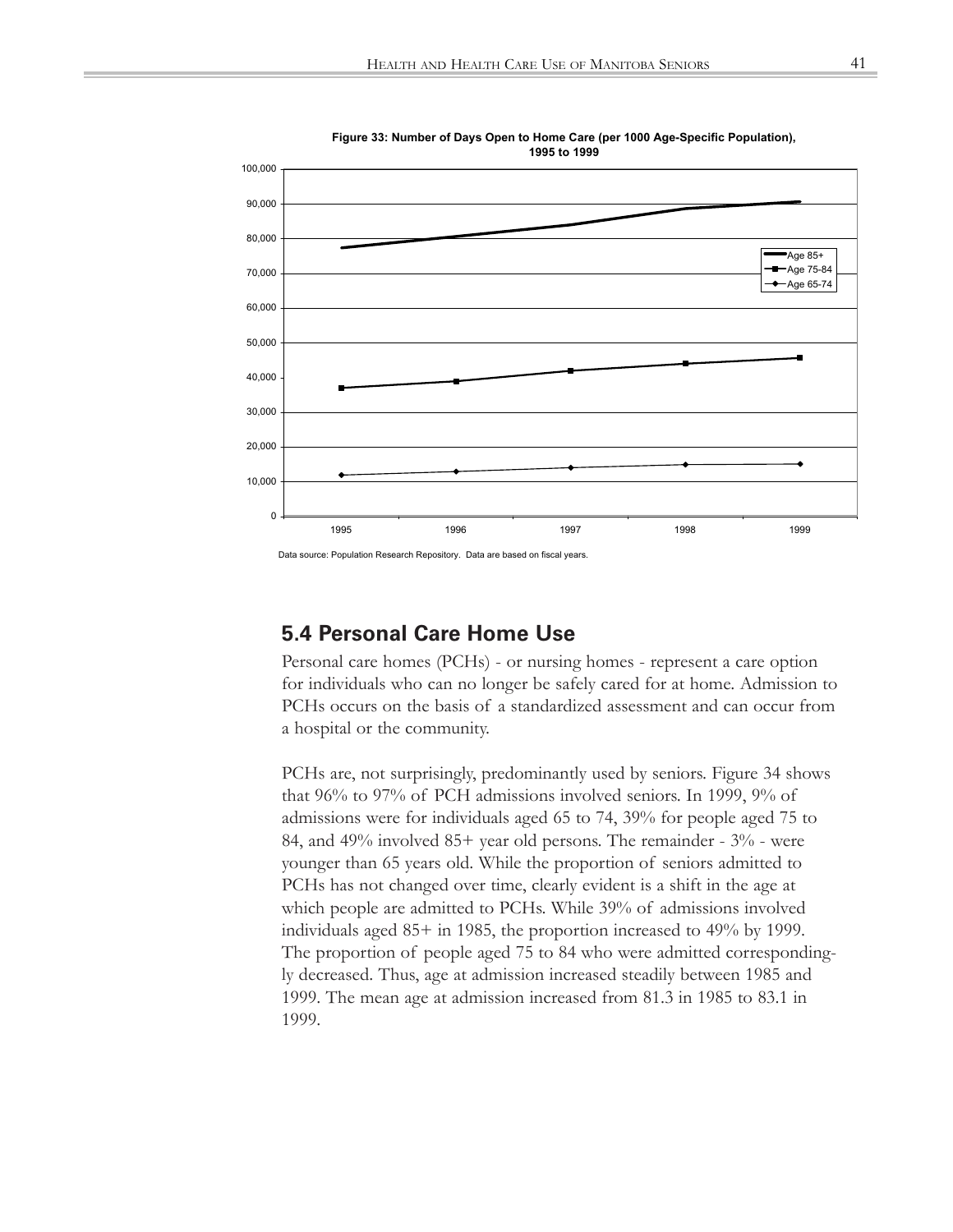**Figure 33: Number of Days Open to Home Care (per 1000 Age-Specific Population), 1995 to 1999**

100,000
90,000
80,000
70,000
60,000
50,000
40,000
30,000
20,000
10,000
0

1995
1996
1997
1998
1999

Age 85+
Age 75-84
Age 65-74

Data source: Population Research Repository. Data are based on fiscal years.

## 5.4 Personal Care Home Use

Personal care homes (PCHs) - or nursing homes - represent a care option for individuals who can no longer be safely cared for at home. Admission to PCHs occurs on the basis of a standardized assessment and can occur from a hospital or the community.

PCHs are, not surprisingly, predominantly used by seniors. Figure 34 shows that 96% to 97% of PCH admissions involved seniors. In 1999, 9% of admissions were for individuals aged 65 to 74, 39% for people aged 75 to 84, and 49% involved 85+ year old persons. The remainder - 3% - were younger than 65 years old. While the proportion of seniors admitted to PCHs has not changed over time, clearly evident is a shift in the age at which people are admitted to PCHs. While 39% of admissions involved individuals aged 85+ in 1985, the proportion increased to 49% by 1999. The proportion of people aged 75 to 84 who were admitted correspondingly decreased. Thus, age at admission increased steadily between 1985 and 1999. The mean age at admission increased from 81.3 in 1985 to 83.1 in 1999.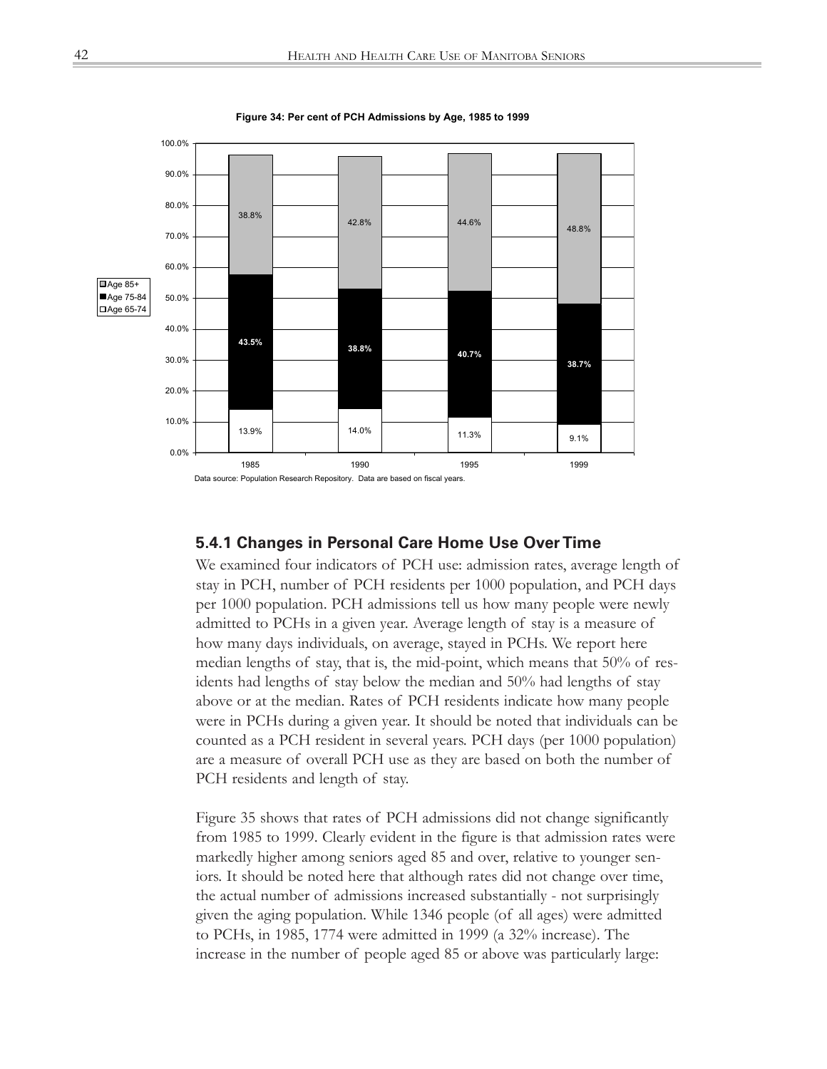**Figure 34: Per cent of PCH Admissions by Age, 1985 to 1999**

Age 85+
Age 75-84
Age 65-74

100.0%
90.0%
80.0%
70.0%
60.0%
50.0%
40.0%
30.0%
20.0%
10.0%
0.0%

1985: 38.8%, 43.5%, 13.9%
1990: 42.8%, 38.8%, 14.0%
1995: 44.6%, 40.7%, 11.3%
1999: 48.8%, 38.7%, 9.1%

Data source: Population Research Repository. Data are based on fiscal years.

### 5.4.1 Changes in Personal Care Home Use Over Time

We examined four indicators of PCH use: admission rates, average length of stay in PCH, number of PCH residents per 1000 population, and PCH days per 1000 population. PCH admissions tell us how many people were newly admitted to PCHs in a given year. Average length of stay is a measure of how many days individuals, on average, stayed in PCHs. We report here median lengths of stay, that is, the mid-point, which means that 50% of residents had lengths of stay below the median and 50% had lengths of stay above or at the median. Rates of PCH residents indicate how many people were in PCHs during a given year. It should be noted that individuals can be counted as a PCH resident in several years. PCH days (per 1000 population) are a measure of overall PCH use as they are based on both the number of PCH residents and length of stay.

Figure 35 shows that rates of PCH admissions did not change significantly from 1985 to 1999. Clearly evident in the figure is that admission rates were markedly higher among seniors aged 85 and over, relative to younger seniors. It should be noted here that although rates did not change over time, the actual number of admissions increased substantially - not surprisingly given the aging population. While 1346 people (of all ages) were admitted to PCHs, in 1985, 1774 were admitted in 1999 (a 32% increase). The increase in the number of people aged 85 or above was particularly large: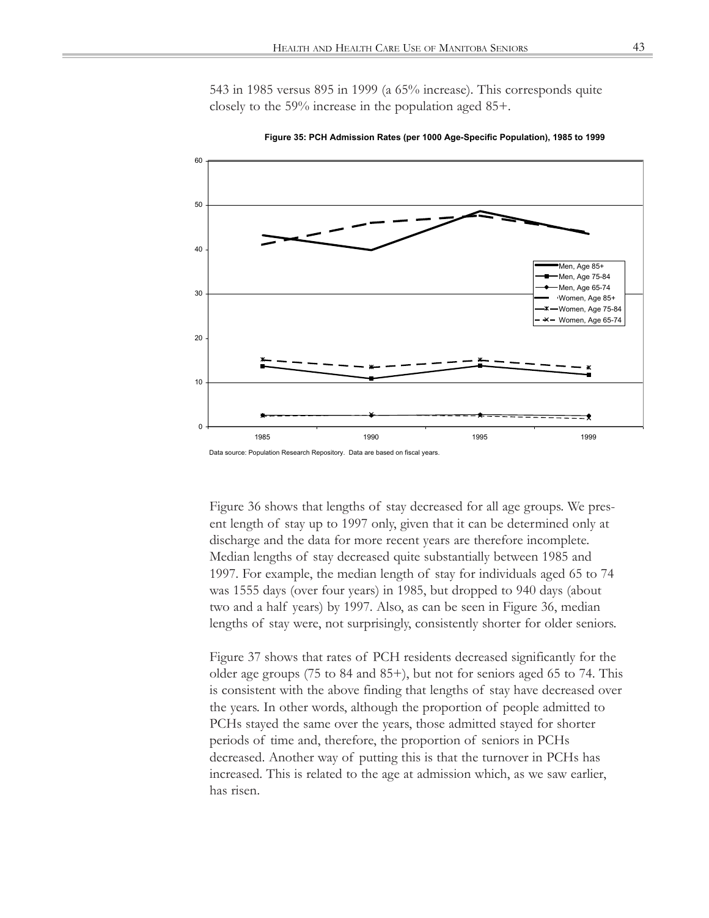543 in 1985 versus 895 in 1999 (a 65% increase). This corresponds quite closely to the 59% increase in the population aged 85+.

**Figure 35: PCH Admission Rates (per 1000 Age-Specific Population), 1985 to 1999**

60
50
40
30
20
10
0

1985
1990
1995
1999

Men, Age 85+
Men, Age 75-84
Men, Age 65-74
Women, Age 85+
Women, Age 75-84
Women, Age 65-74

Data source: Population Research Repository. Data are based on fiscal years.

Figure 36 shows that lengths of stay decreased for all age groups. We present length of stay up to 1997 only, given that it can be determined only at discharge and the data for more recent years are therefore incomplete. Median lengths of stay decreased quite substantially between 1985 and 1997. For example, the median length of stay for individuals aged 65 to 74 was 1555 days (over four years) in 1985, but dropped to 940 days (about two and a half years) by 1997. Also, as can be seen in Figure 36, median lengths of stay were, not surprisingly, consistently shorter for older seniors.

Figure 37 shows that rates of PCH residents decreased significantly for the older age groups (75 to 84 and 85+), but not for seniors aged 65 to 74. This is consistent with the above finding that lengths of stay have decreased over the years. In other words, although the proportion of people admitted to PCHs stayed the same over the years, those admitted stayed for shorter periods of time and, therefore, the proportion of seniors in PCHs decreased. Another way of putting this is that the turnover in PCHs has increased. This is related to the age at admission which, as we saw earlier, has risen.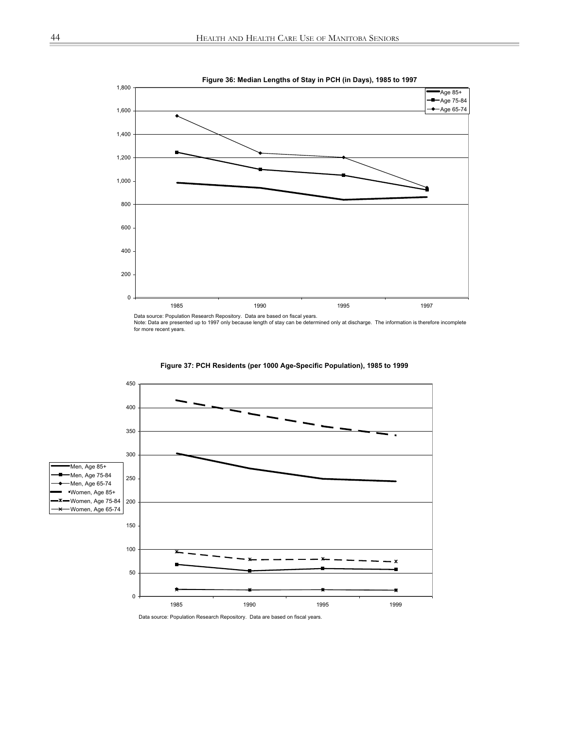**Figure 36: Median Lengths of Stay in PCH (in Days), 1985 to 1997**

1,800
1,600
1,400
1,200
1,000
800
600
400
200
0

1985 1990 1995 1997

Age 85+
Age 75-84
Age 65-74

Data source: Population Research Repository. Data are based on fiscal years.
Note: Data are presented up to 1997 only because length of stay can be determined only at discharge. The information is therefore incomplete for more recent years.

**Figure 37: PCH Residents (per 1000 Age-Specific Population), 1985 to 1999**

450
400
350
300
250
200
150
100
50
0

1985 1990 1995 1999

Men, Age 85+
Men, Age 75-84
Men, Age 65-74
Women, Age 85+
Women, Age 75-84
Women, Age 65-74

Data source: Population Research Repository. Data are based on fiscal years.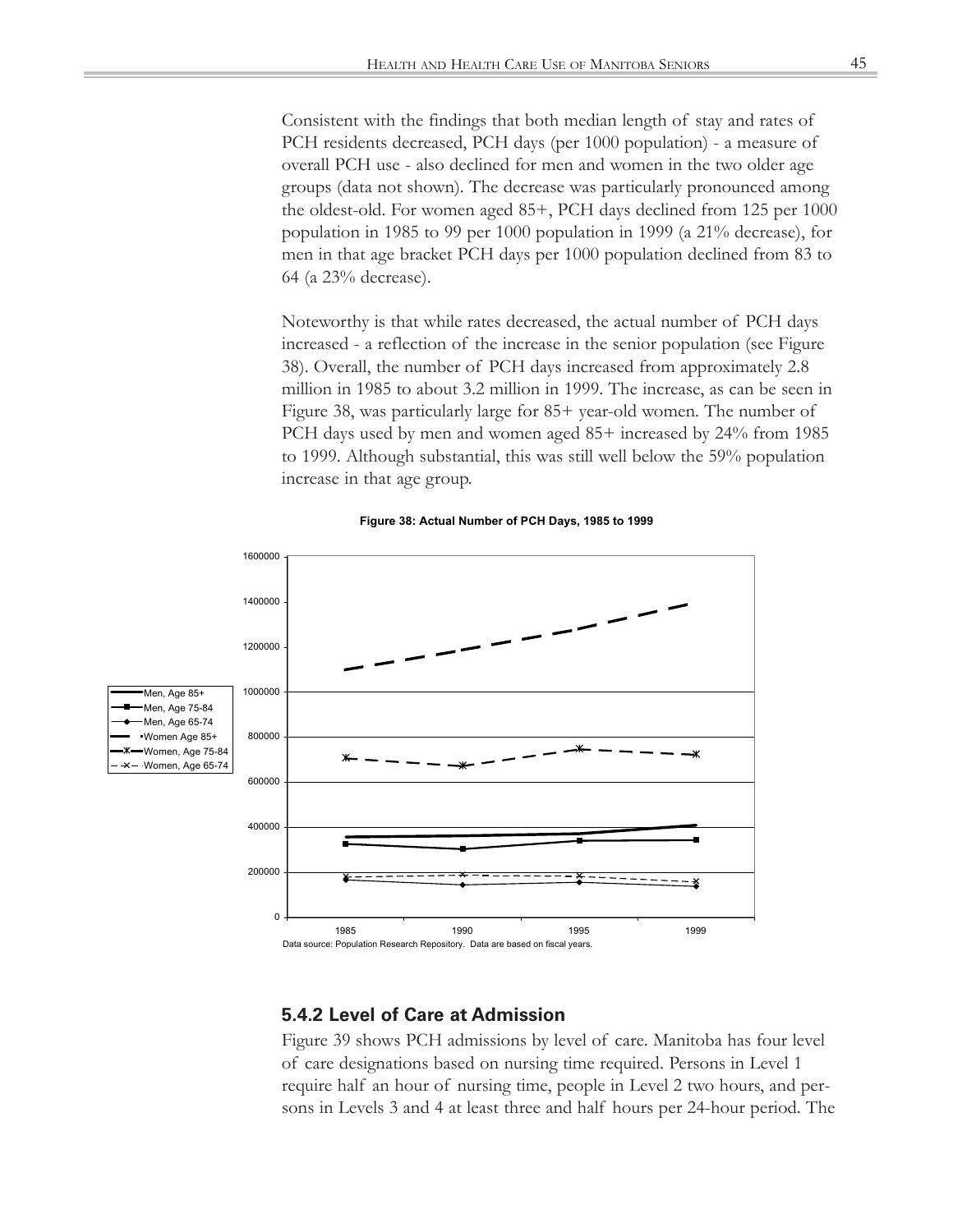Consistent with the findings that both median length of stay and rates of PCH residents decreased, PCH days (per 1000 population) - a measure of overall PCH use - also declined for men and women in the two older age groups (data not shown). The decrease was particularly pronounced among the oldest-old. For women aged 85+, PCH days declined from 125 per 1000 population in 1985 to 99 per 1000 population in 1999 (a 21% decrease), for men in that age bracket PCH days per 1000 population declined from 83 to 64 (a 23% decrease).

Noteworthy is that while rates decreased, the actual number of PCH days increased - a reflection of the increase in the senior population (see Figure 38). Overall, the number of PCH days increased from approximately 2.8 million in 1985 to about 3.2 million in 1999. The increase, as can be seen in Figure 38, was particularly large for 85+ year-old women. The number of PCH days used by men and women aged 85+ increased by 24% from 1985 to 1999. Although substantial, this was still well below the 59% population increase in that age group.

**Figure 38: Actual Number of PCH Days, 1985 to 1999**

1600000
1400000
1200000
1000000
800000
600000
400000
200000
0

1985 1990 1995 1999

Men, Age 85+
Men, Age 75-84
Men, Age 65-74
Women Age 85+
Women, Age 75-84
Women, Age 65-74

Data source: Population Research Repository. Data are based on fiscal years.

### 5.4.2 Level of Care at Admission

Figure 39 shows PCH admissions by level of care. Manitoba has four level of care designations based on nursing time required. Persons in Level 1 require half an hour of nursing time, people in Level 2 two hours, and persons in Levels 3 and 4 at least three and half hours per 24-hour period. The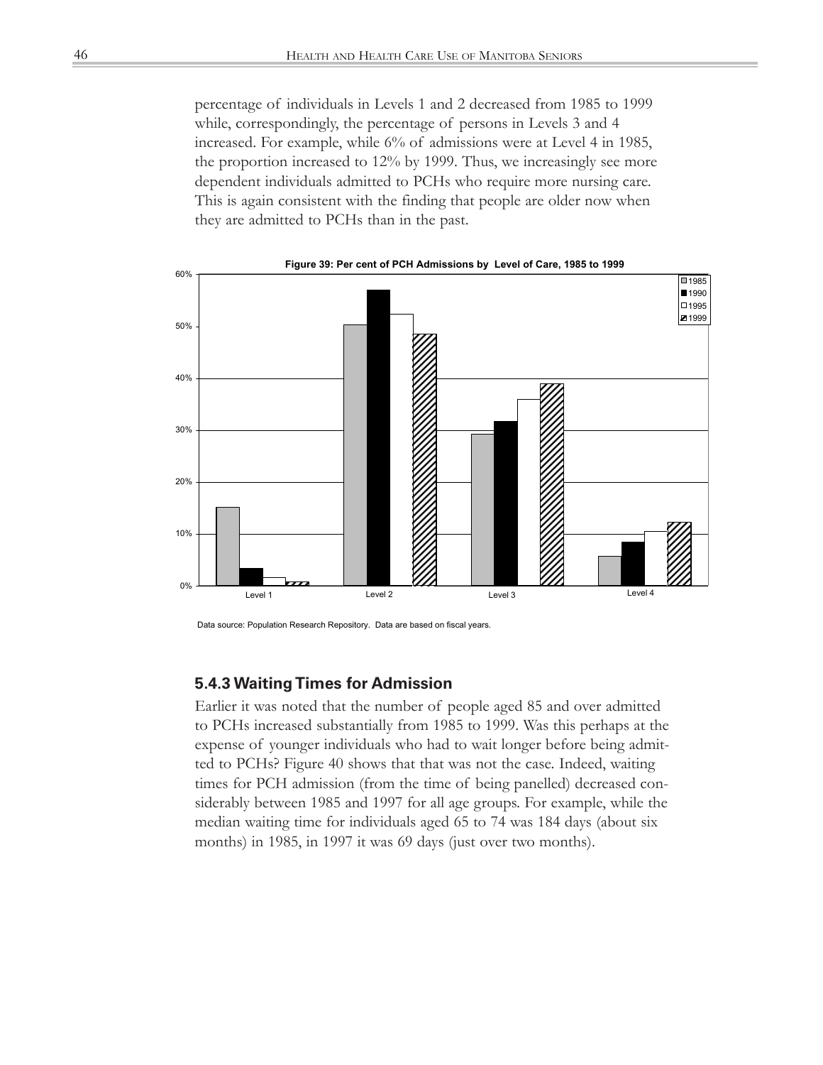percentage of individuals in Levels 1 and 2 decreased from 1985 to 1999 while, correspondingly, the percentage of persons in Levels 3 and 4 increased. For example, while 6% of admissions were at Level 4 in 1985, the proportion increased to 12% by 1999. Thus, we increasingly see more dependent individuals admitted to PCHs who require more nursing care. This is again consistent with the finding that people are older now when they are admitted to PCHs than in the past.

**Figure 39: Per cent of PCH Admissions by Level of Care, 1985 to 1999**

60%
50%
40%
30%
20%
10%
0%

Level 1
Level 2
Level 3
Level 4

1985
1990
1995
1999

Data source: Population Research Repository. Data are based on fiscal years.

### 5.4.3 Waiting Times for Admission

Earlier it was noted that the number of people aged 85 and over admitted to PCHs increased substantially from 1985 to 1999. Was this perhaps at the expense of younger individuals who had to wait longer before being admitted to PCHs? Figure 40 shows that that was not the case. Indeed, waiting times for PCH admission (from the time of being panelled) decreased considerably between 1985 and 1997 for all age groups. For example, while the median waiting time for individuals aged 65 to 74 was 184 days (about six months) in 1985, in 1997 it was 69 days (just over two months).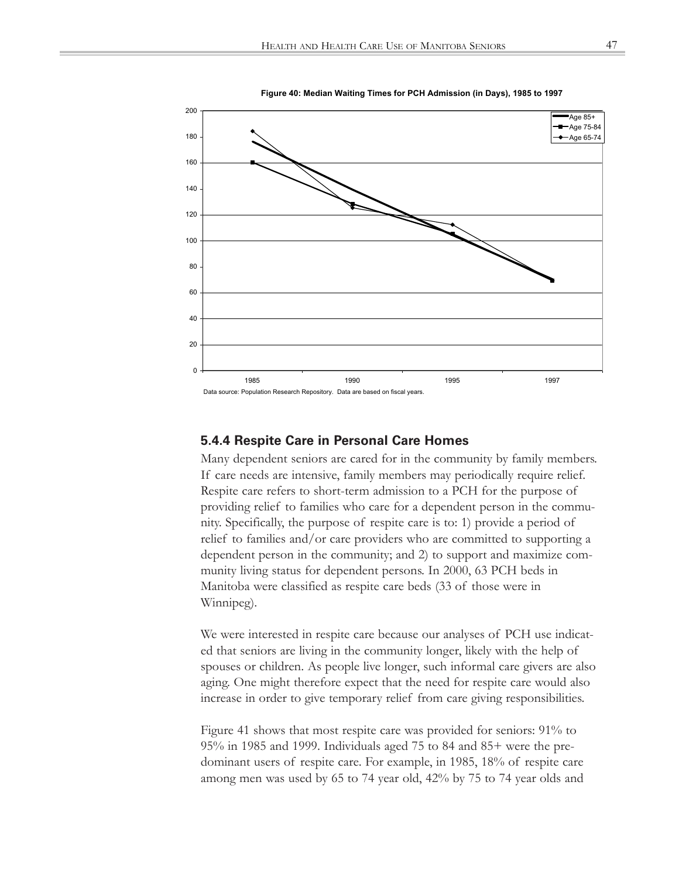**Figure 40: Median Waiting Times for PCH Admission (in Days), 1985 to 1997**

200
180
160
140
120
100
80
60
40
20
0

1985 1990 1995 1997

Age 85+
Age 75-84
Age 65-74

Data source: Population Research Repository. Data are based on fiscal years.

### 5.4.4 Respite Care in Personal Care Homes

Many dependent seniors are cared for in the community by family members. If care needs are intensive, family members may periodically require relief. Respite care refers to short-term admission to a PCH for the purpose of providing relief to families who care for a dependent person in the community. Specifically, the purpose of respite care is to: 1) provide a period of relief to families and/or care providers who are committed to supporting a dependent person in the community; and 2) to support and maximize community living status for dependent persons. In 2000, 63 PCH beds in Manitoba were classified as respite care beds (33 of those were in Winnipeg).

We were interested in respite care because our analyses of PCH use indicated that seniors are living in the community longer, likely with the help of spouses or children. As people live longer, such informal care givers are also aging. One might therefore expect that the need for respite care would also increase in order to give temporary relief from care giving responsibilities.

Figure 41 shows that most respite care was provided for seniors: 91% to 95% in 1985 and 1999. Individuals aged 75 to 84 and 85+ were the predominant users of respite care. For example, in 1985, 18% of respite care among men was used by 65 to 74 year old, 42% by 75 to 74 year olds and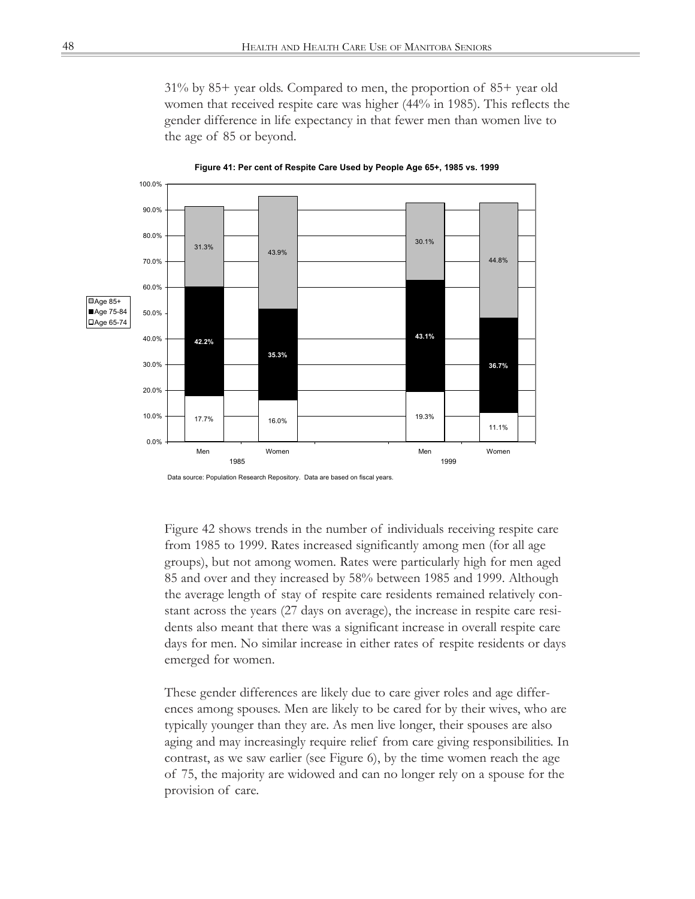31% by 85+ year olds. Compared to men, the proportion of 85+ year old women that received respite care was higher (44% in 1985). This reflects the gender difference in life expectancy in that fewer men than women live to the age of 85 or beyond.

**Figure 41: Per cent of Respite Care Used by People Age 65+, 1985 vs. 1999**

| | 1985 Men | 1985 Women | 1999 Men | 1999 Women |
|---|---|---|---|---|
| Age 65-74 | 17.7% | 16.0% | 19.3% | 11.1% |
| Age 75-84 | 42.2% | 35.3% | 43.1% | 36.7% |
| Age 85+ | 31.3% | 43.9% | 30.1% | 44.8% |

Data source: Population Research Repository. Data are based on fiscal years.

Figure 42 shows trends in the number of individuals receiving respite care from 1985 to 1999. Rates increased significantly among men (for all age groups), but not among women. Rates were particularly high for men aged 85 and over and they increased by 58% between 1985 and 1999. Although the average length of stay of respite care residents remained relatively constant across the years (27 days on average), the increase in respite care residents also meant that there was a significant increase in overall respite care days for men. No similar increase in either rates of respite residents or days emerged for women.

These gender differences are likely due to care giver roles and age differences among spouses. Men are likely to be cared for by their wives, who are typically younger than they are. As men live longer, their spouses are also aging and may increasingly require relief from care giving responsibilities. In contrast, as we saw earlier (see Figure 6), by the time women reach the age of 75, the majority are widowed and can no longer rely on a spouse for the provision of care.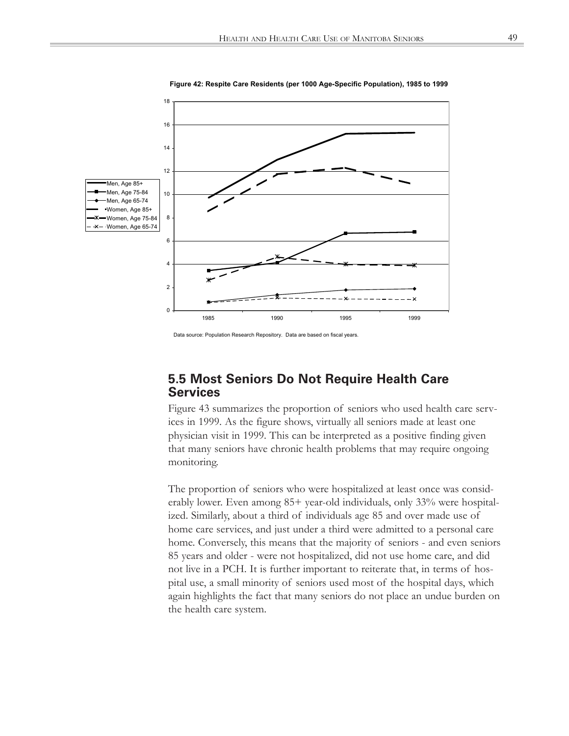**Figure 42: Respite Care Residents (per 1000 Age-Specific Population), 1985 to 1999**

Men, Age 85+
Men, Age 75-84
Men, Age 65-74
Women, Age 85+
Women, Age 75-84
Women, Age 65-74

18
16
14
12
10
8
6
4
2
0

1985
1990
1995
1999

Data source: Population Research Repository. Data are based on fiscal years.

## 5.5 Most Seniors Do Not Require Health Care Services

Figure 43 summarizes the proportion of seniors who used health care services in 1999. As the figure shows, virtually all seniors made at least one physician visit in 1999. This can be interpreted as a positive finding given that many seniors have chronic health problems that may require ongoing monitoring.

The proportion of seniors who were hospitalized at least once was considerably lower. Even among 85+ year-old individuals, only 33% were hospitalized. Similarly, about a third of individuals age 85 and over made use of home care services, and just under a third were admitted to a personal care home. Conversely, this means that the majority of seniors - and even seniors 85 years and older - were not hospitalized, did not use home care, and did not live in a PCH. It is further important to reiterate that, in terms of hospital use, a small minority of seniors used most of the hospital days, which again highlights the fact that many seniors do not place an undue burden on the health care system.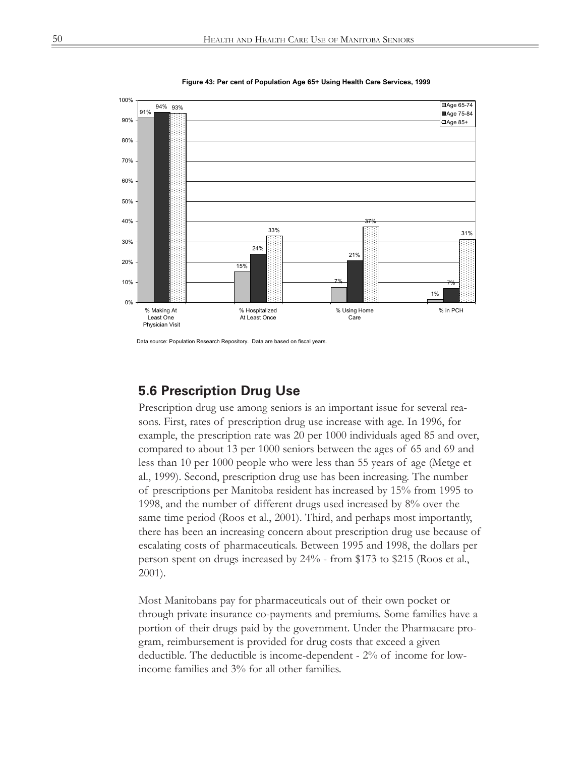**Figure 43: Per cent of Population Age 65+ Using Health Care Services, 1999**

100%
90%
80%
70%
60%
50%
40%
30%
20%
10%
0%

Age 65-74
Age 75-84
Age 85+

91% 94% 93%
15% 24% 33%
7% 21% 37%
1% 7% 31%

% Making At Least One Physician Visit
% Hospitalized At Least Once
% Using Home Care
% in PCH

Data source: Population Research Repository. Data are based on fiscal years.

## 5.6 Prescription Drug Use

Prescription drug use among seniors is an important issue for several reasons. First, rates of prescription drug use increase with age. In 1996, for example, the prescription rate was 20 per 1000 individuals aged 85 and over, compared to about 13 per 1000 seniors between the ages of 65 and 69 and less than 10 per 1000 people who were less than 55 years of age (Metge et al., 1999). Second, prescription drug use has been increasing. The number of prescriptions per Manitoba resident has increased by 15% from 1995 to 1998, and the number of different drugs used increased by 8% over the same time period (Roos et al., 2001). Third, and perhaps most importantly, there has been an increasing concern about prescription drug use because of escalating costs of pharmaceuticals. Between 1995 and 1998, the dollars per person spent on drugs increased by 24% - from $173 to $215 (Roos et al., 2001).

Most Manitobans pay for pharmaceuticals out of their own pocket or through private insurance co-payments and premiums. Some families have a portion of their drugs paid by the government. Under the Pharmacare program, reimbursement is provided for drug costs that exceed a given deductible. The deductible is income-dependent - 2% of income for low-income families and 3% for all other families.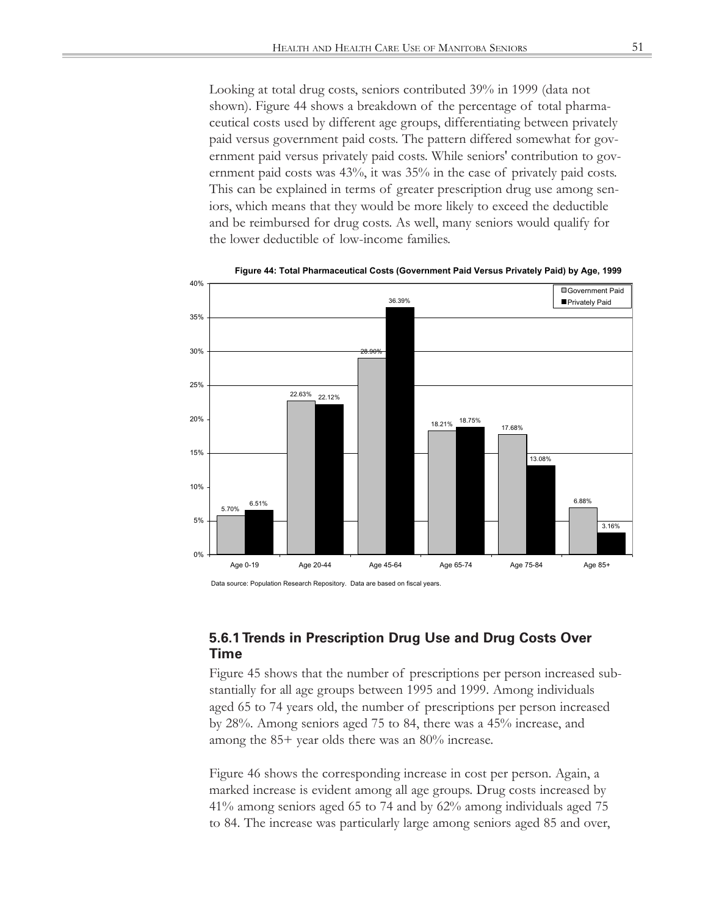Looking at total drug costs, seniors contributed 39% in 1999 (data not shown). Figure 44 shows a breakdown of the percentage of total pharmaceutical costs used by different age groups, differentiating between privately paid versus government paid costs. The pattern differed somewhat for government paid versus privately paid costs. While seniors' contribution to government paid costs was 43%, it was 35% in the case of privately paid costs. This can be explained in terms of greater prescription drug use among seniors, which means that they would be more likely to exceed the deductible and be reimbursed for drug costs. As well, many seniors would qualify for the lower deductible of low-income families.

**Figure 44: Total Pharmaceutical Costs (Government Paid Versus Privately Paid) by Age, 1999**

Government Paid
Privately Paid

40%
35%
30%
25%
20%
15%
10%
5%
0%

Age 0-19: 5.70% 6.51%
Age 20-44: 22.63% 22.12%
Age 45-64: 28.90% 36.39%
Age 65-74: 18.21% 18.75%
Age 75-84: 17.68% 13.08%
Age 85+: 6.88% 3.16%

Data source: Population Research Repository. Data are based on fiscal years.

### 5.6.1 Trends in Prescription Drug Use and Drug Costs Over Time

Figure 45 shows that the number of prescriptions per person increased substantially for all age groups between 1995 and 1999. Among individuals aged 65 to 74 years old, the number of prescriptions per person increased by 28%. Among seniors aged 75 to 84, there was a 45% increase, and among the 85+ year olds there was an 80% increase.

Figure 46 shows the corresponding increase in cost per person. Again, a marked increase is evident among all age groups. Drug costs increased by 41% among seniors aged 65 to 74 and by 62% among individuals aged 75 to 84. The increase was particularly large among seniors aged 85 and over,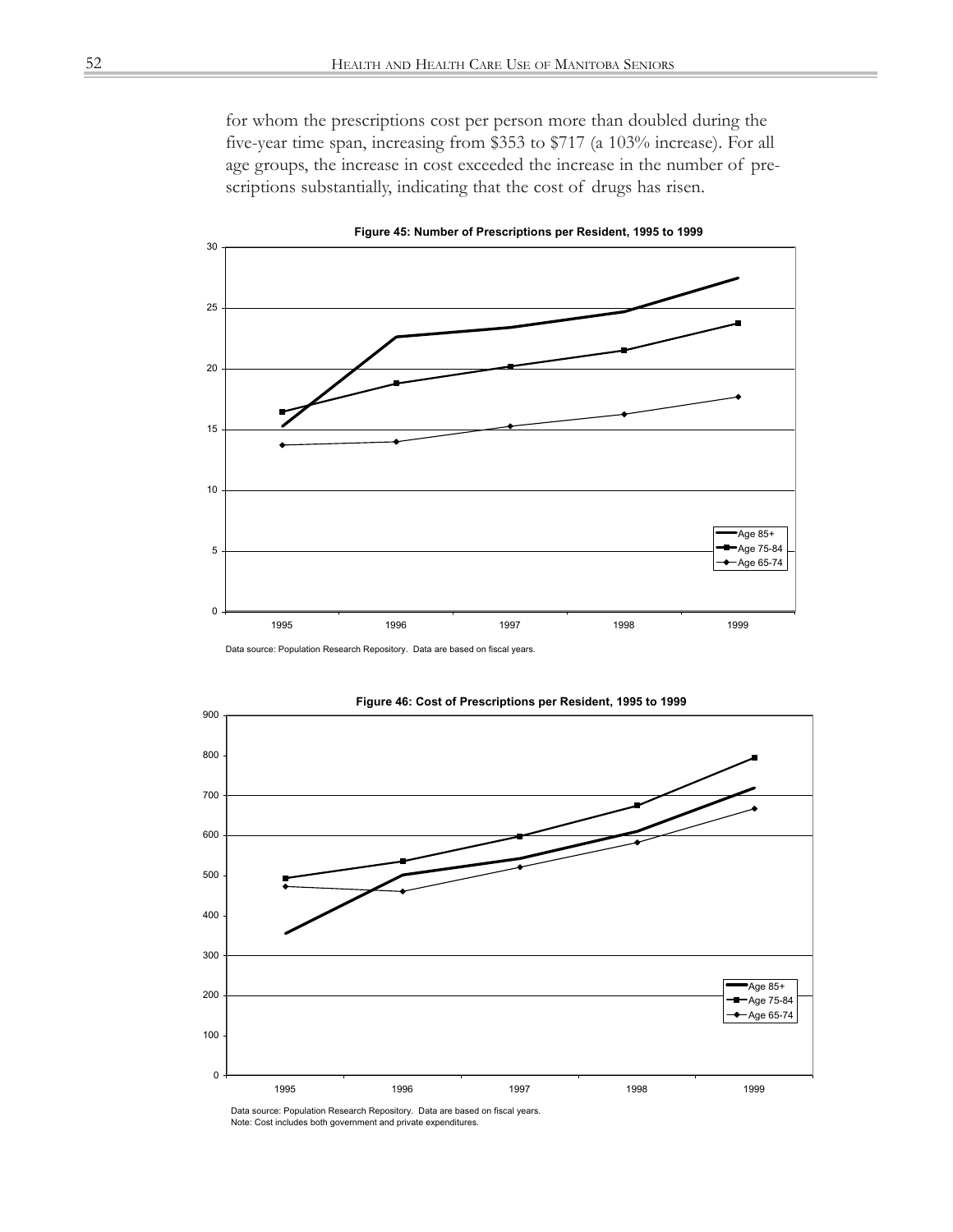for whom the prescriptions cost per person more than doubled during the five-year time span, increasing from \$353 to \$717 (a 103% increase). For all age groups, the increase in cost exceeded the increase in the number of prescriptions substantially, indicating that the cost of drugs has risen.

**Figure 45: Number of Prescriptions per Resident, 1995 to 1999**

30
25
20
15
10
5
0

1995 1996 1997 1998 1999

Age 85+
Age 75-84
Age 65-74

Data source: Population Research Repository. Data are based on fiscal years.

**Figure 46: Cost of Prescriptions per Resident, 1995 to 1999**

900
800
700
600
500
400
300
200
100
0

1995 1996 1997 1998 1999

Age 85+
Age 75-84
Age 65-74

Data source: Population Research Repository. Data are based on fiscal years.
Note: Cost includes both government and private expenditures.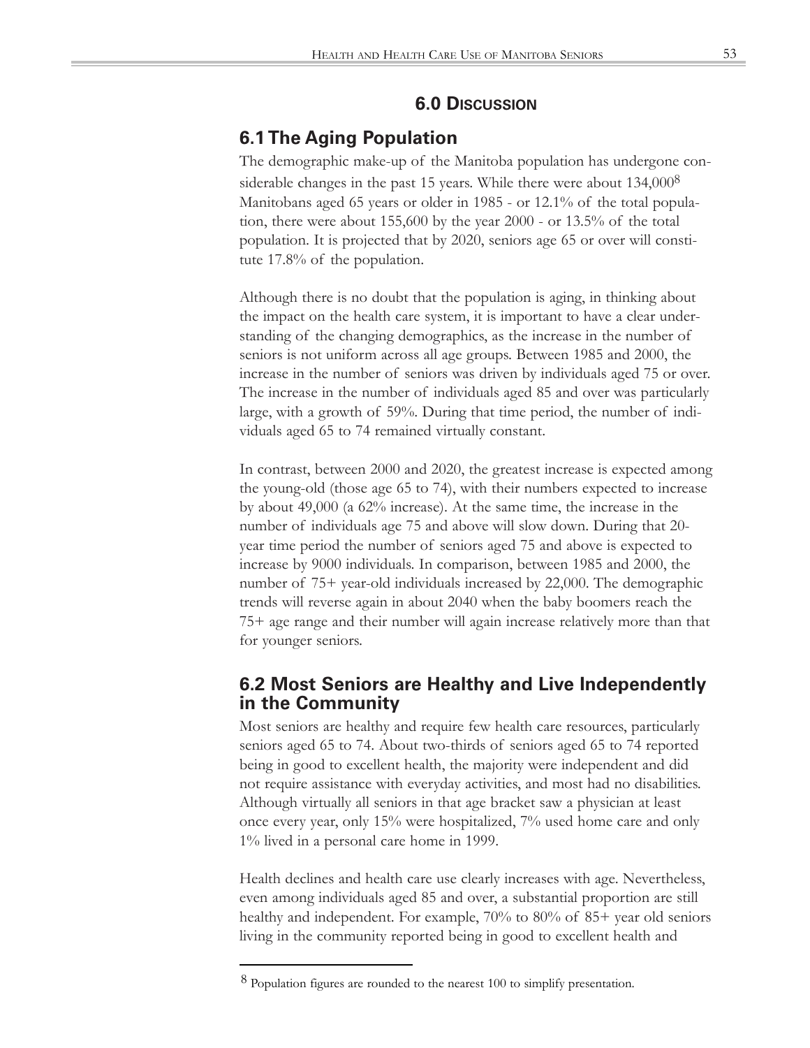# 6.0 Discussion

## 6.1 The Aging Population

The demographic make-up of the Manitoba population has undergone considerable changes in the past 15 years. While there were about 134,000[8] Manitobans aged 65 years or older in 1985 - or 12.1% of the total population, there were about 155,600 by the year 2000 - or 13.5% of the total population. It is projected that by 2020, seniors age 65 or over will constitute 17.8% of the population.

Although there is no doubt that the population is aging, in thinking about the impact on the health care system, it is important to have a clear understanding of the changing demographics, as the increase in the number of seniors is not uniform across all age groups. Between 1985 and 2000, the increase in the number of seniors was driven by individuals aged 75 or over. The increase in the number of individuals aged 85 and over was particularly large, with a growth of 59%. During that time period, the number of individuals aged 65 to 74 remained virtually constant.

In contrast, between 2000 and 2020, the greatest increase is expected among the young-old (those age 65 to 74), with their numbers expected to increase by about 49,000 (a 62% increase). At the same time, the increase in the number of individuals age 75 and above will slow down. During that 20-year time period the number of seniors aged 75 and above is expected to increase by 9000 individuals. In comparison, between 1985 and 2000, the number of 75+ year-old individuals increased by 22,000. The demographic trends will reverse again in about 2040 when the baby boomers reach the 75+ age range and their number will again increase relatively more than that for younger seniors.

## 6.2 Most Seniors are Healthy and Live Independently in the Community

Most seniors are healthy and require few health care resources, particularly seniors aged 65 to 74. About two-thirds of seniors aged 65 to 74 reported being in good to excellent health, the majority were independent and did not require assistance with everyday activities, and most had no disabilities. Although virtually all seniors in that age bracket saw a physician at least once every year, only 15% were hospitalized, 7% used home care and only 1% lived in a personal care home in 1999.

Health declines and health care use clearly increases with age. Nevertheless, even among individuals aged 85 and over, a substantial proportion are still healthy and independent. For example, 70% to 80% of 85+ year old seniors living in the community reported being in good to excellent health and

[8] Population figures are rounded to the nearest 100 to simplify presentation.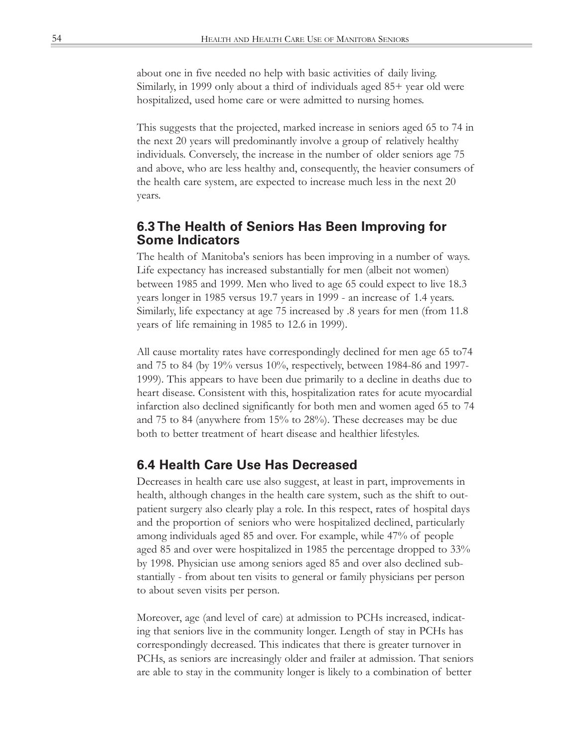about one in five needed no help with basic activities of daily living. Similarly, in 1999 only about a third of individuals aged 85+ year old were hospitalized, used home care or were admitted to nursing homes.

This suggests that the projected, marked increase in seniors aged 65 to 74 in the next 20 years will predominantly involve a group of relatively healthy individuals. Conversely, the increase in the number of older seniors age 75 and above, who are less healthy and, consequently, the heavier consumers of the health care system, are expected to increase much less in the next 20 years.

## 6.3 The Health of Seniors Has Been Improving for Some Indicators

The health of Manitoba's seniors has been improving in a number of ways. Life expectancy has increased substantially for men (albeit not women) between 1985 and 1999. Men who lived to age 65 could expect to live 18.3 years longer in 1985 versus 19.7 years in 1999 - an increase of 1.4 years. Similarly, life expectancy at age 75 increased by .8 years for men (from 11.8 years of life remaining in 1985 to 12.6 in 1999).

All cause mortality rates have correspondingly declined for men age 65 to74 and 75 to 84 (by 19% versus 10%, respectively, between 1984-86 and 1997-1999). This appears to have been due primarily to a decline in deaths due to heart disease. Consistent with this, hospitalization rates for acute myocardial infarction also declined significantly for both men and women aged 65 to 74 and 75 to 84 (anywhere from 15% to 28%). These decreases may be due both to better treatment of heart disease and healthier lifestyles.

## 6.4 Health Care Use Has Decreased

Decreases in health care use also suggest, at least in part, improvements in health, although changes in the health care system, such as the shift to out-patient surgery also clearly play a role. In this respect, rates of hospital days and the proportion of seniors who were hospitalized declined, particularly among individuals aged 85 and over. For example, while 47% of people aged 85 and over were hospitalized in 1985 the percentage dropped to 33% by 1998. Physician use among seniors aged 85 and over also declined substantially - from about ten visits to general or family physicians per person to about seven visits per person.

Moreover, age (and level of care) at admission to PCHs increased, indicating that seniors live in the community longer. Length of stay in PCHs has correspondingly decreased. This indicates that there is greater turnover in PCHs, as seniors are increasingly older and frailer at admission. That seniors are able to stay in the community longer is likely to a combination of better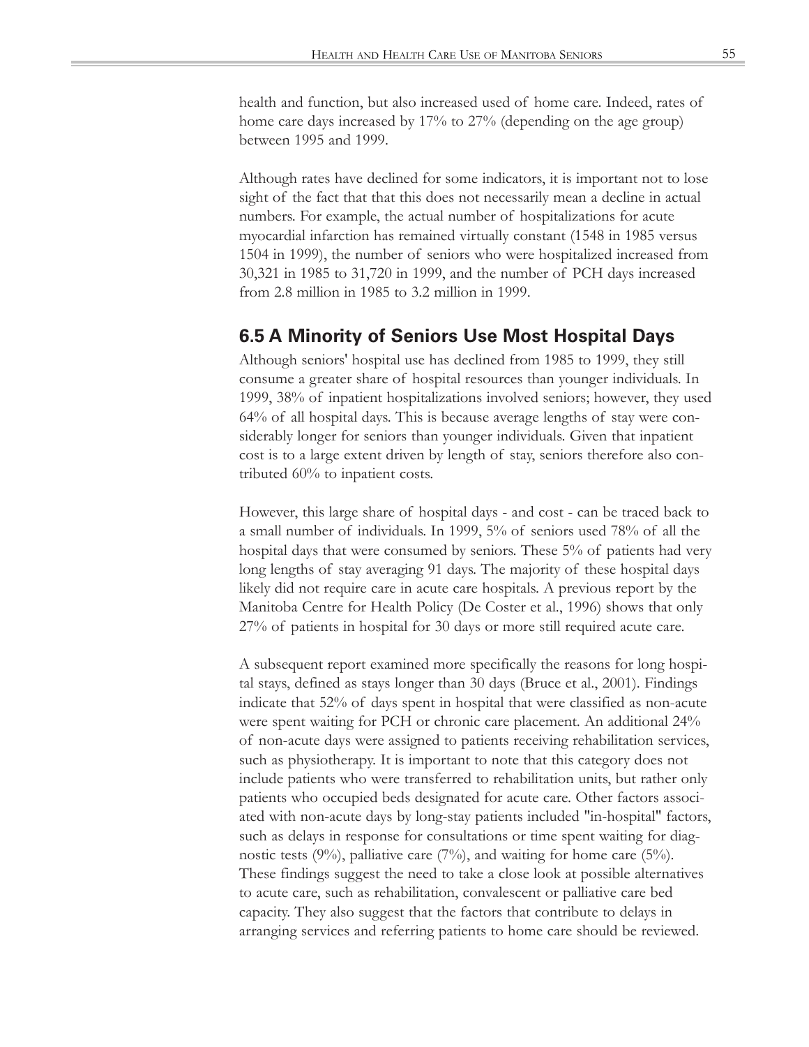health and function, but also increased used of home care. Indeed, rates of home care days increased by 17% to 27% (depending on the age group) between 1995 and 1999.

Although rates have declined for some indicators, it is important not to lose sight of the fact that that this does not necessarily mean a decline in actual numbers. For example, the actual number of hospitalizations for acute myocardial infarction has remained virtually constant (1548 in 1985 versus 1504 in 1999), the number of seniors who were hospitalized increased from 30,321 in 1985 to 31,720 in 1999, and the number of PCH days increased from 2.8 million in 1985 to 3.2 million in 1999.

## 6.5 A Minority of Seniors Use Most Hospital Days

Although seniors' hospital use has declined from 1985 to 1999, they still consume a greater share of hospital resources than younger individuals. In 1999, 38% of inpatient hospitalizations involved seniors; however, they used 64% of all hospital days. This is because average lengths of stay were considerably longer for seniors than younger individuals. Given that inpatient cost is to a large extent driven by length of stay, seniors therefore also contributed 60% to inpatient costs.

However, this large share of hospital days - and cost - can be traced back to a small number of individuals. In 1999, 5% of seniors used 78% of all the hospital days that were consumed by seniors. These 5% of patients had very long lengths of stay averaging 91 days. The majority of these hospital days likely did not require care in acute care hospitals. A previous report by the Manitoba Centre for Health Policy (De Coster et al., 1996) shows that only 27% of patients in hospital for 30 days or more still required acute care.

A subsequent report examined more specifically the reasons for long hospital stays, defined as stays longer than 30 days (Bruce et al., 2001). Findings indicate that 52% of days spent in hospital that were classified as non-acute were spent waiting for PCH or chronic care placement. An additional 24% of non-acute days were assigned to patients receiving rehabilitation services, such as physiotherapy. It is important to note that this category does not include patients who were transferred to rehabilitation units, but rather only patients who occupied beds designated for acute care. Other factors associated with non-acute days by long-stay patients included "in-hospital" factors, such as delays in response for consultations or time spent waiting for diagnostic tests (9%), palliative care (7%), and waiting for home care (5%). These findings suggest the need to take a close look at possible alternatives to acute care, such as rehabilitation, convalescent or palliative care bed capacity. They also suggest that the factors that contribute to delays in arranging services and referring patients to home care should be reviewed.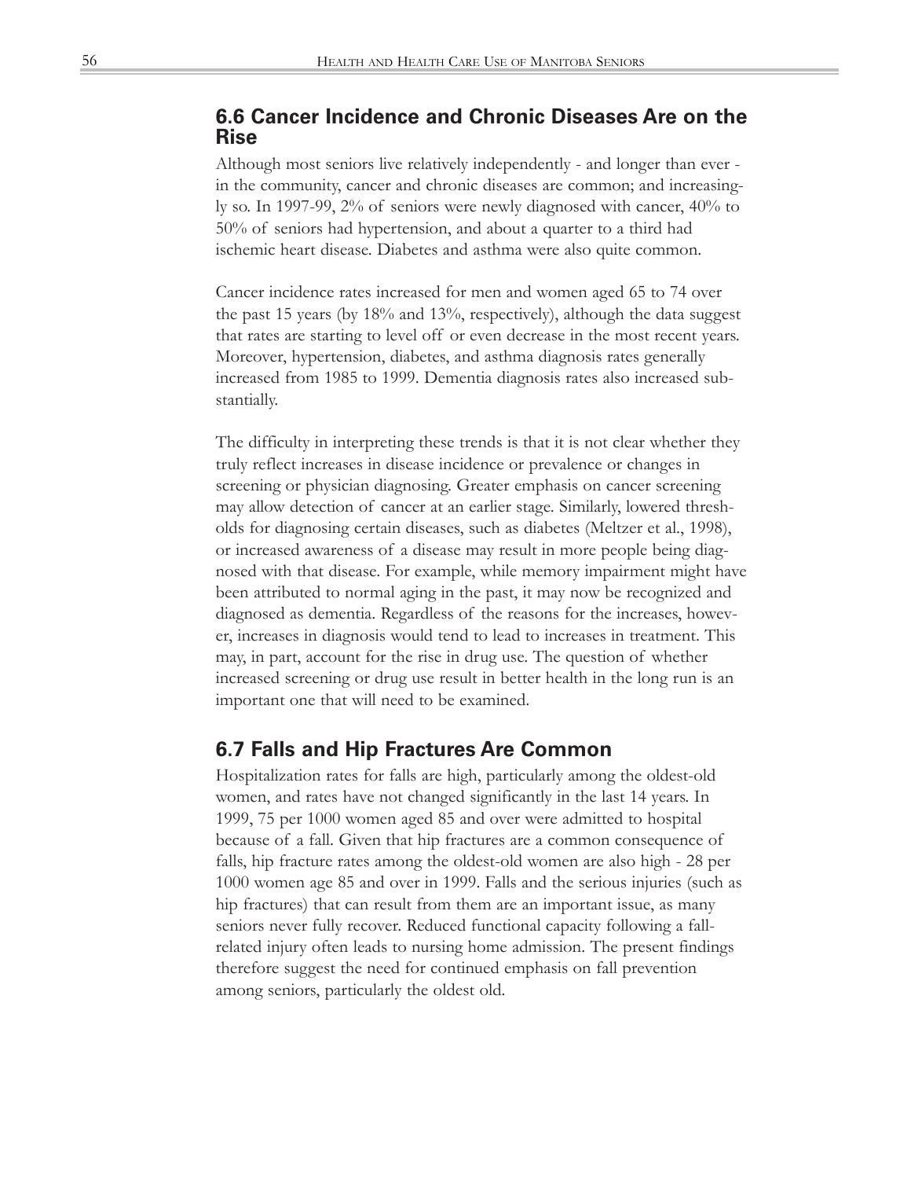## 6.6 Cancer Incidence and Chronic Diseases Are on the Rise

Although most seniors live relatively independently - and longer than ever - in the community, cancer and chronic diseases are common; and increasingly so. In 1997-99, 2% of seniors were newly diagnosed with cancer, 40% to 50% of seniors had hypertension, and about a quarter to a third had ischemic heart disease. Diabetes and asthma were also quite common.

Cancer incidence rates increased for men and women aged 65 to 74 over the past 15 years (by 18% and 13%, respectively), although the data suggest that rates are starting to level off or even decrease in the most recent years. Moreover, hypertension, diabetes, and asthma diagnosis rates generally increased from 1985 to 1999. Dementia diagnosis rates also increased substantially.

The difficulty in interpreting these trends is that it is not clear whether they truly reflect increases in disease incidence or prevalence or changes in screening or physician diagnosing. Greater emphasis on cancer screening may allow detection of cancer at an earlier stage. Similarly, lowered thresholds for diagnosing certain diseases, such as diabetes (Meltzer et al., 1998), or increased awareness of a disease may result in more people being diagnosed with that disease. For example, while memory impairment might have been attributed to normal aging in the past, it may now be recognized and diagnosed as dementia. Regardless of the reasons for the increases, however, increases in diagnosis would tend to lead to increases in treatment. This may, in part, account for the rise in drug use. The question of whether increased screening or drug use result in better health in the long run is an important one that will need to be examined.

## 6.7 Falls and Hip Fractures Are Common

Hospitalization rates for falls are high, particularly among the oldest-old women, and rates have not changed significantly in the last 14 years. In 1999, 75 per 1000 women aged 85 and over were admitted to hospital because of a fall. Given that hip fractures are a common consequence of falls, hip fracture rates among the oldest-old women are also high - 28 per 1000 women age 85 and over in 1999. Falls and the serious injuries (such as hip fractures) that can result from them are an important issue, as many seniors never fully recover. Reduced functional capacity following a fall-related injury often leads to nursing home admission. The present findings therefore suggest the need for continued emphasis on fall prevention among seniors, particularly the oldest old.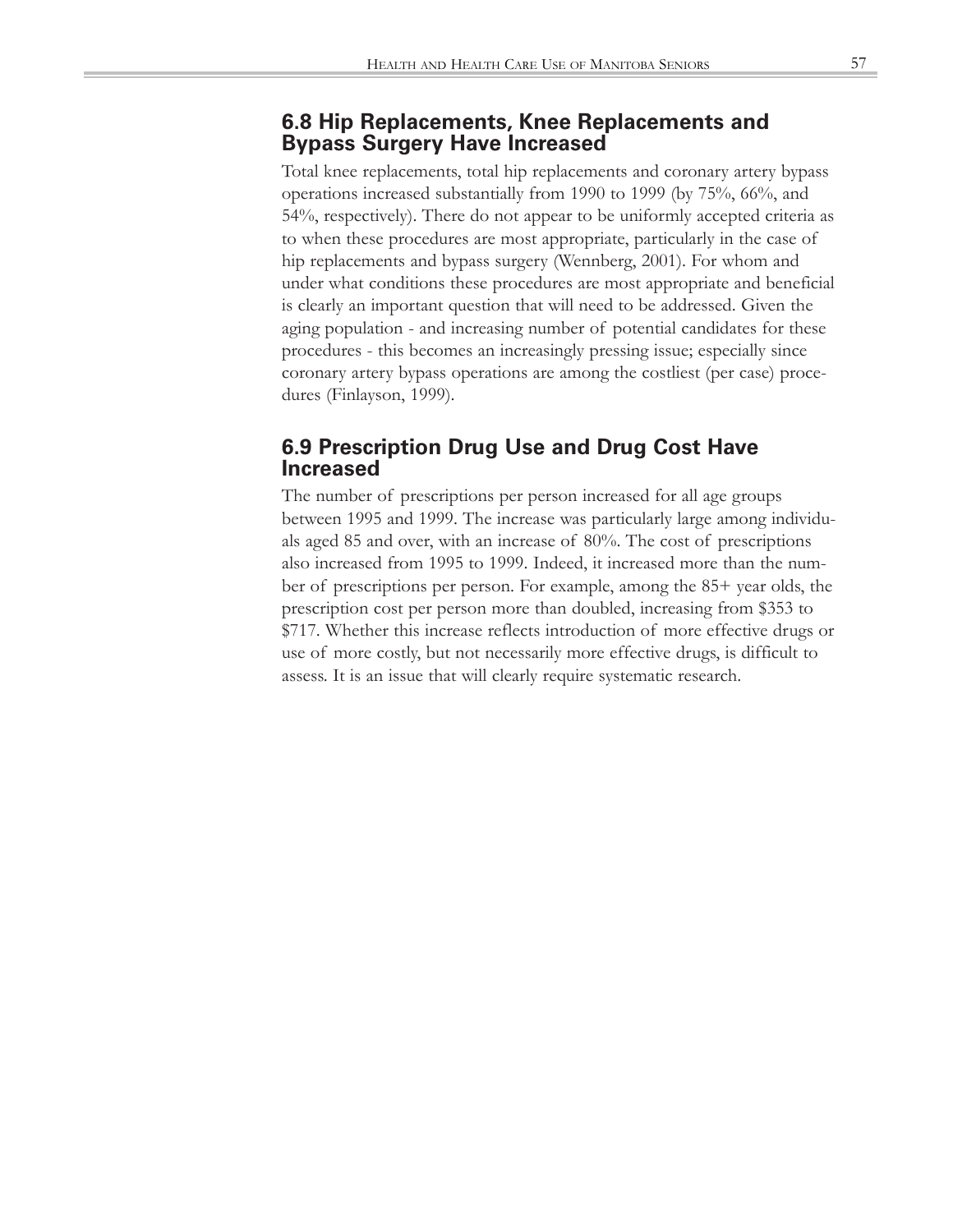## 6.8 Hip Replacements, Knee Replacements and Bypass Surgery Have Increased

Total knee replacements, total hip replacements and coronary artery bypass operations increased substantially from 1990 to 1999 (by 75%, 66%, and 54%, respectively). There do not appear to be uniformly accepted criteria as to when these procedures are most appropriate, particularly in the case of hip replacements and bypass surgery (Wennberg, 2001). For whom and under what conditions these procedures are most appropriate and beneficial is clearly an important question that will need to be addressed. Given the aging population - and increasing number of potential candidates for these procedures - this becomes an increasingly pressing issue; especially since coronary artery bypass operations are among the costliest (per case) procedures (Finlayson, 1999).

## 6.9 Prescription Drug Use and Drug Cost Have Increased

The number of prescriptions per person increased for all age groups between 1995 and 1999. The increase was particularly large among individuals aged 85 and over, with an increase of 80%. The cost of prescriptions also increased from 1995 to 1999. Indeed, it increased more than the number of prescriptions per person. For example, among the 85+ year olds, the prescription cost per person more than doubled, increasing from $353 to $717. Whether this increase reflects introduction of more effective drugs or use of more costly, but not necessarily more effective drugs, is difficult to assess. It is an issue that will clearly require systematic research.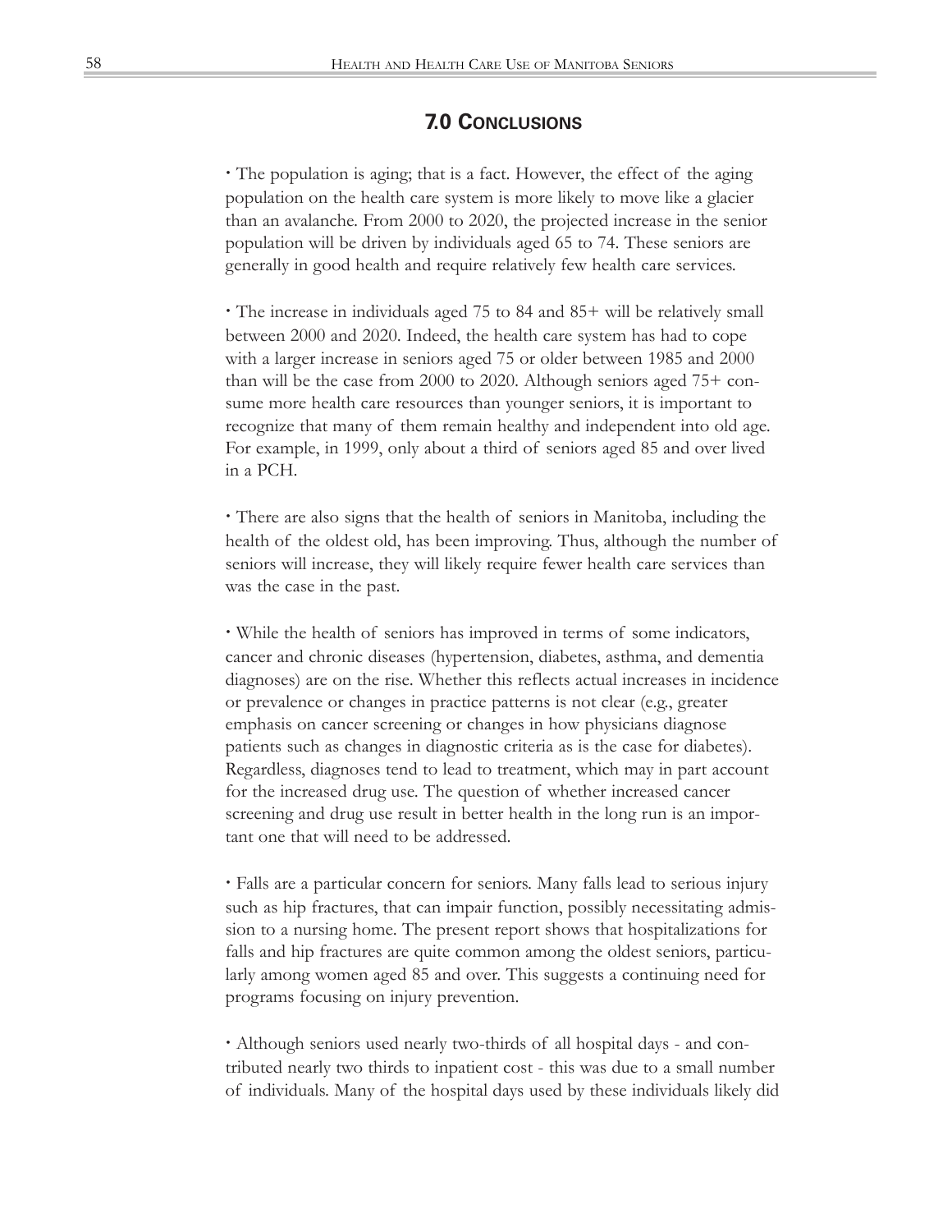## 7.0 Conclusions

- The population is aging; that is a fact. However, the effect of the aging population on the health care system is more likely to move like a glacier than an avalanche. From 2000 to 2020, the projected increase in the senior population will be driven by individuals aged 65 to 74. These seniors are generally in good health and require relatively few health care services.

- The increase in individuals aged 75 to 84 and 85+ will be relatively small between 2000 and 2020. Indeed, the health care system has had to cope with a larger increase in seniors aged 75 or older between 1985 and 2000 than will be the case from 2000 to 2020. Although seniors aged 75+ consume more health care resources than younger seniors, it is important to recognize that many of them remain healthy and independent into old age. For example, in 1999, only about a third of seniors aged 85 and over lived in a PCH.

- There are also signs that the health of seniors in Manitoba, including the health of the oldest old, has been improving. Thus, although the number of seniors will increase, they will likely require fewer health care services than was the case in the past.

- While the health of seniors has improved in terms of some indicators, cancer and chronic diseases (hypertension, diabetes, asthma, and dementia diagnoses) are on the rise. Whether this reflects actual increases in incidence or prevalence or changes in practice patterns is not clear (e.g., greater emphasis on cancer screening or changes in how physicians diagnose patients such as changes in diagnostic criteria as is the case for diabetes). Regardless, diagnoses tend to lead to treatment, which may in part account for the increased drug use. The question of whether increased cancer screening and drug use result in better health in the long run is an important one that will need to be addressed.

- Falls are a particular concern for seniors. Many falls lead to serious injury such as hip fractures, that can impair function, possibly necessitating admission to a nursing home. The present report shows that hospitalizations for falls and hip fractures are quite common among the oldest seniors, particularly among women aged 85 and over. This suggests a continuing need for programs focusing on injury prevention.

- Although seniors used nearly two-thirds of all hospital days - and contributed nearly two thirds to inpatient cost - this was due to a small number of individuals. Many of the hospital days used by these individuals likely did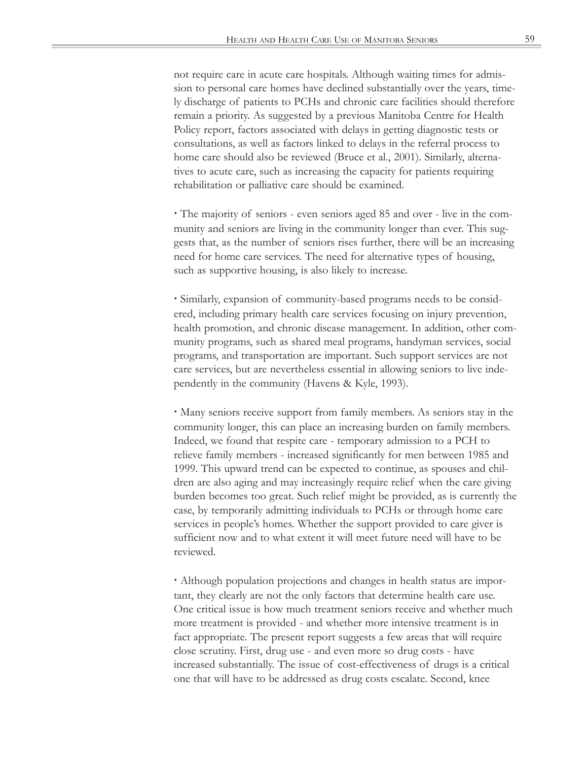not require care in acute care hospitals. Although waiting times for admission to personal care homes have declined substantially over the years, timely discharge of patients to PCHs and chronic care facilities should therefore remain a priority. As suggested by a previous Manitoba Centre for Health Policy report, factors associated with delays in getting diagnostic tests or consultations, as well as factors linked to delays in the referral process to home care should also be reviewed (Bruce et al., 2001). Similarly, alternatives to acute care, such as increasing the capacity for patients requiring rehabilitation or palliative care should be examined.

- The majority of seniors - even seniors aged 85 and over - live in the community and seniors are living in the community longer than ever. This suggests that, as the number of seniors rises further, there will be an increasing need for home care services. The need for alternative types of housing, such as supportive housing, is also likely to increase.

- Similarly, expansion of community-based programs needs to be considered, including primary health care services focusing on injury prevention, health promotion, and chronic disease management. In addition, other community programs, such as shared meal programs, handyman services, social programs, and transportation are important. Such support services are not care services, but are nevertheless essential in allowing seniors to live independently in the community (Havens & Kyle, 1993).

- Many seniors receive support from family members. As seniors stay in the community longer, this can place an increasing burden on family members. Indeed, we found that respite care - temporary admission to a PCH to relieve family members - increased significantly for men between 1985 and 1999. This upward trend can be expected to continue, as spouses and children are also aging and may increasingly require relief when the care giving burden becomes too great. Such relief might be provided, as is currently the case, by temporarily admitting individuals to PCHs or through home care services in people's homes. Whether the support provided to care giver is sufficient now and to what extent it will meet future need will have to be reviewed.

- Although population projections and changes in health status are important, they clearly are not the only factors that determine health care use. One critical issue is how much treatment seniors receive and whether much more treatment is provided - and whether more intensive treatment is in fact appropriate. The present report suggests a few areas that will require close scrutiny. First, drug use - and even more so drug costs - have increased substantially. The issue of cost-effectiveness of drugs is a critical one that will have to be addressed as drug costs escalate. Second, knee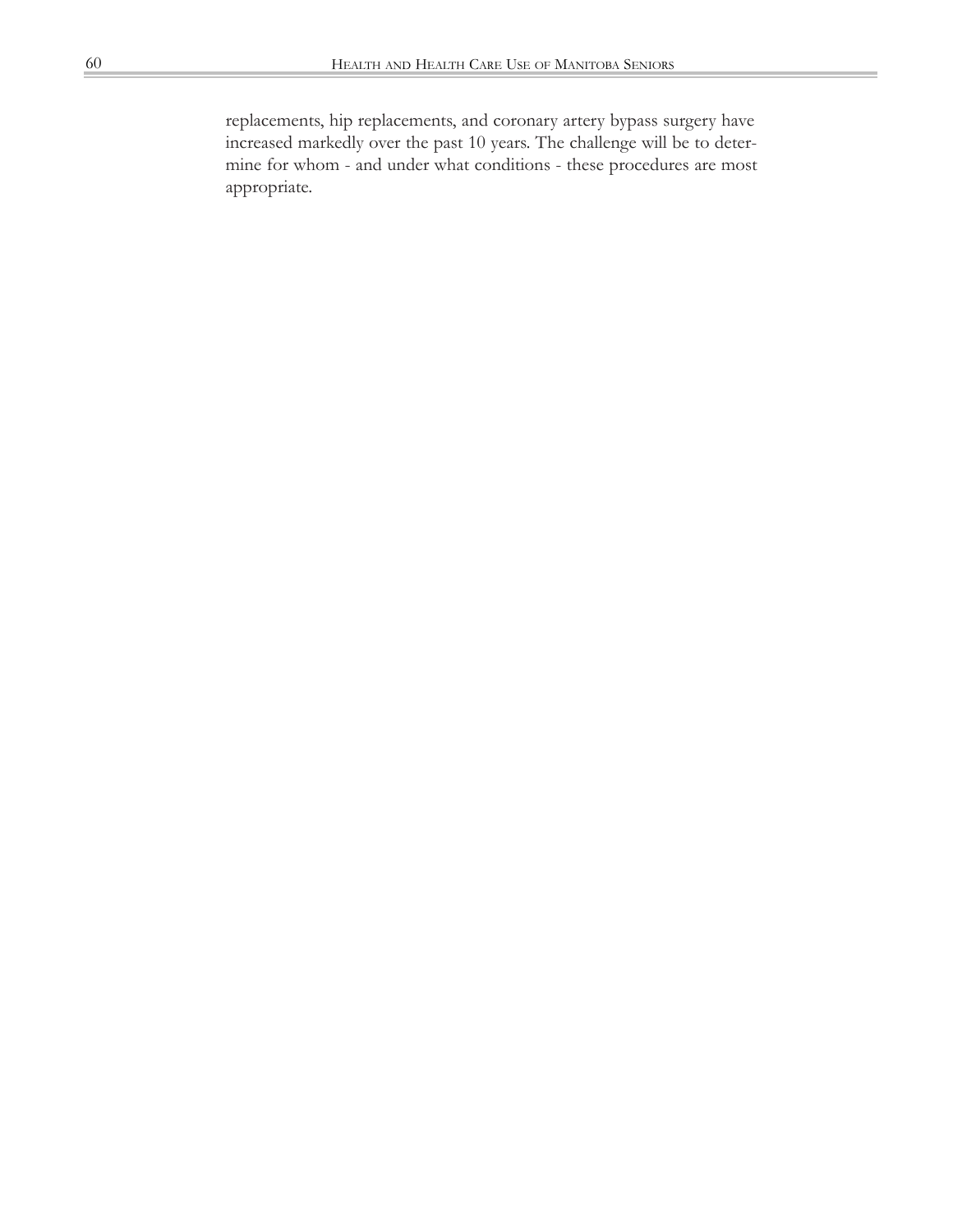replacements, hip replacements, and coronary artery bypass surgery have increased markedly over the past 10 years. The challenge will be to determine for whom - and under what conditions - these procedures are most appropriate.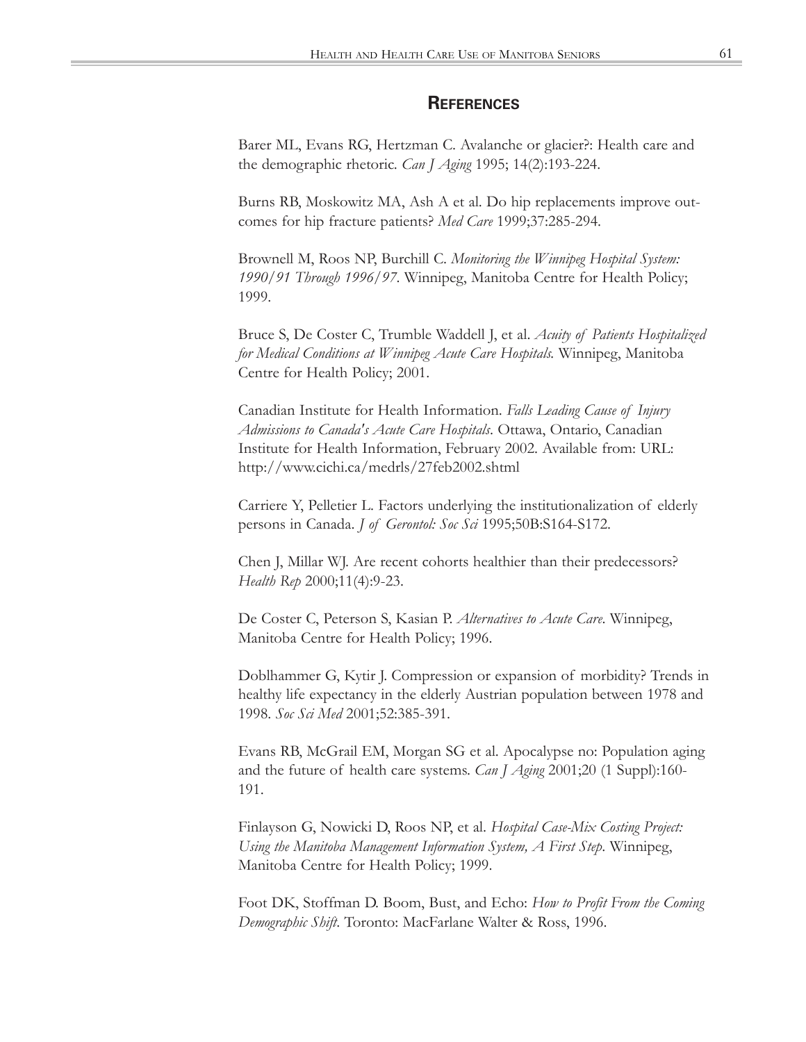## References

Barer ML, Evans RG, Hertzman C. Avalanche or glacier?: Health care and the demographic rhetoric. *Can J Aging* 1995; 14(2):193-224.

Burns RB, Moskowitz MA, Ash A et al. Do hip replacements improve outcomes for hip fracture patients? *Med Care* 1999;37:285-294.

Brownell M, Roos NP, Burchill C. *Monitoring the Winnipeg Hospital System: 1990/91 Through 1996/97*. Winnipeg, Manitoba Centre for Health Policy; 1999.

Bruce S, De Coster C, Trumble Waddell J, et al. *Acuity of Patients Hospitalized for Medical Conditions at Winnipeg Acute Care Hospitals.* Winnipeg, Manitoba Centre for Health Policy; 2001.

Canadian Institute for Health Information. *Falls Leading Cause of Injury Admissions to Canada's Acute Care Hospitals*. Ottawa, Ontario, Canadian Institute for Health Information, February 2002. Available from: URL: http://www.cichi.ca/medrls/27feb2002.shtml

Carriere Y, Pelletier L. Factors underlying the institutionalization of elderly persons in Canada. *J of Gerontol: Soc Sci* 1995;50B:S164-S172.

Chen J, Millar WJ. Are recent cohorts healthier than their predecessors? *Health Rep* 2000;11(4):9-23.

De Coster C, Peterson S, Kasian P. *Alternatives to Acute Care*. Winnipeg, Manitoba Centre for Health Policy; 1996.

Doblhammer G, Kytir J. Compression or expansion of morbidity? Trends in healthy life expectancy in the elderly Austrian population between 1978 and 1998. *Soc Sci Med* 2001;52:385-391.

Evans RB, McGrail EM, Morgan SG et al. Apocalypse no: Population aging and the future of health care systems. *Can J Aging* 2001;20 (1 Suppl):160-191.

Finlayson G, Nowicki D, Roos NP, et al. *Hospital Case-Mix Costing Project: Using the Manitoba Management Information System, A First Step*. Winnipeg, Manitoba Centre for Health Policy; 1999.

Foot DK, Stoffman D. Boom, Bust, and Echo: *How to Profit From the Coming Demographic Shift*. Toronto: MacFarlane Walter & Ross, 1996.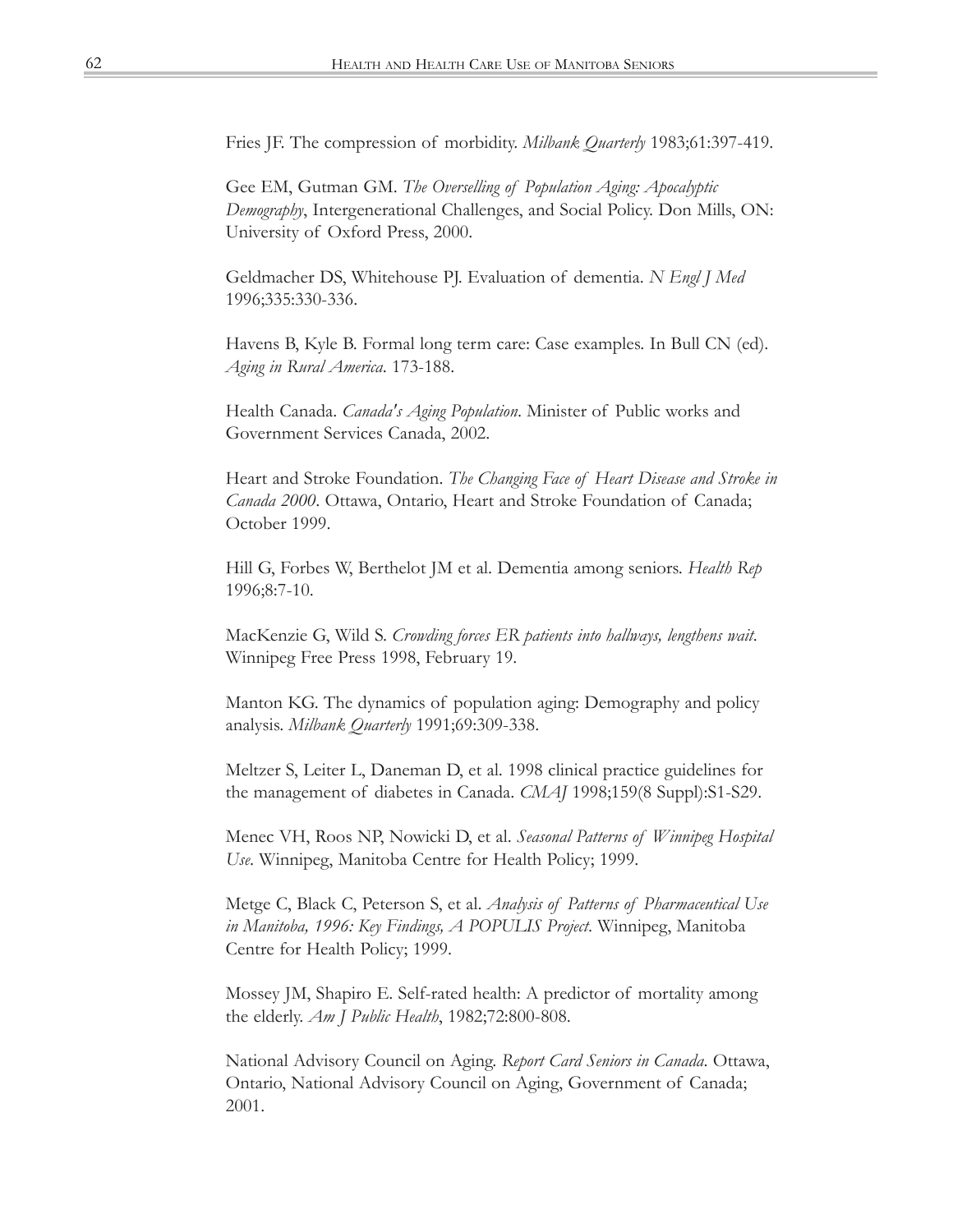Fries JF. The compression of morbidity. *Milbank Quarterly* 1983;61:397-419.

Gee EM, Gutman GM. *The Overselling of Population Aging: Apocalyptic Demography*, Intergenerational Challenges, and Social Policy. Don Mills, ON: University of Oxford Press, 2000.

Geldmacher DS, Whitehouse PJ. Evaluation of dementia. *N Engl J Med* 1996;335:330-336.

Havens B, Kyle B. Formal long term care: Case examples. In Bull CN (ed). *Aging in Rural America*. 173-188.

Health Canada. *Canada's Aging Population*. Minister of Public works and Government Services Canada, 2002.

Heart and Stroke Foundation. *The Changing Face of Heart Disease and Stroke in Canada 2000*. Ottawa, Ontario, Heart and Stroke Foundation of Canada; October 1999.

Hill G, Forbes W, Berthelot JM et al. Dementia among seniors. *Health Rep* 1996;8:7-10.

MacKenzie G, Wild S. *Crowding forces ER patients into hallways, lengthens wait*. Winnipeg Free Press 1998, February 19.

Manton KG. The dynamics of population aging: Demography and policy analysis. *Milbank Quarterly* 1991;69:309-338.

Meltzer S, Leiter L, Daneman D, et al. 1998 clinical practice guidelines for the management of diabetes in Canada. *CMAJ* 1998;159(8 Suppl):S1-S29.

Menec VH, Roos NP, Nowicki D, et al. *Seasonal Patterns of Winnipeg Hospital Use*. Winnipeg, Manitoba Centre for Health Policy; 1999.

Metge C, Black C, Peterson S, et al. *Analysis of Patterns of Pharmaceutical Use in Manitoba, 1996: Key Findings, A POPULIS Project*. Winnipeg, Manitoba Centre for Health Policy; 1999.

Mossey JM, Shapiro E. Self-rated health: A predictor of mortality among the elderly. *Am J Public Health*, 1982;72:800-808.

National Advisory Council on Aging. *Report Card Seniors in Canada*. Ottawa, Ontario, National Advisory Council on Aging, Government of Canada; 2001.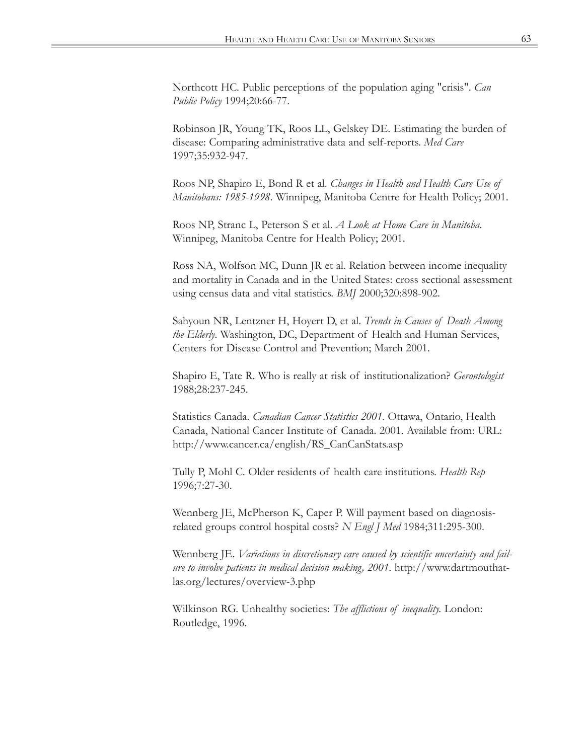Northcott HC. Public perceptions of the population aging "crisis". *Can Public Policy* 1994;20:66-77.

Robinson JR, Young TK, Roos LL, Gelskey DE. Estimating the burden of disease: Comparing administrative data and self-reports. *Med Care* 1997;35:932-947.

Roos NP, Shapiro E, Bond R et al. *Changes in Health and Health Care Use of Manitobans: 1985-1998*. Winnipeg, Manitoba Centre for Health Policy; 2001.

Roos NP, Stranc L, Peterson S et al. *A Look at Home Care in Manitoba*. Winnipeg, Manitoba Centre for Health Policy; 2001.

Ross NA, Wolfson MC, Dunn JR et al. Relation between income inequality and mortality in Canada and in the United States: cross sectional assessment using census data and vital statistics. *BMJ* 2000;320:898-902.

Sahyoun NR, Lentzner H, Hoyert D, et al. *Trends in Causes of Death Among the Elderly*. Washington, DC, Department of Health and Human Services, Centers for Disease Control and Prevention; March 2001.

Shapiro E, Tate R. Who is really at risk of institutionalization? *Gerontologist* 1988;28:237-245.

Statistics Canada. *Canadian Cancer Statistics 2001*. Ottawa, Ontario, Health Canada, National Cancer Institute of Canada. 2001. Available from: URL: http://www.cancer.ca/english/RS_CanCanStats.asp

Tully P, Mohl C. Older residents of health care institutions. *Health Rep* 1996;7:27-30.

Wennberg JE, McPherson K, Caper P. Will payment based on diagnosis-related groups control hospital costs? *N Engl J Med* 1984;311:295-300.

Wennberg JE. *Variations in discretionary care caused by scientific uncertainty and failure to involve patients in medical decision making, 2001*. http://www.dartmouthatlas.org/lectures/overview-3.php

Wilkinson RG. Unhealthy societies: *The afflictions of inequality*. London: Routledge, 1996.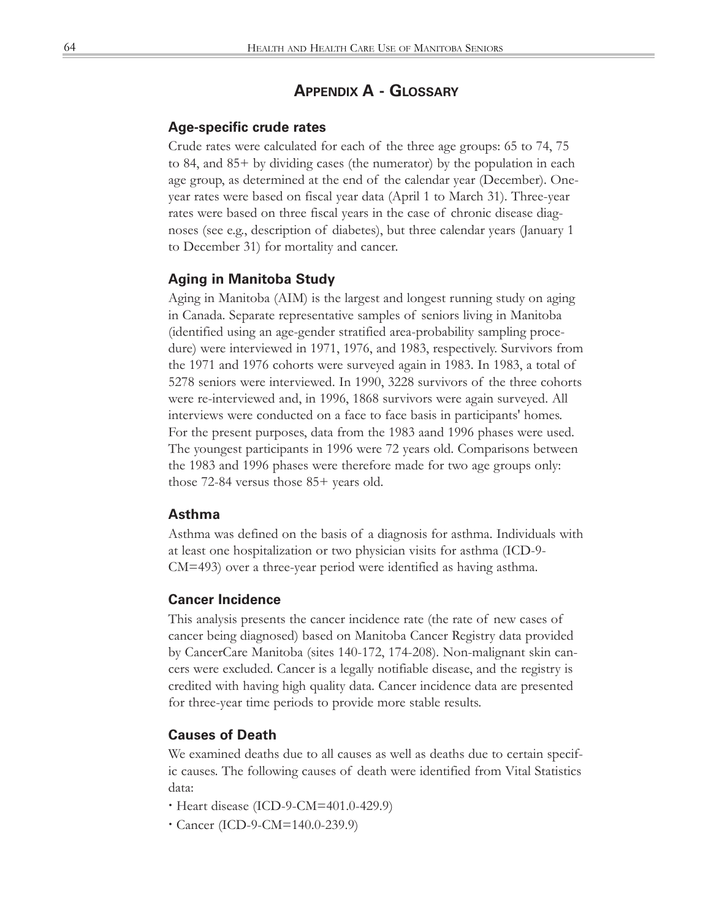## Appendix A - Glossary

### Age-specific crude rates

Crude rates were calculated for each of the three age groups: 65 to 74, 75 to 84, and 85+ by dividing cases (the numerator) by the population in each age group, as determined at the end of the calendar year (December). One-year rates were based on fiscal year data (April 1 to March 31). Three-year rates were based on three fiscal years in the case of chronic disease diagnoses (see e.g., description of diabetes), but three calendar years (January 1 to December 31) for mortality and cancer.

### Aging in Manitoba Study

Aging in Manitoba (AIM) is the largest and longest running study on aging in Canada. Separate representative samples of seniors living in Manitoba (identified using an age-gender stratified area-probability sampling procedure) were interviewed in 1971, 1976, and 1983, respectively. Survivors from the 1971 and 1976 cohorts were surveyed again in 1983. In 1983, a total of 5278 seniors were interviewed. In 1990, 3228 survivors of the three cohorts were re-interviewed and, in 1996, 1868 survivors were again surveyed. All interviews were conducted on a face to face basis in participants' homes. For the present purposes, data from the 1983 aand 1996 phases were used. The youngest participants in 1996 were 72 years old. Comparisons between the 1983 and 1996 phases were therefore made for two age groups only: those 72-84 versus those 85+ years old.

### Asthma

Asthma was defined on the basis of a diagnosis for asthma. Individuals with at least one hospitalization or two physician visits for asthma (ICD-9-CM=493) over a three-year period were identified as having asthma.

### Cancer Incidence

This analysis presents the cancer incidence rate (the rate of new cases of cancer being diagnosed) based on Manitoba Cancer Registry data provided by CancerCare Manitoba (sites 140-172, 174-208). Non-malignant skin cancers were excluded. Cancer is a legally notifiable disease, and the registry is credited with having high quality data. Cancer incidence data are presented for three-year time periods to provide more stable results.

### Causes of Death

We examined deaths due to all causes as well as deaths due to certain specific causes. The following causes of death were identified from Vital Statistics data:

- Heart disease (ICD-9-CM=401.0-429.9)
- Cancer (ICD-9-CM=140.0-239.9)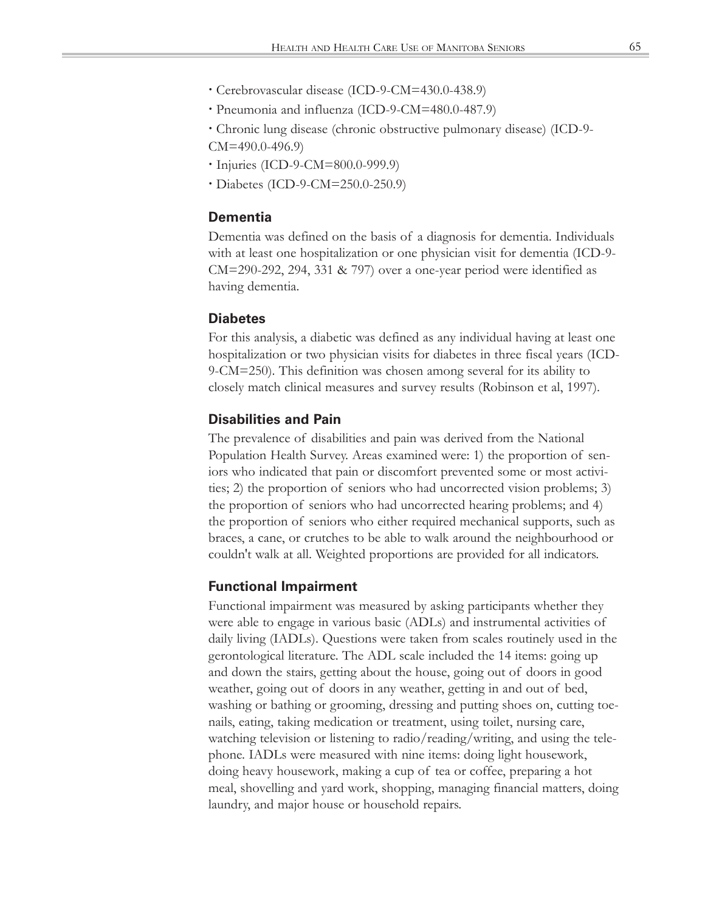- Cerebrovascular disease (ICD-9-CM=430.0-438.9)
- Pneumonia and influenza (ICD-9-CM=480.0-487.9)
- Chronic lung disease (chronic obstructive pulmonary disease) (ICD-9-CM=490.0-496.9)
- Injuries (ICD-9-CM=800.0-999.9)
- Diabetes (ICD-9-CM=250.0-250.9)

### Dementia

Dementia was defined on the basis of a diagnosis for dementia. Individuals with at least one hospitalization or one physician visit for dementia (ICD-9-CM=290-292, 294, 331 & 797) over a one-year period were identified as having dementia.

### Diabetes

For this analysis, a diabetic was defined as any individual having at least one hospitalization or two physician visits for diabetes in three fiscal years (ICD-9-CM=250). This definition was chosen among several for its ability to closely match clinical measures and survey results (Robinson et al, 1997).

### Disabilities and Pain

The prevalence of disabilities and pain was derived from the National Population Health Survey. Areas examined were: 1) the proportion of seniors who indicated that pain or discomfort prevented some or most activities; 2) the proportion of seniors who had uncorrected vision problems; 3) the proportion of seniors who had uncorrected hearing problems; and 4) the proportion of seniors who either required mechanical supports, such as braces, a cane, or crutches to be able to walk around the neighbourhood or couldn't walk at all. Weighted proportions are provided for all indicators.

### Functional Impairment

Functional impairment was measured by asking participants whether they were able to engage in various basic (ADLs) and instrumental activities of daily living (IADLs). Questions were taken from scales routinely used in the gerontological literature. The ADL scale included the 14 items: going up and down the stairs, getting about the house, going out of doors in good weather, going out of doors in any weather, getting in and out of bed, washing or bathing or grooming, dressing and putting shoes on, cutting toenails, eating, taking medication or treatment, using toilet, nursing care, watching television or listening to radio/reading/writing, and using the telephone. IADLs were measured with nine items: doing light housework, doing heavy housework, making a cup of tea or coffee, preparing a hot meal, shovelling and yard work, shopping, managing financial matters, doing laundry, and major house or household repairs.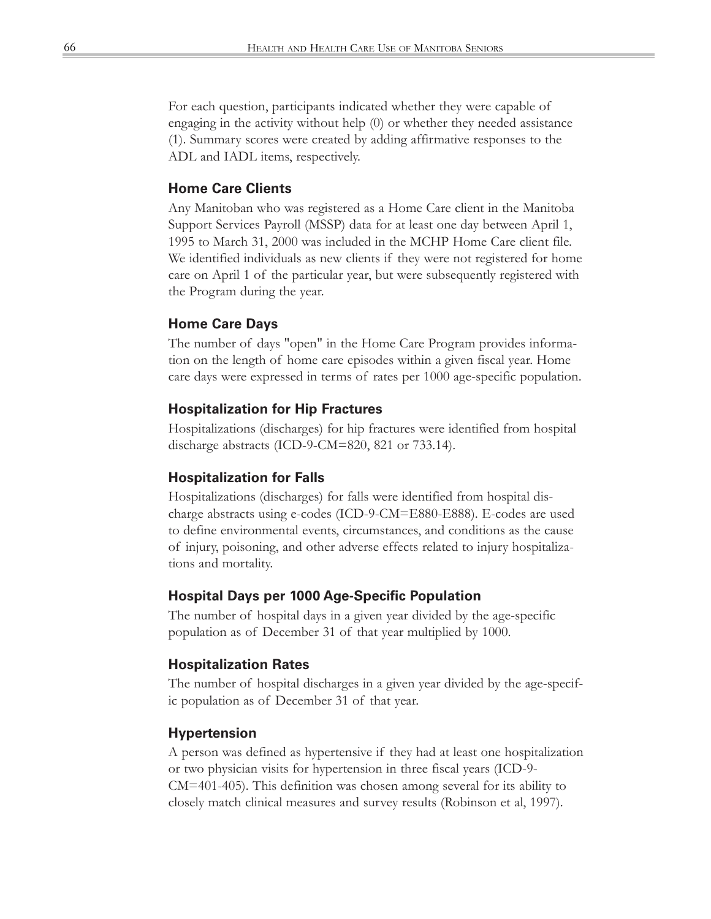For each question, participants indicated whether they were capable of engaging in the activity without help (0) or whether they needed assistance (1). Summary scores were created by adding affirmative responses to the ADL and IADL items, respectively.

### Home Care Clients

Any Manitoban who was registered as a Home Care client in the Manitoba Support Services Payroll (MSSP) data for at least one day between April 1, 1995 to March 31, 2000 was included in the MCHP Home Care client file. We identified individuals as new clients if they were not registered for home care on April 1 of the particular year, but were subsequently registered with the Program during the year.

### Home Care Days

The number of days "open" in the Home Care Program provides information on the length of home care episodes within a given fiscal year. Home care days were expressed in terms of rates per 1000 age-specific population.

### Hospitalization for Hip Fractures

Hospitalizations (discharges) for hip fractures were identified from hospital discharge abstracts (ICD-9-CM=820, 821 or 733.14).

### Hospitalization for Falls

Hospitalizations (discharges) for falls were identified from hospital discharge abstracts using e-codes (ICD-9-CM=E880-E888). E-codes are used to define environmental events, circumstances, and conditions as the cause of injury, poisoning, and other adverse effects related to injury hospitalizations and mortality.

### Hospital Days per 1000 Age-Specific Population

The number of hospital days in a given year divided by the age-specific population as of December 31 of that year multiplied by 1000.

### Hospitalization Rates

The number of hospital discharges in a given year divided by the age-specific population as of December 31 of that year.

### Hypertension

A person was defined as hypertensive if they had at least one hospitalization or two physician visits for hypertension in three fiscal years (ICD-9-CM=401-405). This definition was chosen among several for its ability to closely match clinical measures and survey results (Robinson et al, 1997).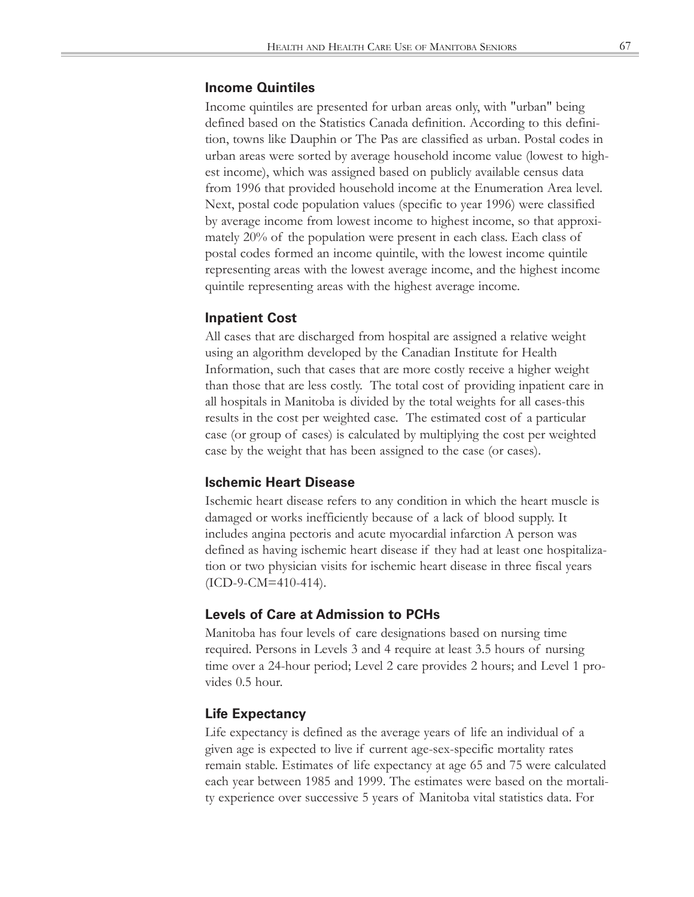## Income Quintiles

Income quintiles are presented for urban areas only, with "urban" being defined based on the Statistics Canada definition. According to this definition, towns like Dauphin or The Pas are classified as urban. Postal codes in urban areas were sorted by average household income value (lowest to highest income), which was assigned based on publicly available census data from 1996 that provided household income at the Enumeration Area level. Next, postal code population values (specific to year 1996) were classified by average income from lowest income to highest income, so that approximately 20% of the population were present in each class. Each class of postal codes formed an income quintile, with the lowest income quintile representing areas with the lowest average income, and the highest income quintile representing areas with the highest average income.

## Inpatient Cost

All cases that are discharged from hospital are assigned a relative weight using an algorithm developed by the Canadian Institute for Health Information, such that cases that are more costly receive a higher weight than those that are less costly. The total cost of providing inpatient care in all hospitals in Manitoba is divided by the total weights for all cases-this results in the cost per weighted case. The estimated cost of a particular case (or group of cases) is calculated by multiplying the cost per weighted case by the weight that has been assigned to the case (or cases).

## Ischemic Heart Disease

Ischemic heart disease refers to any condition in which the heart muscle is damaged or works inefficiently because of a lack of blood supply. It includes angina pectoris and acute myocardial infarction A person was defined as having ischemic heart disease if they had at least one hospitalization or two physician visits for ischemic heart disease in three fiscal years (ICD-9-CM=410-414).

## Levels of Care at Admission to PCHs

Manitoba has four levels of care designations based on nursing time required. Persons in Levels 3 and 4 require at least 3.5 hours of nursing time over a 24-hour period; Level 2 care provides 2 hours; and Level 1 provides 0.5 hour.

## Life Expectancy

Life expectancy is defined as the average years of life an individual of a given age is expected to live if current age-sex-specific mortality rates remain stable. Estimates of life expectancy at age 65 and 75 were calculated each year between 1985 and 1999. The estimates were based on the mortality experience over successive 5 years of Manitoba vital statistics data. For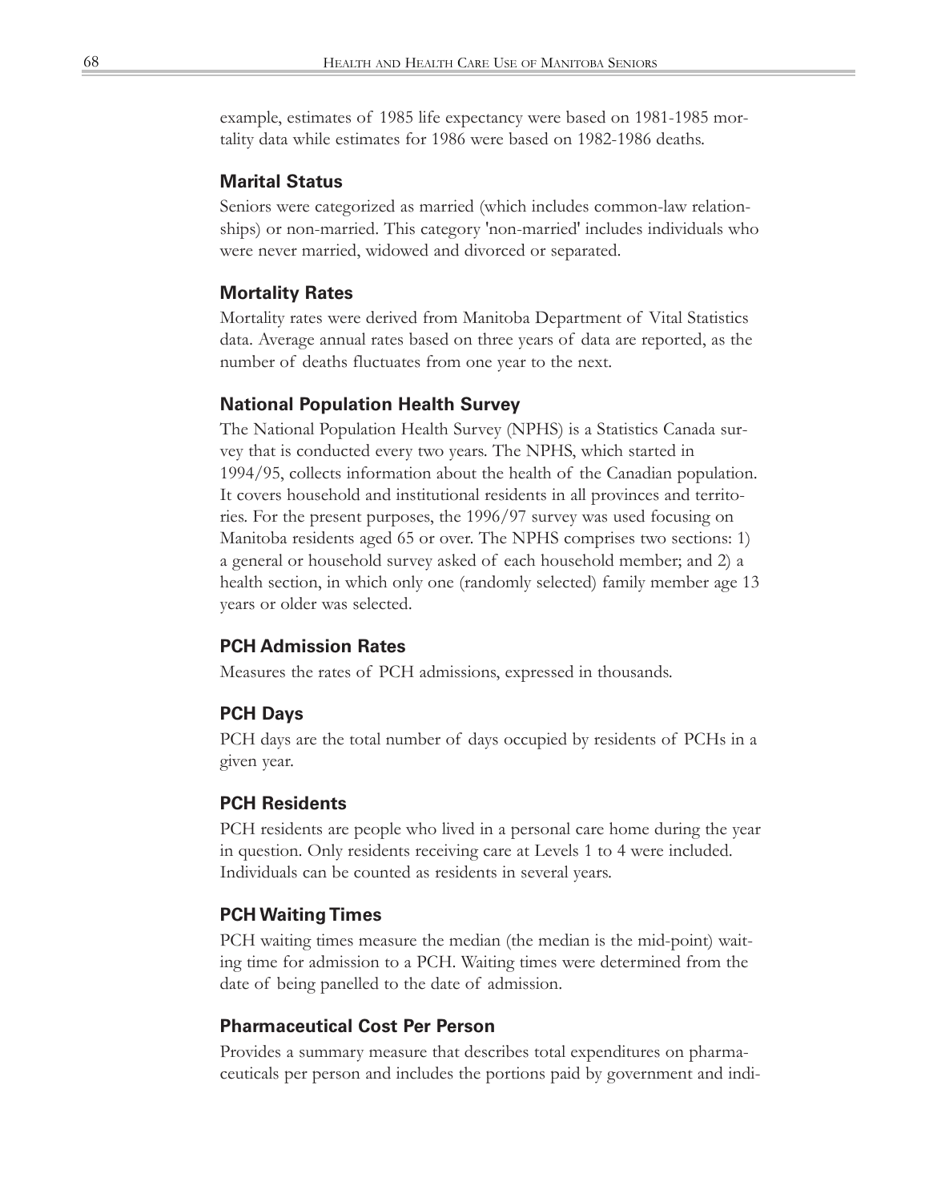example, estimates of 1985 life expectancy were based on 1981-1985 mortality data while estimates for 1986 were based on 1982-1986 deaths.

### Marital Status

Seniors were categorized as married (which includes common-law relationships) or non-married. This category 'non-married' includes individuals who were never married, widowed and divorced or separated.

### Mortality Rates

Mortality rates were derived from Manitoba Department of Vital Statistics data. Average annual rates based on three years of data are reported, as the number of deaths fluctuates from one year to the next.

### National Population Health Survey

The National Population Health Survey (NPHS) is a Statistics Canada survey that is conducted every two years. The NPHS, which started in 1994/95, collects information about the health of the Canadian population. It covers household and institutional residents in all provinces and territories. For the present purposes, the 1996/97 survey was used focusing on Manitoba residents aged 65 or over. The NPHS comprises two sections: 1) a general or household survey asked of each household member; and 2) a health section, in which only one (randomly selected) family member age 13 years or older was selected.

### PCH Admission Rates

Measures the rates of PCH admissions, expressed in thousands.

### PCH Days

PCH days are the total number of days occupied by residents of PCHs in a given year.

### PCH Residents

PCH residents are people who lived in a personal care home during the year in question. Only residents receiving care at Levels 1 to 4 were included. Individuals can be counted as residents in several years.

### PCH Waiting Times

PCH waiting times measure the median (the median is the mid-point) waiting time for admission to a PCH. Waiting times were determined from the date of being panelled to the date of admission.

### Pharmaceutical Cost Per Person

Provides a summary measure that describes total expenditures on pharmaceuticals per person and includes the portions paid by government and indi-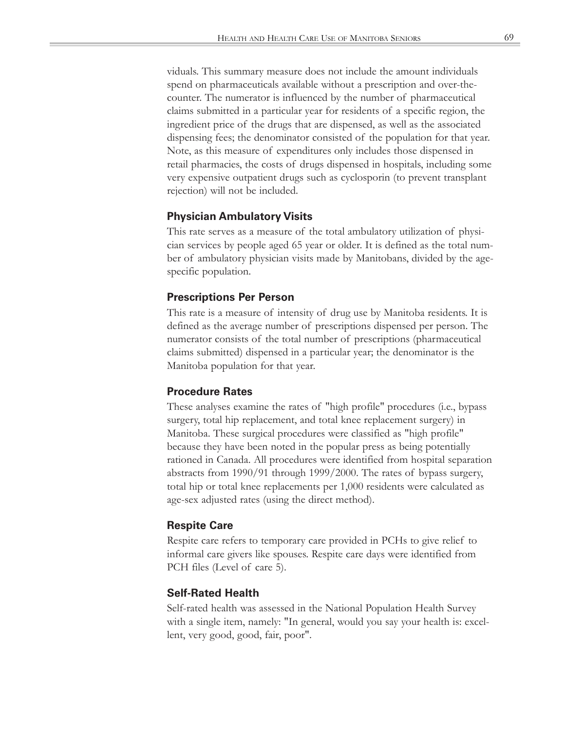viduals. This summary measure does not include the amount individuals spend on pharmaceuticals available without a prescription and over-the-counter. The numerator is influenced by the number of pharmaceutical claims submitted in a particular year for residents of a specific region, the ingredient price of the drugs that are dispensed, as well as the associated dispensing fees; the denominator consisted of the population for that year. Note, as this measure of expenditures only includes those dispensed in retail pharmacies, the costs of drugs dispensed in hospitals, including some very expensive outpatient drugs such as cyclosporin (to prevent transplant rejection) will not be included.

### Physician Ambulatory Visits

This rate serves as a measure of the total ambulatory utilization of physician services by people aged 65 year or older. It is defined as the total number of ambulatory physician visits made by Manitobans, divided by the age-specific population.

### Prescriptions Per Person

This rate is a measure of intensity of drug use by Manitoba residents. It is defined as the average number of prescriptions dispensed per person. The numerator consists of the total number of prescriptions (pharmaceutical claims submitted) dispensed in a particular year; the denominator is the Manitoba population for that year.

### Procedure Rates

These analyses examine the rates of "high profile" procedures (i.e., bypass surgery, total hip replacement, and total knee replacement surgery) in Manitoba. These surgical procedures were classified as "high profile" because they have been noted in the popular press as being potentially rationed in Canada. All procedures were identified from hospital separation abstracts from 1990/91 through 1999/2000. The rates of bypass surgery, total hip or total knee replacements per 1,000 residents were calculated as age-sex adjusted rates (using the direct method).

### Respite Care

Respite care refers to temporary care provided in PCHs to give relief to informal care givers like spouses. Respite care days were identified from PCH files (Level of care 5).

### Self-Rated Health

Self-rated health was assessed in the National Population Health Survey with a single item, namely: "In general, would you say your health is: excellent, very good, good, fair, poor".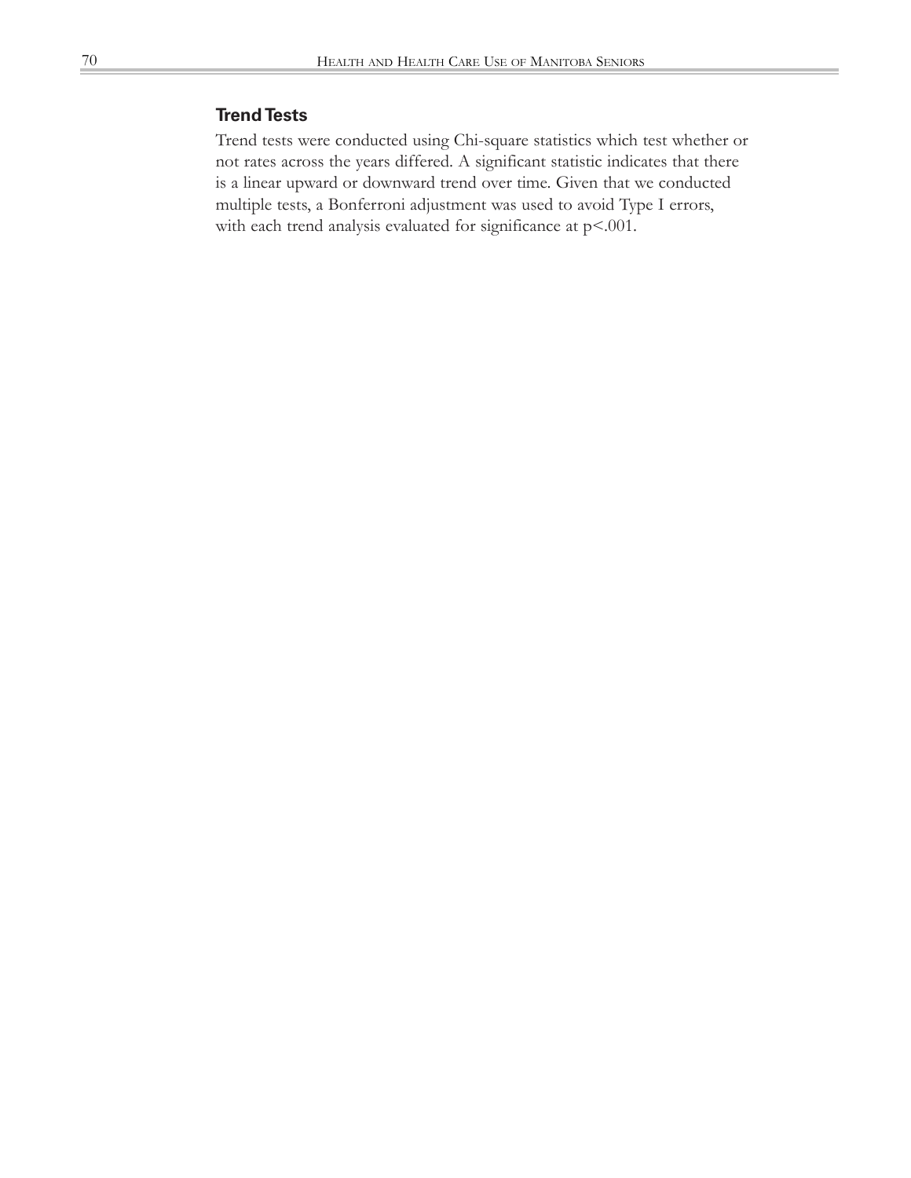### Trend Tests

Trend tests were conducted using Chi-square statistics which test whether or not rates across the years differed. A significant statistic indicates that there is a linear upward or downward trend over time. Given that we conducted multiple tests, a Bonferroni adjustment was used to avoid Type I errors, with each trend analysis evaluated for significance at $p<.001$.